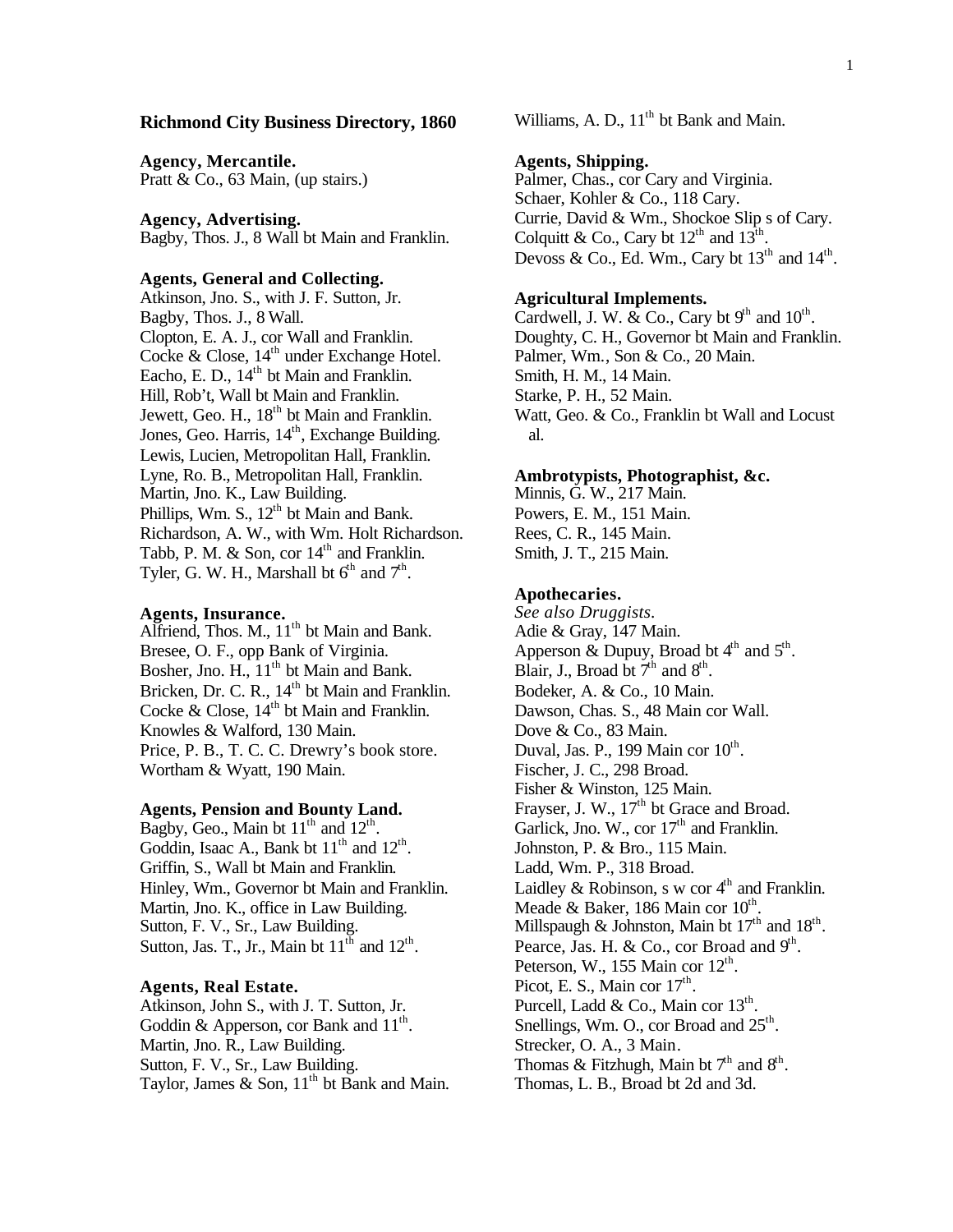# Richmond City Business Directory, 1860

**Agency, Mercantile.**
Pratt & Co., 63 Main, (up stairs.)

**Agency, Advertising.**
Bagby, Thos. J., 8 Wall bt Main and Franklin.

**Agents, General and Collecting.**
Atkinson, Jno. S., with J. F. Sutton, Jr.
Bagby, Thos. J., 8 Wall.
Clopton, E. A. J., cor Wall and Franklin.
Cocke & Close, 14th under Exchange Hotel.
Eacho, E. D., 14th bt Main and Franklin.
Hill, Rob't, Wall bt Main and Franklin.
Jewett, Geo. H., 18th bt Main and Franklin.
Jones, Geo. Harris, 14th, Exchange Building.
Lewis, Lucien, Metropolitan Hall, Franklin.
Lyne, Ro. B., Metropolitan Hall, Franklin.
Martin, Jno. K., Law Building.
Phillips, Wm. S., 12th bt Main and Bank.
Richardson, A. W., with Wm. Holt Richardson.
Tabb, P. M. & Son, cor 14th and Franklin.
Tyler, G. W. H., Marshall bt 6th and 7th.

**Agents, Insurance.**
Alfriend, Thos. M., 11th bt Main and Bank.
Bresee, O. F., opp Bank of Virginia.
Bosher, Jno. H., 11th bt Main and Bank.
Bricken, Dr. C. R., 14th bt Main and Franklin.
Cocke & Close, 14th bt Main and Franklin.
Knowles & Walford, 130 Main.
Price, P. B., T. C. C. Drewry's book store.
Wortham & Wyatt, 190 Main.

**Agents, Pension and Bounty Land.**
Bagby, Geo., Main bt 11th and 12th.
Goddin, Isaac A., Bank bt 11th and 12th.
Griffin, S., Wall bt Main and Franklin.
Hinley, Wm., Governor bt Main and Franklin.
Martin, Jno. K., office in Law Building.
Sutton, F. V., Sr., Law Building.
Sutton, Jas. T., Jr., Main bt 11th and 12th.

**Agents, Real Estate.**
Atkinson, John S., with J. T. Sutton, Jr.
Goddin & Apperson, cor Bank and 11th.
Martin, Jno. R., Law Building.
Sutton, F. V., Sr., Law Building.
Taylor, James & Son, 11th bt Bank and Main.
Williams, A. D., 11th bt Bank and Main.

**Agents, Shipping.**
Palmer, Chas., cor Cary and Virginia.
Schaer, Kohler & Co., 118 Cary.
Currie, David & Wm., Shockoe Slip s of Cary.
Colquitt & Co., Cary bt 12th and 13th.
Devoss & Co., Ed. Wm., Cary bt 13th and 14th.

**Agricultural Implements.**
Cardwell, J. W. & Co., Cary bt 9th and 10th.
Doughty, C. H., Governor bt Main and Franklin.
Palmer, Wm., Son & Co., 20 Main.
Smith, H. M., 14 Main.
Starke, P. H., 52 Main.
Watt, Geo. & Co., Franklin bt Wall and Locust al.

**Ambrotypists, Photographist, &c.**
Minnis, G. W., 217 Main.
Powers, E. M., 151 Main.
Rees, C. R., 145 Main.
Smith, J. T., 215 Main.

**Apothecaries.**
*See also Druggists.*
Adie & Gray, 147 Main.
Apperson & Dupuy, Broad bt 4th and 5th.
Blair, J., Broad bt 7th and 8th.
Bodeker, A. & Co., 10 Main.
Dawson, Chas. S., 48 Main cor Wall.
Dove & Co., 83 Main.
Duval, Jas. P., 199 Main cor 10th.
Fischer, J. C., 298 Broad.
Fisher & Winston, 125 Main.
Frayser, J. W., 17th bt Grace and Broad.
Garlick, Jno. W., cor 17th and Franklin.
Johnston, P. & Bro., 115 Main.
Ladd, Wm. P., 318 Broad.
Laidley & Robinson, s w cor 4th and Franklin.
Meade & Baker, 186 Main cor 10th.
Millspaugh & Johnston, Main bt 17th and 18th.
Pearce, Jas. H. & Co., cor Broad and 9th.
Peterson, W., 155 Main cor 12th.
Picot, E. S., Main cor 17th.
Purcell, Ladd & Co., Main cor 13th.
Snellings, Wm. O., cor Broad and 25th.
Strecker, O. A., 3 Main.
Thomas & Fitzhugh, Main bt 7th and 8th.
Thomas, L. B., Broad bt 2d and 3d.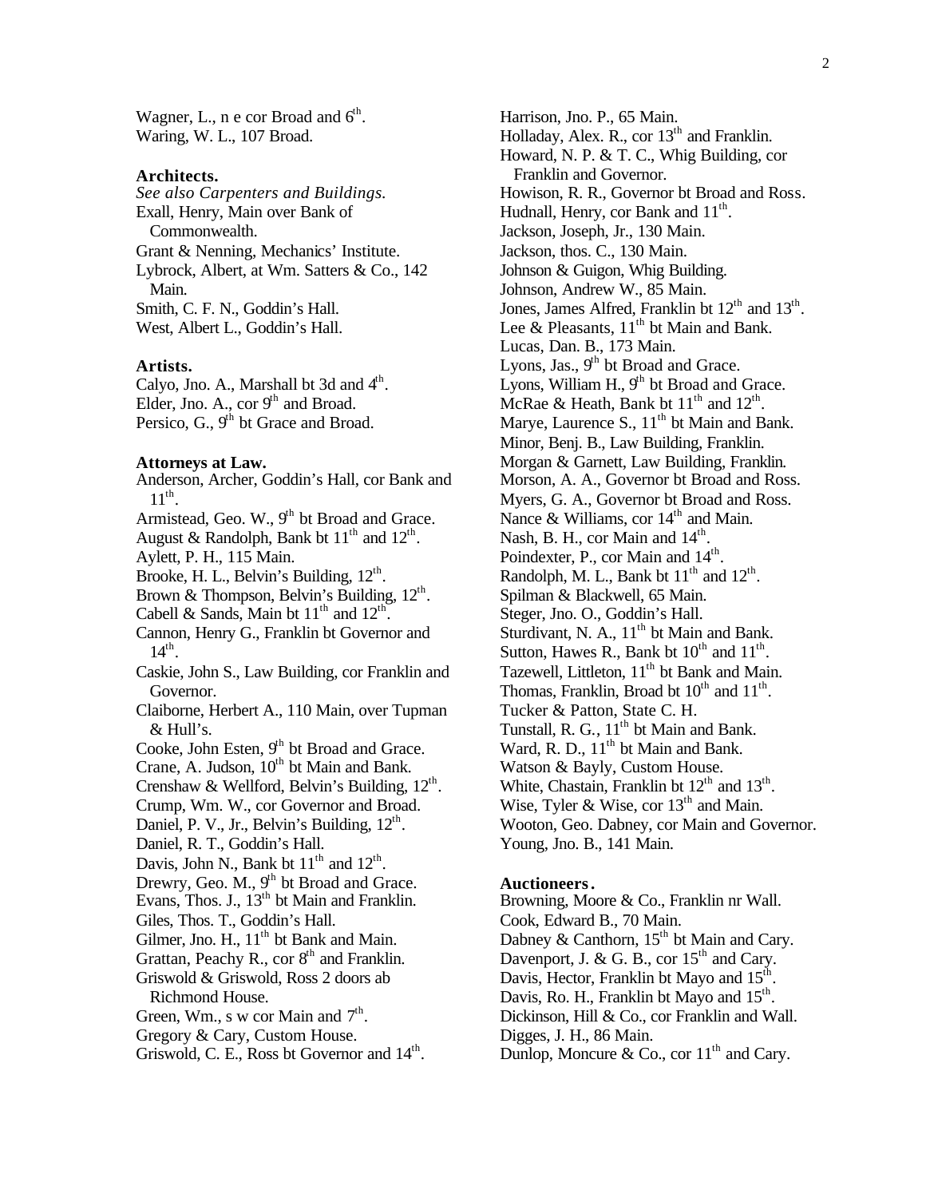Wagner, L., n e cor Broad and $6^{th}$.
Waring, W. L., 107 Broad.

### Architects.

*See also Carpenters and Buildings.*
Exall, Henry, Main over Bank of Commonwealth.
Grant & Nenning, Mechanics' Institute.
Lybrock, Albert, at Wm. Satters & Co., 142 Main.
Smith, C. F. N., Goddin's Hall.
West, Albert L., Goddin's Hall.

### Artists.

Calyo, Jno. A., Marshall bt 3d and $4^{th}$.
Elder, Jno. A., cor $9^{th}$ and Broad.
Persico, G., $9^{th}$ bt Grace and Broad.

### Attorneys at Law.

Anderson, Archer, Goddin's Hall, cor Bank and $11^{th}$.
Armistead, Geo. W., $9^{th}$ bt Broad and Grace.
August & Randolph, Bank bt $11^{th}$ and $12^{th}$.
Aylett, P. H., 115 Main.
Brooke, H. L., Belvin's Building, $12^{th}$.
Brown & Thompson, Belvin's Building, $12^{th}$.
Cabell & Sands, Main bt $11^{th}$ and $12^{th}$.
Cannon, Henry G., Franklin bt Governor and $14^{th}$.
Caskie, John S., Law Building, cor Franklin and Governor.
Claiborne, Herbert A., 110 Main, over Tupman & Hull's.
Cooke, John Esten, $9^{th}$ bt Broad and Grace.
Crane, A. Judson, $10^{th}$ bt Main and Bank.
Crenshaw & Wellford, Belvin's Building, $12^{th}$.
Crump, Wm. W., cor Governor and Broad.
Daniel, P. V., Jr., Belvin's Building, $12^{th}$.
Daniel, R. T., Goddin's Hall.
Davis, John N., Bank bt $11^{th}$ and $12^{th}$.
Drewry, Geo. M., $9^{th}$ bt Broad and Grace.
Evans, Thos. J., $13^{th}$ bt Main and Franklin.
Giles, Thos. T., Goddin's Hall.
Gilmer, Jno. H., $11^{th}$ bt Bank and Main.
Grattan, Peachy R., cor $8^{th}$ and Franklin.
Griswold & Griswold, Ross 2 doors ab Richmond House.
Green, Wm., s w cor Main and $7^{th}$.
Gregory & Cary, Custom House.
Griswold, C. E., Ross bt Governor and $14^{th}$.
Harrison, Jno. P., 65 Main.
Holladay, Alex. R., cor $13^{th}$ and Franklin.
Howard, N. P. & T. C., Whig Building, cor Franklin and Governor.
Howison, R. R., Governor bt Broad and Ross.
Hudnall, Henry, cor Bank and $11^{th}$.
Jackson, Joseph, Jr., 130 Main.
Jackson, thos. C., 130 Main.
Johnson & Guigon, Whig Building.
Johnson, Andrew W., 85 Main.
Jones, James Alfred, Franklin bt $12^{th}$ and $13^{th}$.
Lee & Pleasants, $11^{th}$ bt Main and Bank.
Lucas, Dan. B., 173 Main.
Lyons, Jas., $9^{th}$ bt Broad and Grace.
Lyons, William H., $9^{th}$ bt Broad and Grace.
McRae & Heath, Bank bt $11^{th}$ and $12^{th}$.
Marye, Laurence S., $11^{th}$ bt Main and Bank.
Minor, Benj. B., Law Building, Franklin.
Morgan & Garnett, Law Building, Franklin.
Morson, A. A., Governor bt Broad and Ross.
Myers, G. A., Governor bt Broad and Ross.
Nance & Williams, cor $14^{th}$ and Main.
Nash, B. H., cor Main and $14^{th}$.
Poindexter, P., cor Main and $14^{th}$.
Randolph, M. L., Bank bt $11^{th}$ and $12^{th}$.
Spilman & Blackwell, 65 Main.
Steger, Jno. O., Goddin's Hall.
Sturdivant, N. A., $11^{th}$ bt Main and Bank.
Sutton, Hawes R., Bank bt $10^{th}$ and $11^{th}$.
Tazewell, Littleton, $11^{th}$ bt Bank and Main.
Thomas, Franklin, Broad bt $10^{th}$ and $11^{th}$.
Tucker & Patton, State C. H.
Tunstall, R. G., $11^{th}$ bt Main and Bank.
Ward, R. D., $11^{th}$ bt Main and Bank.
Watson & Bayly, Custom House.
White, Chastain, Franklin bt $12^{th}$ and $13^{th}$.
Wise, Tyler & Wise, cor $13^{th}$ and Main.
Wooton, Geo. Dabney, cor Main and Governor.
Young, Jno. B., 141 Main.

### Auctioneers.

Browning, Moore & Co., Franklin nr Wall.
Cook, Edward B., 70 Main.
Dabney & Canthorn, $15^{th}$ bt Main and Cary.
Davenport, J. & G. B., cor $15^{th}$ and Cary.
Davis, Hector, Franklin bt Mayo and $15^{th}$.
Davis, Ro. H., Franklin bt Mayo and $15^{th}$.
Dickinson, Hill & Co., cor Franklin and Wall.
Digges, J. H., 86 Main.
Dunlop, Moncure & Co., cor $11^{th}$ and Cary.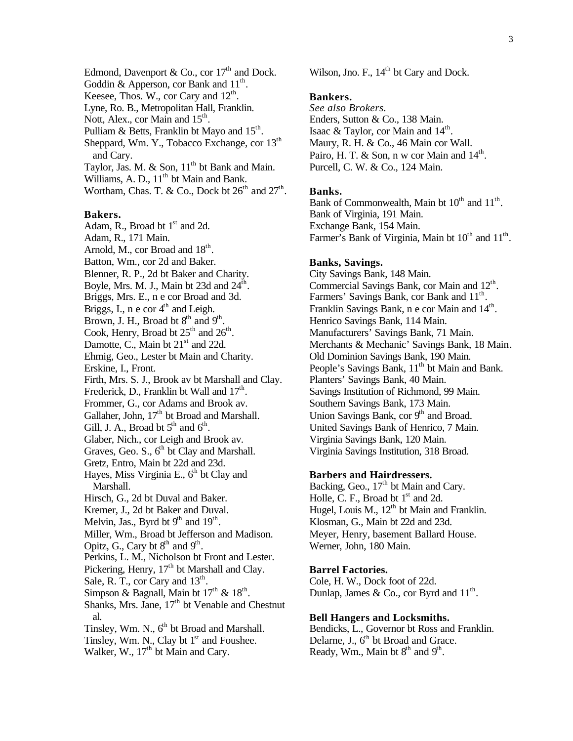Edmond, Davenport & Co., cor 17th and Dock.
Goddin & Apperson, cor Bank and 11th.
Keesee, Thos. W., cor Cary and 12th.
Lyne, Ro. B., Metropolitan Hall, Franklin.
Nott, Alex., cor Main and 15th.
Pulliam & Betts, Franklin bt Mayo and 15th.
Sheppard, Wm. Y., Tobacco Exchange, cor 13th and Cary.
Taylor, Jas. M. & Son, 11th bt Bank and Main.
Williams, A. D., 11th bt Main and Bank.
Wortham, Chas. T. & Co., Dock bt 26th and 27th.

**Bakers.**

Adam, R., Broad bt 1st and 2d.
Adam, R., 171 Main.
Arnold, M., cor Broad and 18th.
Batton, Wm., cor 2d and Baker.
Blenner, R. P., 2d bt Baker and Charity.
Boyle, Mrs. M. J., Main bt 23d and 24th.
Briggs, Mrs. E., n e cor Broad and 3d.
Briggs, I., n e cor 4th and Leigh.
Brown, J. H., Broad bt 8th and 9th.
Cook, Henry, Broad bt 25th and 26th.
Damotte, C., Main bt 21st and 22d.
Ehmig, Geo., Lester bt Main and Charity.
Erskine, I., Front.
Firth, Mrs. S. J., Brook av bt Marshall and Clay.
Frederick, D., Franklin bt Wall and 17th.
Frommer, G., cor Adams and Brook av.
Gallaher, John, 17th bt Broad and Marshall.
Gill, J. A., Broad bt 5th and 6th.
Glaber, Nich., cor Leigh and Brook av.
Graves, Geo. S., 6th bt Clay and Marshall.
Gretz, Entro, Main bt 22d and 23d.
Hayes, Miss Virginia E., 6th bt Clay and Marshall.
Hirsch, G., 2d bt Duval and Baker.
Kremer, J., 2d bt Baker and Duval.
Melvin, Jas., Byrd bt 9th and 19th.
Miller, Wm., Broad bt Jefferson and Madison.
Opitz, G., Cary bt 8th and 9th.
Perkins, L. M., Nicholson bt Front and Lester.
Pickering, Henry, 17th bt Marshall and Clay.
Sale, R. T., cor Cary and 13th.
Simpson & Bagnall, Main bt 17th & 18th.
Shanks, Mrs. Jane, 17th bt Venable and Chestnut al.
Tinsley, Wm. N., 6th bt Broad and Marshall.
Tinsley, Wm. N., Clay bt 1st and Foushee.
Walker, W., 17th bt Main and Cary.
Wilson, Jno. F., 14th bt Cary and Dock.

**Bankers.**

*See also Brokers.*
Enders, Sutton & Co., 138 Main.
Isaac & Taylor, cor Main and 14th.
Maury, R. H. & Co., 46 Main cor Wall.
Pairo, H. T. & Son, n w cor Main and 14th.
Purcell, C. W. & Co., 124 Main.

**Banks.**

Bank of Commonwealth, Main bt 10th and 11th.
Bank of Virginia, 191 Main.
Exchange Bank, 154 Main.
Farmer's Bank of Virginia, Main bt 10th and 11th.

**Banks, Savings.**

City Savings Bank, 148 Main.
Commercial Savings Bank, cor Main and 12th.
Farmers' Savings Bank, cor Bank and 11th.
Franklin Savings Bank, n e cor Main and 14th.
Henrico Savings Bank, 114 Main.
Manufacturers' Savings Bank, 71 Main.
Merchants & Mechanic' Savings Bank, 18 Main.
Old Dominion Savings Bank, 190 Main.
People's Savings Bank, 11th bt Main and Bank.
Planters' Savings Bank, 40 Main.
Savings Institution of Richmond, 99 Main.
Southern Savings Bank, 173 Main.
Union Savings Bank, cor 9th and Broad.
United Savings Bank of Henrico, 7 Main.
Virginia Savings Bank, 120 Main.
Virginia Savings Institution, 318 Broad.

**Barbers and Hairdressers.**

Backing, Geo., 17th bt Main and Cary.
Holle, C. F., Broad bt 1st and 2d.
Hugel, Louis M., 12th bt Main and Franklin.
Klosman, G., Main bt 22d and 23d.
Meyer, Henry, basement Ballard House.
Werner, John, 180 Main.

**Barrel Factories.**

Cole, H. W., Dock foot of 22d.
Dunlap, James & Co., cor Byrd and 11th.

**Bell Hangers and Locksmiths.**

Bendicks, L., Governor bt Ross and Franklin.
Delarne, J., 6th bt Broad and Grace.
Ready, Wm., Main bt 8th and 9th.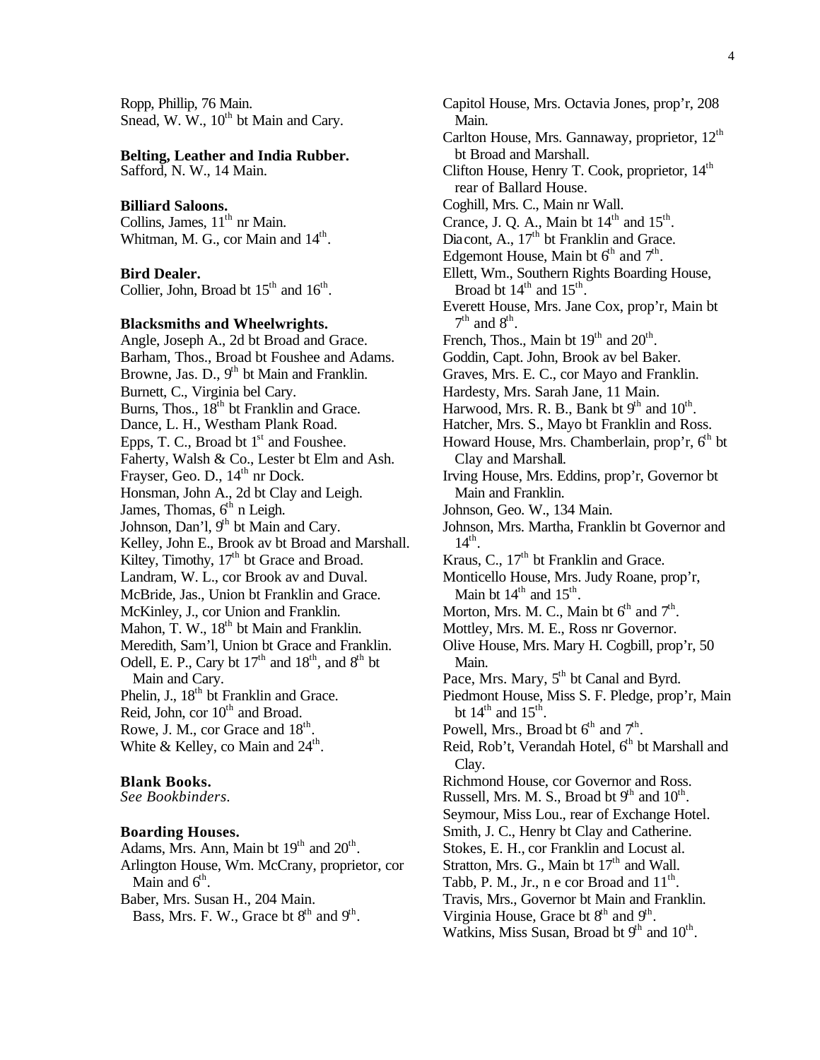Ropp, Phillip, 76 Main.
Snead, W. W., 10th bt Main and Cary.

### Belting, Leather and India Rubber.

Safford, N. W., 14 Main.

### Billiard Saloons.

Collins, James, 11th nr Main.
Whitman, M. G., cor Main and 14th.

### Bird Dealer.

Collier, John, Broad bt 15th and 16th.

### Blacksmiths and Wheelwrights.

Angle, Joseph A., 2d bt Broad and Grace.
Barham, Thos., Broad bt Foushee and Adams.
Browne, Jas. D., 9th bt Main and Franklin.
Burnett, C., Virginia bel Cary.
Burns, Thos., 18th bt Franklin and Grace.
Dance, L. H., Westham Plank Road.
Epps, T. C., Broad bt 1st and Foushee.
Faherty, Walsh & Co., Lester bt Elm and Ash.
Frayser, Geo. D., 14th nr Dock.
Honsman, John A., 2d bt Clay and Leigh.
James, Thomas, 6th n Leigh.
Johnson, Dan'l, 9th bt Main and Cary.
Kelley, John E., Brook av bt Broad and Marshall.
Kiltey, Timothy, 17th bt Grace and Broad.
Landram, W. L., cor Brook av and Duval.
McBride, Jas., Union bt Franklin and Grace.
McKinley, J., cor Union and Franklin.
Mahon, T. W., 18th bt Main and Franklin.
Meredith, Sam'l, Union bt Grace and Franklin.
Odell, E. P., Cary bt 17th and 18th, and 8th bt Main and Cary.
Phelin, J., 18th bt Franklin and Grace.
Reid, John, cor 10th and Broad.
Rowe, J. M., cor Grace and 18th.
White & Kelley, co Main and 24th.

### Blank Books.

*See Bookbinders.*

### Boarding Houses.

Adams, Mrs. Ann, Main bt 19th and 20th.
Arlington House, Wm. McCrany, proprietor, cor Main and 6th.
Baber, Mrs. Susan H., 204 Main.
Bass, Mrs. F. W., Grace bt 8th and 9th.
Capitol House, Mrs. Octavia Jones, prop'r, 208 Main.
Carlton House, Mrs. Gannaway, proprietor, 12th bt Broad and Marshall.
Clifton House, Henry T. Cook, proprietor, 14th rear of Ballard House.
Coghill, Mrs. C., Main nr Wall.
Crance, J. Q. A., Main bt 14th and 15th.
Diacont, A., 17th bt Franklin and Grace.
Edgemont House, Main bt 6th and 7th.
Ellett, Wm., Southern Rights Boarding House, Broad bt 14th and 15th.
Everett House, Mrs. Jane Cox, prop'r, Main bt 7th and 8th.
French, Thos., Main bt 19th and 20th.
Goddin, Capt. John, Brook av bel Baker.
Graves, Mrs. E. C., cor Mayo and Franklin.
Hardesty, Mrs. Sarah Jane, 11 Main.
Harwood, Mrs. R. B., Bank bt 9th and 10th.
Hatcher, Mrs. S., Mayo bt Franklin and Ross.
Howard House, Mrs. Chamberlain, prop'r, 6th bt Clay and Marshall.
Irving House, Mrs. Eddins, prop'r, Governor bt Main and Franklin.
Johnson, Geo. W., 134 Main.
Johnson, Mrs. Martha, Franklin bt Governor and 14th.
Kraus, C., 17th bt Franklin and Grace.
Monticello House, Mrs. Judy Roane, prop'r, Main bt 14th and 15th.
Morton, Mrs. M. C., Main bt 6th and 7th.
Mottley, Mrs. M. E., Ross nr Governor.
Olive House, Mrs. Mary H. Cogbill, prop'r, 50 Main.
Pace, Mrs. Mary, 5th bt Canal and Byrd.
Piedmont House, Miss S. F. Pledge, prop'r, Main bt 14th and 15th.
Powell, Mrs., Broad bt 6th and 7th.
Reid, Rob't, Verandah Hotel, 6th bt Marshall and Clay.
Richmond House, cor Governor and Ross.
Russell, Mrs. M. S., Broad bt 9th and 10th.
Seymour, Miss Lou., rear of Exchange Hotel.
Smith, J. C., Henry bt Clay and Catherine.
Stokes, E. H., cor Franklin and Locust al.
Stratton, Mrs. G., Main bt 17th and Wall.
Tabb, P. M., Jr., n e cor Broad and 11th.
Travis, Mrs., Governor bt Main and Franklin.
Virginia House, Grace bt 8th and 9th.
Watkins, Miss Susan, Broad bt 9th and 10th.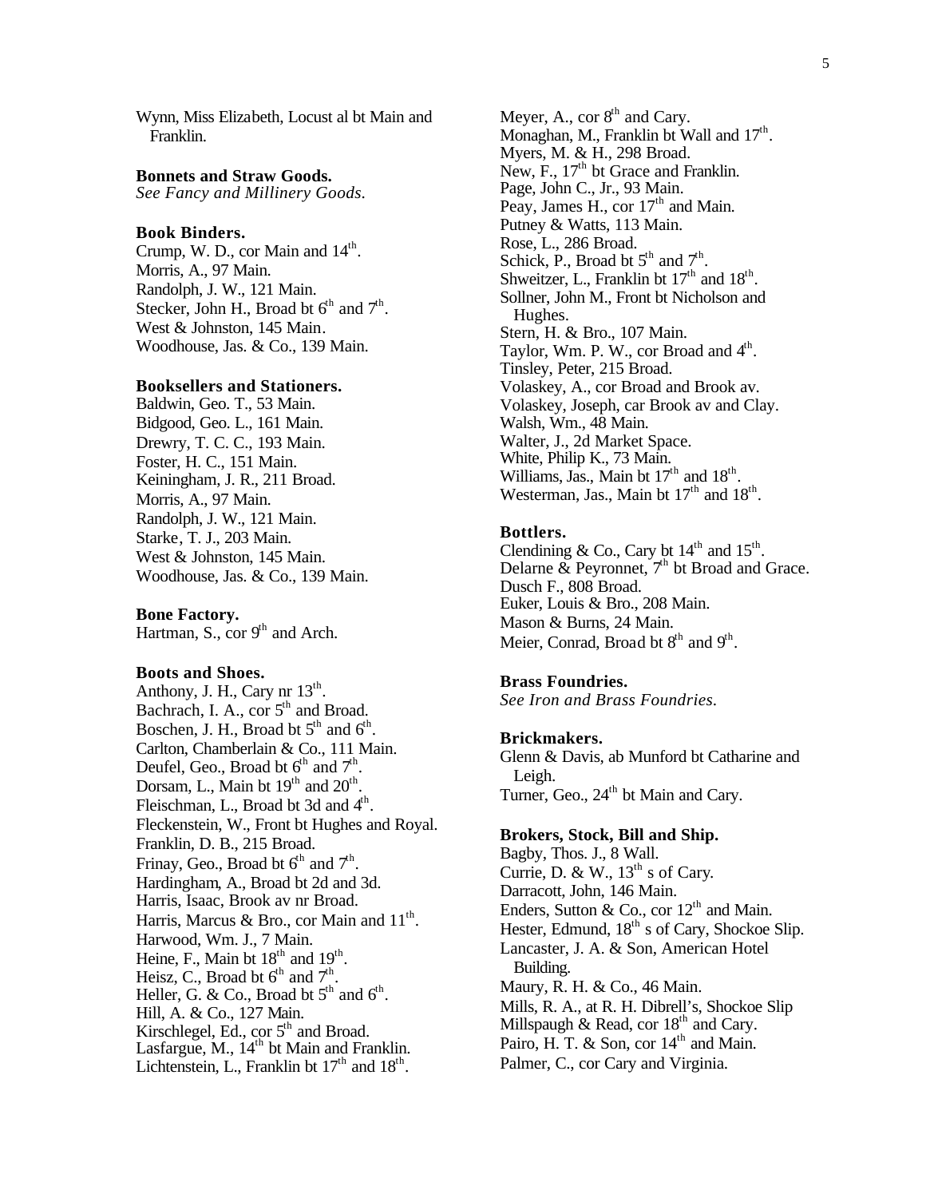Wynn, Miss Elizabeth, Locust al bt Main and Franklin.

**Bonnets and Straw Goods.**
*See Fancy and Millinery Goods.*

**Book Binders.**
Crump, W. D., cor Main and 14th.
Morris, A., 97 Main.
Randolph, J. W., 121 Main.
Stecker, John H., Broad bt 6th and 7th.
West & Johnston, 145 Main.
Woodhouse, Jas. & Co., 139 Main.

**Booksellers and Stationers.**
Baldwin, Geo. T., 53 Main.
Bidgood, Geo. L., 161 Main.
Drewry, T. C. C., 193 Main.
Foster, H. C., 151 Main.
Keiningham, J. R., 211 Broad.
Morris, A., 97 Main.
Randolph, J. W., 121 Main.
Starke, T. J., 203 Main.
West & Johnston, 145 Main.
Woodhouse, Jas. & Co., 139 Main.

**Bone Factory.**
Hartman, S., cor 9th and Arch.

**Boots and Shoes.**
Anthony, J. H., Cary nr 13th.
Bachrach, I. A., cor 5th and Broad.
Boschen, J. H., Broad bt 5th and 6th.
Carlton, Chamberlain & Co., 111 Main.
Deufel, Geo., Broad bt 6th and 7th.
Dorsam, L., Main bt 19th and 20th.
Fleischman, L., Broad bt 3d and 4th.
Fleckenstein, W., Front bt Hughes and Royal.
Franklin, D. B., 215 Broad.
Frinay, Geo., Broad bt 6th and 7th.
Hardingham, A., Broad bt 2d and 3d.
Harris, Isaac, Brook av nr Broad.
Harris, Marcus & Bro., cor Main and 11th.
Harwood, Wm. J., 7 Main.
Heine, F., Main bt 18th and 19th.
Heisz, C., Broad bt 6th and 7th.
Heller, G. & Co., Broad bt 5th and 6th.
Hill, A. & Co., 127 Main.
Kirschlegel, Ed., cor 5th and Broad.
Lasfargue, M., 14th bt Main and Franklin.
Lichtenstein, L., Franklin bt 17th and 18th.
Meyer, A., cor 8th and Cary.
Monaghan, M., Franklin bt Wall and 17th.
Myers, M. & H., 298 Broad.
New, F., 17th bt Grace and Franklin.
Page, John C., Jr., 93 Main.
Peay, James H., cor 17th and Main.
Putney & Watts, 113 Main.
Rose, L., 286 Broad.
Schick, P., Broad bt 5th and 7th.
Shweitzer, L., Franklin bt 17th and 18th.
Sollner, John M., Front bt Nicholson and Hughes.
Stern, H. & Bro., 107 Main.
Taylor, Wm. P. W., cor Broad and 4th.
Tinsley, Peter, 215 Broad.
Volaskey, A., cor Broad and Brook av.
Volaskey, Joseph, car Brook av and Clay.
Walsh, Wm., 48 Main.
Walter, J., 2d Market Space.
White, Philip K., 73 Main.
Williams, Jas., Main bt 17th and 18th.
Westerman, Jas., Main bt 17th and 18th.

**Bottlers.**
Clendining & Co., Cary bt 14th and 15th.
Delarne & Peyronnet, 7th bt Broad and Grace.
Dusch F., 808 Broad.
Euker, Louis & Bro., 208 Main.
Mason & Burns, 24 Main.
Meier, Conrad, Broad bt 8th and 9th.

**Brass Foundries.**
*See Iron and Brass Foundries.*

**Brickmakers.**
Glenn & Davis, ab Munford bt Catharine and Leigh.
Turner, Geo., 24th bt Main and Cary.

**Brokers, Stock, Bill and Ship.**
Bagby, Thos. J., 8 Wall.
Currie, D. & W., 13th s of Cary.
Darracott, John, 146 Main.
Enders, Sutton & Co., cor 12th and Main.
Hester, Edmund, 18th s of Cary, Shockoe Slip.
Lancaster, J. A. & Son, American Hotel Building.
Maury, R. H. & Co., 46 Main.
Mills, R. A., at R. H. Dibrell's, Shockoe Slip
Millspaugh & Read, cor 18th and Cary.
Pairo, H. T. & Son, cor 14th and Main.
Palmer, C., cor Cary and Virginia.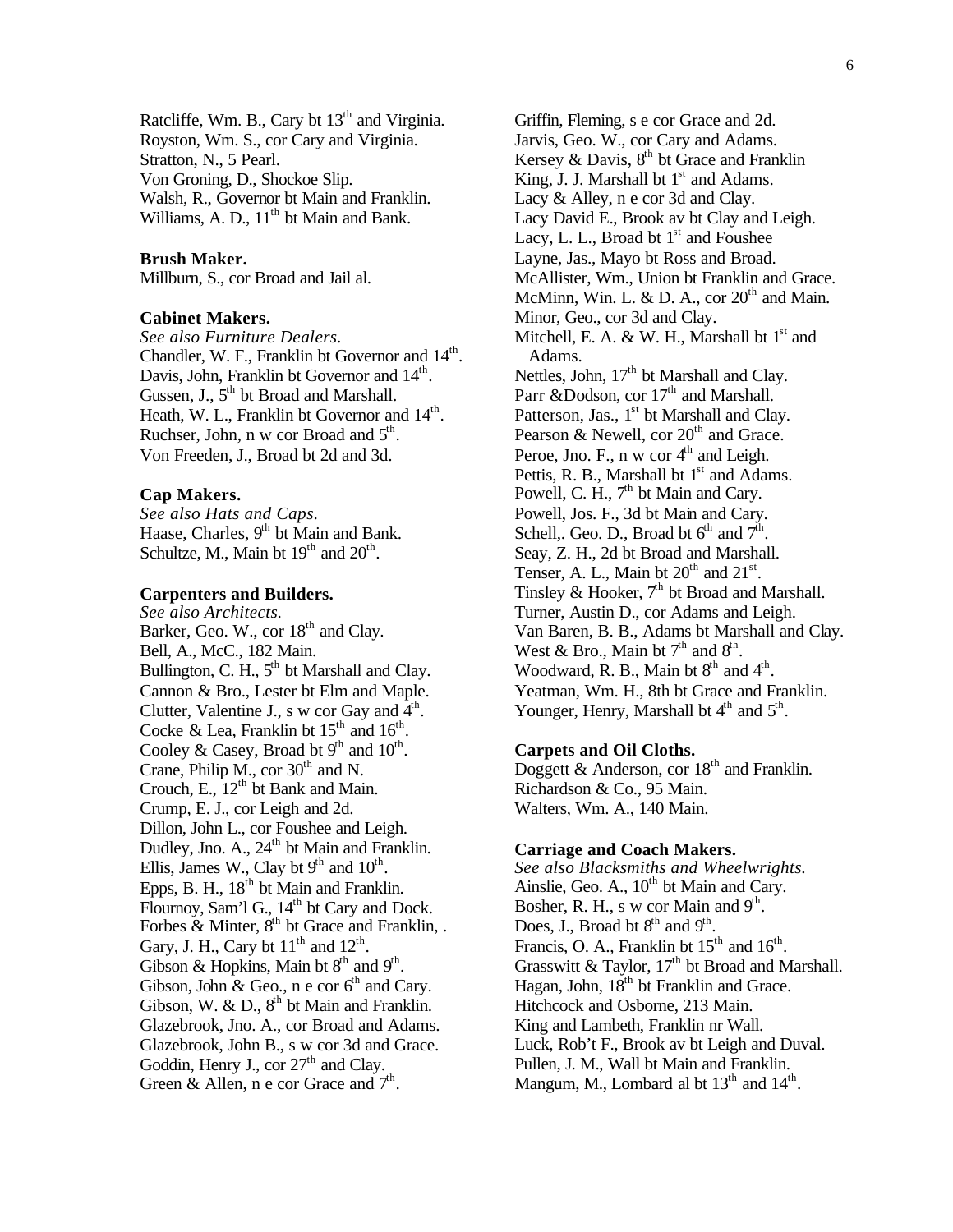Ratcliffe, Wm. B., Cary bt 13th and Virginia.
Royston, Wm. S., cor Cary and Virginia.
Stratton, N., 5 Pearl.
Von Groning, D., Shockoe Slip.
Walsh, R., Governor bt Main and Franklin.
Williams, A. D., 11th bt Main and Bank.

### Brush Maker.

Millburn, S., cor Broad and Jail al.

### Cabinet Makers.

*See also Furniture Dealers.*
Chandler, W. F., Franklin bt Governor and 14th.
Davis, John, Franklin bt Governor and 14th.
Gussen, J., 5th bt Broad and Marshall.
Heath, W. L., Franklin bt Governor and 14th.
Ruchser, John, n w cor Broad and 5th.
Von Freeden, J., Broad bt 2d and 3d.

### Cap Makers.

*See also Hats and Caps.*
Haase, Charles, 9th bt Main and Bank.
Schultze, M., Main bt 19th and 20th.

### Carpenters and Builders.

*See also Architects.*
Barker, Geo. W., cor 18th and Clay.
Bell, A., McC., 182 Main.
Bullington, C. H., 5th bt Marshall and Clay.
Cannon & Bro., Lester bt Elm and Maple.
Clutter, Valentine J., s w cor Gay and 4th.
Cocke & Lea, Franklin bt 15th and 16th.
Cooley & Casey, Broad bt 9th and 10th.
Crane, Philip M., cor 30th and N.
Crouch, E., 12th bt Bank and Main.
Crump, E. J., cor Leigh and 2d.
Dillon, John L., cor Foushee and Leigh.
Dudley, Jno. A., 24th bt Main and Franklin.
Ellis, James W., Clay bt 9th and 10th.
Epps, B. H., 18th bt Main and Franklin.
Flournoy, Sam'l G., 14th bt Cary and Dock.
Forbes & Minter, 8th bt Grace and Franklin, .
Gary, J. H., Cary bt 11th and 12th.
Gibson & Hopkins, Main bt 8th and 9th.
Gibson, John & Geo., n e cor 6th and Cary.
Gibson, W. & D., 8th bt Main and Franklin.
Glazebrook, Jno. A., cor Broad and Adams.
Glazebrook, John B., s w cor 3d and Grace.
Goddin, Henry J., cor 27th and Clay.
Green & Allen, n e cor Grace and 7th.
Griffin, Fleming, s e cor Grace and 2d.
Jarvis, Geo. W., cor Cary and Adams.
Kersey & Davis, 8th bt Grace and Franklin
King, J. J. Marshall bt 1st and Adams.
Lacy & Alley, n e cor 3d and Clay.
Lacy David E., Brook av bt Clay and Leigh.
Lacy, L. L., Broad bt 1st and Foushee
Layne, Jas., Mayo bt Ross and Broad.
McAllister, Wm., Union bt Franklin and Grace.
McMinn, Win. L. & D. A., cor 20th and Main.
Minor, Geo., cor 3d and Clay.
Mitchell, E. A. & W. H., Marshall bt 1st and Adams.
Nettles, John, 17th bt Marshall and Clay.
Parr &Dodson, cor 17th and Marshall.
Patterson, Jas., 1st bt Marshall and Clay.
Pearson & Newell, cor 20th and Grace.
Peroe, Jno. F., n w cor 4th and Leigh.
Pettis, R. B., Marshall bt 1st and Adams.
Powell, C. H., 7th bt Main and Cary.
Powell, Jos. F., 3d bt Main and Cary.
Schell,. Geo. D., Broad bt 6th and 7th.
Seay, Z. H., 2d bt Broad and Marshall.
Tenser, A. L., Main bt 20th and 21st.
Tinsley & Hooker, 7th bt Broad and Marshall.
Turner, Austin D., cor Adams and Leigh.
Van Baren, B. B., Adams bt Marshall and Clay.
West & Bro., Main bt 7th and 8th.
Woodward, R. B., Main bt 8th and 4th.
Yeatman, Wm. H., 8th bt Grace and Franklin.
Younger, Henry, Marshall bt 4th and 5th.

### Carpets and Oil Cloths.

Doggett & Anderson, cor 18th and Franklin.
Richardson & Co., 95 Main.
Walters, Wm. A., 140 Main.

### Carriage and Coach Makers.

*See also Blacksmiths and Wheelwrights.*
Ainslie, Geo. A., 10th bt Main and Cary.
Bosher, R. H., s w cor Main and 9th.
Does, J., Broad bt 8th and 9th.
Francis, O. A., Franklin bt 15th and 16th.
Grasswitt & Taylor, 17th bt Broad and Marshall.
Hagan, John, 18th bt Franklin and Grace.
Hitchcock and Osborne, 213 Main.
King and Lambeth, Franklin nr Wall.
Luck, Rob't F., Brook av bt Leigh and Duval.
Pullen, J. M., Wall bt Main and Franklin.
Mangum, M., Lombard al bt 13th and 14th.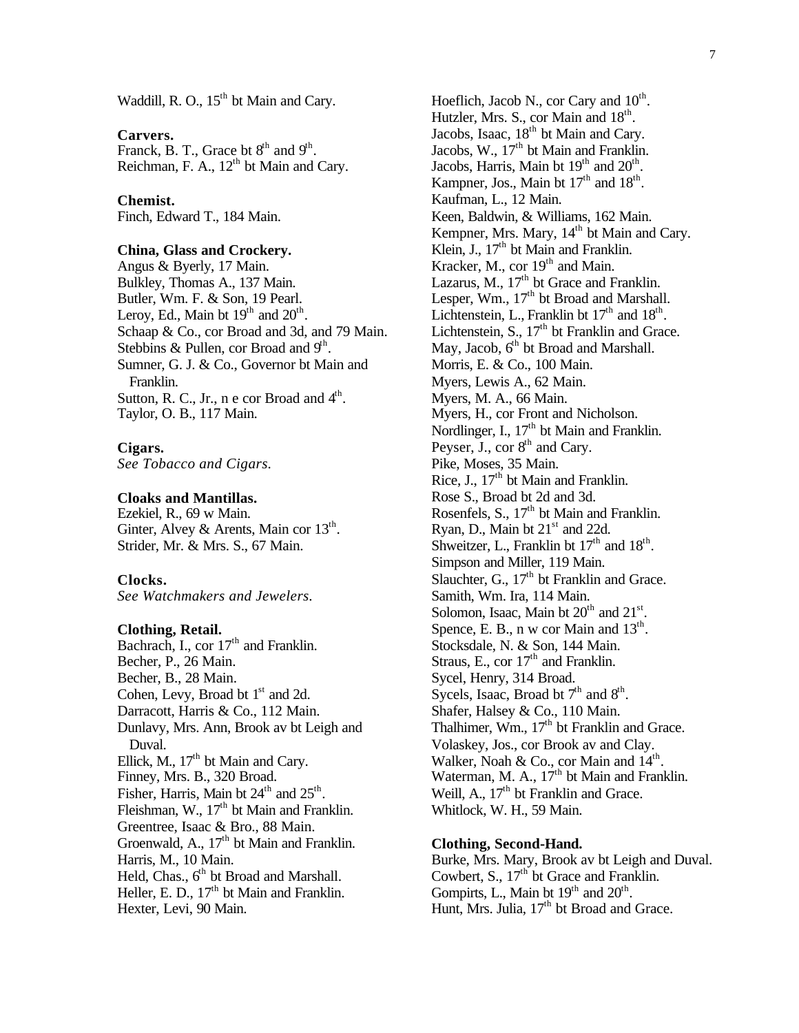Waddill, R. O., 15th bt Main and Cary.

**Carvers.**

Franck, B. T., Grace bt 8th and 9th.
Reichman, F. A., 12th bt Main and Cary.

**Chemist.**

Finch, Edward T., 184 Main.

**China, Glass and Crockery.**

Angus & Byerly, 17 Main.
Bulkley, Thomas A., 137 Main.
Butler, Wm. F. & Son, 19 Pearl.
Leroy, Ed., Main bt 19th and 20th.
Schaap & Co., cor Broad and 3d, and 79 Main.
Stebbins & Pullen, cor Broad and 9th.
Sumner, G. J. & Co., Governor bt Main and Franklin.
Sutton, R. C., Jr., n e cor Broad and 4th.
Taylor, O. B., 117 Main.

**Cigars.**

*See Tobacco and Cigars.*

**Cloaks and Mantillas.**

Ezekiel, R., 69 w Main.
Ginter, Alvey & Arents, Main cor 13th.
Strider, Mr. & Mrs. S., 67 Main.

**Clocks.**

*See Watchmakers and Jewelers.*

**Clothing, Retail.**

Bachrach, I., cor 17th and Franklin.
Becher, P., 26 Main.
Becher, B., 28 Main.
Cohen, Levy, Broad bt 1st and 2d.
Darracott, Harris & Co., 112 Main.
Dunlavy, Mrs. Ann, Brook av bt Leigh and Duval.
Ellick, M., 17th bt Main and Cary.
Finney, Mrs. B., 320 Broad.
Fisher, Harris, Main bt 24th and 25th.
Fleishman, W., 17th bt Main and Franklin.
Greentree, Isaac & Bro., 88 Main.
Groenwald, A., 17th bt Main and Franklin.
Harris, M., 10 Main.
Held, Chas., 6th bt Broad and Marshall.
Heller, E. D., 17th bt Main and Franklin.
Hexter, Levi, 90 Main.
Hoeflich, Jacob N., cor Cary and 10th.
Hutzler, Mrs. S., cor Main and 18th.
Jacobs, Isaac, 18th bt Main and Cary.
Jacobs, W., 17th bt Main and Franklin.
Jacobs, Harris, Main bt 19th and 20th.
Kampner, Jos., Main bt 17th and 18th.
Kaufman, L., 12 Main.
Keen, Baldwin, & Williams, 162 Main.
Kempner, Mrs. Mary, 14th bt Main and Cary.
Klein, J., 17th bt Main and Franklin.
Kracker, M., cor 19th and Main.
Lazarus, M., 17th bt Grace and Franklin.
Lesper, Wm., 17th bt Broad and Marshall.
Lichtenstein, L., Franklin bt 17th and 18th.
Lichtenstein, S., 17th bt Franklin and Grace.
May, Jacob, 6th bt Broad and Marshall.
Morris, E. & Co., 100 Main.
Myers, Lewis A., 62 Main.
Myers, M. A., 66 Main.
Myers, H., cor Front and Nicholson.
Nordlinger, I., 17th bt Main and Franklin.
Peyser, J., cor 8th and Cary.
Pike, Moses, 35 Main.
Rice, J., 17th bt Main and Franklin.
Rose S., Broad bt 2d and 3d.
Rosenfels, S., 17th bt Main and Franklin.
Ryan, D., Main bt 21st and 22d.
Shweitzer, L., Franklin bt 17th and 18th.
Simpson and Miller, 119 Main.
Slauchter, G., 17th bt Franklin and Grace.
Samith, Wm. Ira, 114 Main.
Solomon, Isaac, Main bt 20th and 21st.
Spence, E. B., n w cor Main and 13th.
Stocksdale, N. & Son, 144 Main.
Straus, E., cor 17th and Franklin.
Sycel, Henry, 314 Broad.
Sycels, Isaac, Broad bt 7th and 8th.
Shafer, Halsey & Co., 110 Main.
Thalhimer, Wm., 17th bt Franklin and Grace.
Volaskey, Jos., cor Brook av and Clay.
Walker, Noah & Co., cor Main and 14th.
Waterman, M. A., 17th bt Main and Franklin.
Weill, A., 17th bt Franklin and Grace.
Whitlock, W. H., 59 Main.

**Clothing, Second-Hand.**

Burke, Mrs. Mary, Brook av bt Leigh and Duval.
Cowbert, S., 17th bt Grace and Franklin.
Gompirts, L., Main bt 19th and 20th.
Hunt, Mrs. Julia, 17th bt Broad and Grace.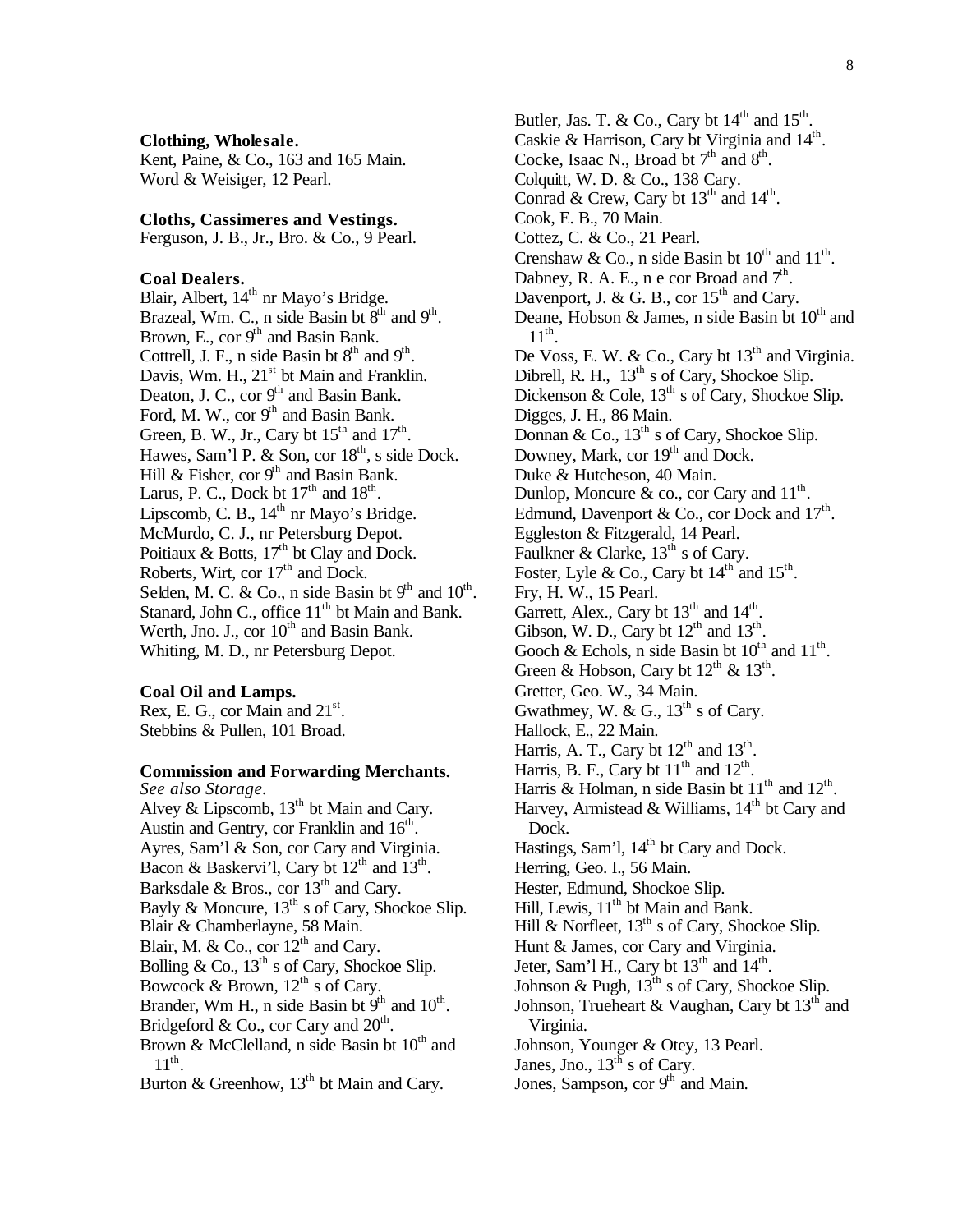**Clothing, Wholesale.**

Kent, Paine, & Co., 163 and 165 Main.
Word & Weisiger, 12 Pearl.

**Cloths, Cassimeres and Vestings.**

Ferguson, J. B., Jr., Bro. & Co., 9 Pearl.

**Coal Dealers.**

Blair, Albert, 14th nr Mayo's Bridge.
Brazeal, Wm. C., n side Basin bt 8th and 9th.
Brown, E., cor 9th and Basin Bank.
Cottrell, J. F., n side Basin bt 8th and 9th.
Davis, Wm. H., 21st bt Main and Franklin.
Deaton, J. C., cor 9th and Basin Bank.
Ford, M. W., cor 9th and Basin Bank.
Green, B. W., Jr., Cary bt 15th and 17th.
Hawes, Sam'l P. & Son, cor 18th, s side Dock.
Hill & Fisher, cor 9th and Basin Bank.
Larus, P. C., Dock bt 17th and 18th.
Lipscomb, C. B., 14th nr Mayo's Bridge.
McMurdo, C. J., nr Petersburg Depot.
Poitiaux & Botts, 17th bt Clay and Dock.
Roberts, Wirt, cor 17th and Dock.
Selden, M. C. & Co., n side Basin bt 9th and 10th.
Stanard, John C., office 11th bt Main and Bank.
Werth, Jno. J., cor 10th and Basin Bank.
Whiting, M. D., nr Petersburg Depot.

**Coal Oil and Lamps.**

Rex, E. G., cor Main and 21st.
Stebbins & Pullen, 101 Broad.

**Commission and Forwarding Merchants.**

*See also Storage.*

Alvey & Lipscomb, 13th bt Main and Cary.
Austin and Gentry, cor Franklin and 16th.
Ayres, Sam'l & Son, cor Cary and Virginia.
Bacon & Baskervi'l, Cary bt 12th and 13th.
Barksdale & Bros., cor 13th and Cary.
Bayly & Moncure, 13th s of Cary, Shockoe Slip.
Blair & Chamberlayne, 58 Main.
Blair, M. & Co., cor 12th and Cary.
Bolling & Co., 13th s of Cary, Shockoe Slip.
Bowcock & Brown, 12th s of Cary.
Brander, Wm H., n side Basin bt 9th and 10th.
Bridgeford & Co., cor Cary and 20th.
Brown & McClelland, n side Basin bt 10th and 11th.
Burton & Greenhow, 13th bt Main and Cary.
Butler, Jas. T. & Co., Cary bt 14th and 15th.
Caskie & Harrison, Cary bt Virginia and 14th.
Cocke, Isaac N., Broad bt 7th and 8th.
Colquitt, W. D. & Co., 138 Cary.
Conrad & Crew, Cary bt 13th and 14th.
Cook, E. B., 70 Main.
Cottez, C. & Co., 21 Pearl.
Crenshaw & Co., n side Basin bt 10th and 11th.
Dabney, R. A. E., n e cor Broad and 7th.
Davenport, J. & G. B., cor 15th and Cary.
Deane, Hobson & James, n side Basin bt 10th and 11th.
De Voss, E. W. & Co., Cary bt 13th and Virginia.
Dibrell, R. H., 13th s of Cary, Shockoe Slip.
Dickenson & Cole, 13th s of Cary, Shockoe Slip.
Digges, J. H., 86 Main.
Donnan & Co., 13th s of Cary, Shockoe Slip.
Downey, Mark, cor 19th and Dock.
Duke & Hutcheson, 40 Main.
Dunlop, Moncure & co., cor Cary and 11th.
Edmund, Davenport & Co., cor Dock and 17th.
Eggleston & Fitzgerald, 14 Pearl.
Faulkner & Clarke, 13th s of Cary.
Foster, Lyle & Co., Cary bt 14th and 15th.
Fry, H. W., 15 Pearl.
Garrett, Alex., Cary bt 13th and 14th.
Gibson, W. D., Cary bt 12th and 13th.
Gooch & Echols, n side Basin bt 10th and 11th.
Green & Hobson, Cary bt 12th & 13th.
Gretter, Geo. W., 34 Main.
Gwathmey, W. & G., 13th s of Cary.
Hallock, E., 22 Main.
Harris, A. T., Cary bt 12th and 13th.
Harris, B. F., Cary bt 11th and 12th.
Harris & Holman, n side Basin bt 11th and 12th.
Harvey, Armistead & Williams, 14th bt Cary and Dock.
Hastings, Sam'l, 14th bt Cary and Dock.
Herring, Geo. I., 56 Main.
Hester, Edmund, Shockoe Slip.
Hill, Lewis, 11th bt Main and Bank.
Hill & Norfleet, 13th s of Cary, Shockoe Slip.
Hunt & James, cor Cary and Virginia.
Jeter, Sam'l H., Cary bt 13th and 14th.
Johnson & Pugh, 13th s of Cary, Shockoe Slip.
Johnson, Trueheart & Vaughan, Cary bt 13th and Virginia.
Johnson, Younger & Otey, 13 Pearl.
Janes, Jno., 13th s of Cary.
Jones, Sampson, cor 9th and Main.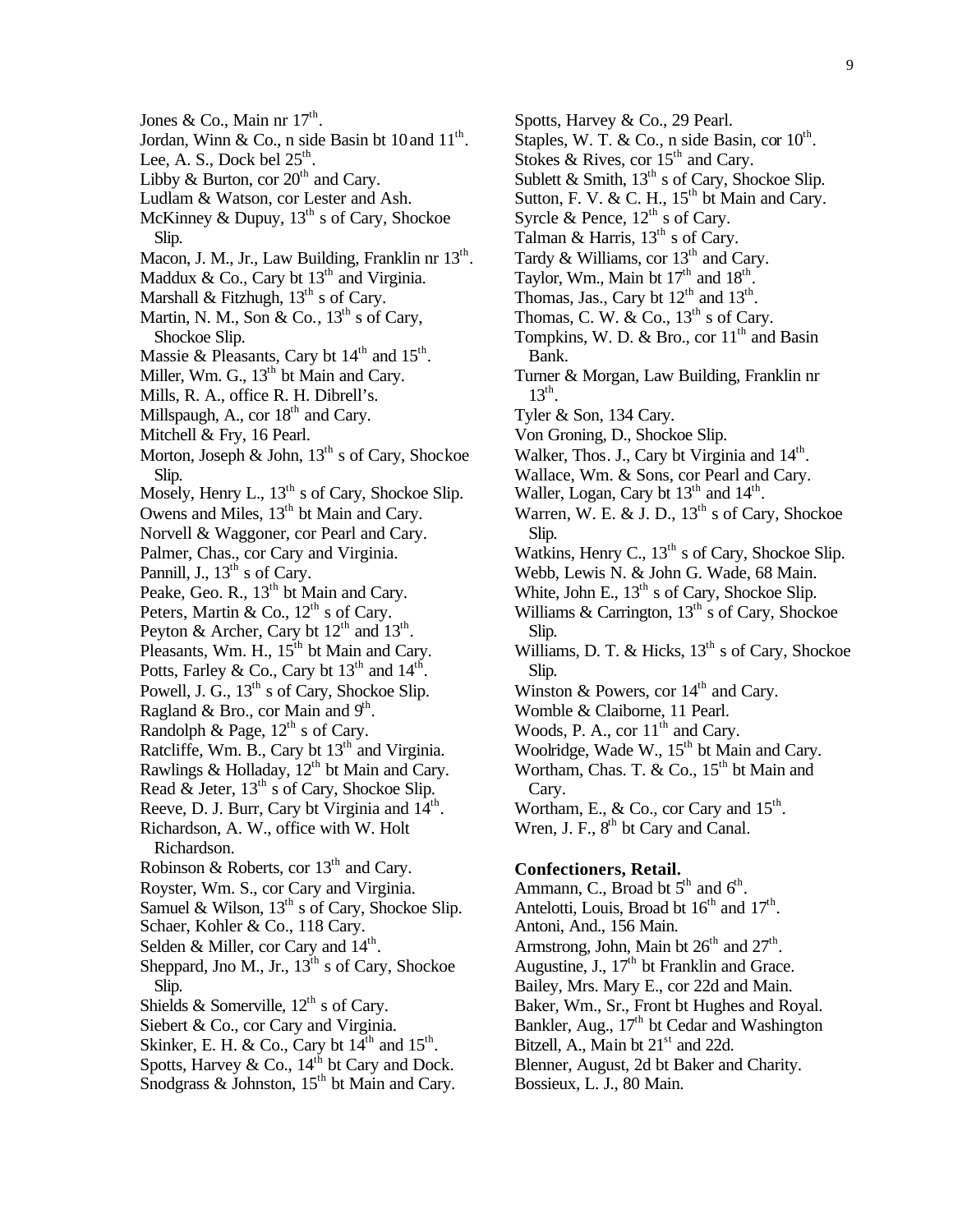Jones & Co., Main nr 17th.
Jordan, Winn & Co., n side Basin bt 10 and 11th.
Lee, A. S., Dock bel 25th.
Libby & Burton, cor 20th and Cary.
Ludlam & Watson, cor Lester and Ash.
McKinney & Dupuy, 13th s of Cary, Shockoe Slip.
Macon, J. M., Jr., Law Building, Franklin nr 13th.
Maddux & Co., Cary bt 13th and Virginia.
Marshall & Fitzhugh, 13th s of Cary.
Martin, N. M., Son & Co., 13th s of Cary, Shockoe Slip.
Massie & Pleasants, Cary bt 14th and 15th.
Miller, Wm. G., 13th bt Main and Cary.
Mills, R. A., office R. H. Dibrell's.
Millspaugh, A., cor 18th and Cary.
Mitchell & Fry, 16 Pearl.
Morton, Joseph & John, 13th s of Cary, Shockoe Slip.
Mosely, Henry L., 13th s of Cary, Shockoe Slip.
Owens and Miles, 13th bt Main and Cary.
Norvell & Waggoner, cor Pearl and Cary.
Palmer, Chas., cor Cary and Virginia.
Pannill, J., 13th s of Cary.
Peake, Geo. R., 13th bt Main and Cary.
Peters, Martin & Co., 12th s of Cary.
Peyton & Archer, Cary bt 12th and 13th.
Pleasants, Wm. H., 15th bt Main and Cary.
Potts, Farley & Co., Cary bt 13th and 14th.
Powell, J. G., 13th s of Cary, Shockoe Slip.
Ragland & Bro., cor Main and 9th.
Randolph & Page, 12th s of Cary.
Ratcliffe, Wm. B., Cary bt 13th and Virginia.
Rawlings & Holladay, 12th bt Main and Cary.
Read & Jeter, 13th s of Cary, Shockoe Slip.
Reeve, D. J. Burr, Cary bt Virginia and 14th.
Richardson, A. W., office with W. Holt Richardson.
Robinson & Roberts, cor 13th and Cary.
Royster, Wm. S., cor Cary and Virginia.
Samuel & Wilson, 13th s of Cary, Shockoe Slip.
Schaer, Kohler & Co., 118 Cary.
Selden & Miller, cor Cary and 14th.
Sheppard, Jno M., Jr., 13th s of Cary, Shockoe Slip.
Shields & Somerville, 12th s of Cary.
Siebert & Co., cor Cary and Virginia.
Skinker, E. H. & Co., Cary bt 14th and 15th.
Spotts, Harvey & Co., 14th bt Cary and Dock.
Snodgrass & Johnston, 15th bt Main and Cary.
Spotts, Harvey & Co., 29 Pearl.
Staples, W. T. & Co., n side Basin, cor 10th.
Stokes & Rives, cor 15th and Cary.
Sublett & Smith, 13th s of Cary, Shockoe Slip.
Sutton, F. V. & C. H., 15th bt Main and Cary.
Syrcle & Pence, 12th s of Cary.
Talman & Harris, 13th s of Cary.
Tardy & Williams, cor 13th and Cary.
Taylor, Wm., Main bt 17th and 18th.
Thomas, Jas., Cary bt 12th and 13th.
Thomas, C. W. & Co., 13th s of Cary.
Tompkins, W. D. & Bro., cor 11th and Basin Bank.
Turner & Morgan, Law Building, Franklin nr 13th.
Tyler & Son, 134 Cary.
Von Groning, D., Shockoe Slip.
Walker, Thos. J., Cary bt Virginia and 14th.
Wallace, Wm. & Sons, cor Pearl and Cary.
Waller, Logan, Cary bt 13th and 14th.
Warren, W. E. & J. D., 13th s of Cary, Shockoe Slip.
Watkins, Henry C., 13th s of Cary, Shockoe Slip.
Webb, Lewis N. & John G. Wade, 68 Main.
White, John E., 13th s of Cary, Shockoe Slip.
Williams & Carrington, 13th s of Cary, Shockoe Slip.
Williams, D. T. & Hicks, 13th s of Cary, Shockoe Slip.
Winston & Powers, cor 14th and Cary.
Womble & Claiborne, 11 Pearl.
Woods, P. A., cor 11th and Cary.
Woolridge, Wade W., 15th bt Main and Cary.
Wortham, Chas. T. & Co., 15th bt Main and Cary.
Wortham, E., & Co., cor Cary and 15th.
Wren, J. F., 8th bt Cary and Canal.

**Confectioners, Retail.**

Ammann, C., Broad bt 5th and 6th.
Antelotti, Louis, Broad bt 16th and 17th.
Antoni, And., 156 Main.
Armstrong, John, Main bt 26th and 27th.
Augustine, J., 17th bt Franklin and Grace.
Bailey, Mrs. Mary E., cor 22d and Main.
Baker, Wm., Sr., Front bt Hughes and Royal.
Bankler, Aug., 17th bt Cedar and Washington
Bitzell, A., Main bt 21st and 22d.
Blenner, August, 2d bt Baker and Charity.
Bossieux, L. J., 80 Main.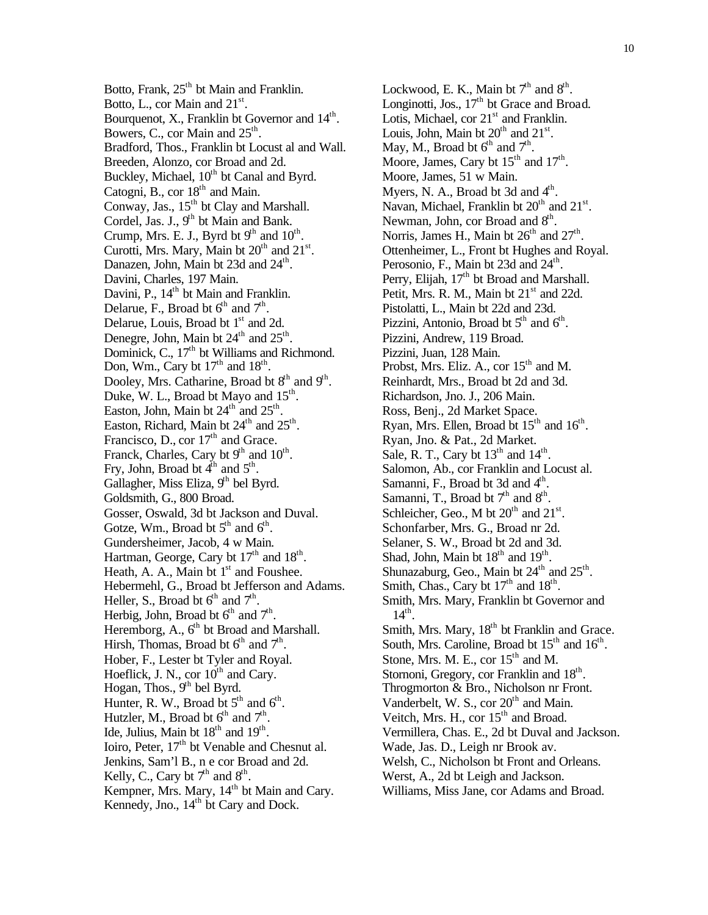Botto, Frank, 25th bt Main and Franklin.
Botto, L., cor Main and 21st.
Bourquenot, X., Franklin bt Governor and 14th.
Bowers, C., cor Main and 25th.
Bradford, Thos., Franklin bt Locust al and Wall.
Breeden, Alonzo, cor Broad and 2d.
Buckley, Michael, 10th bt Canal and Byrd.
Catogni, B., cor 18th and Main.
Conway, Jas., 15th bt Clay and Marshall.
Cordel, Jas. J., 9th bt Main and Bank.
Crump, Mrs. E. J., Byrd bt 9th and 10th.
Curotti, Mrs. Mary, Main bt 20th and 21st.
Danazen, John, Main bt 23d and 24th.
Davini, Charles, 197 Main.
Davini, P., 14th bt Main and Franklin.
Delarue, F., Broad bt 6th and 7th.
Delarue, Louis, Broad bt 1st and 2d.
Denegre, John, Main bt 24th and 25th.
Dominick, C., 17th bt Williams and Richmond.
Don, Wm., Cary bt 17th and 18th.
Dooley, Mrs. Catharine, Broad bt 8th and 9th.
Duke, W. L., Broad bt Mayo and 15th.
Easton, John, Main bt 24th and 25th.
Easton, Richard, Main bt 24th and 25th.
Francisco, D., cor 17th and Grace.
Franck, Charles, Cary bt 9th and 10th.
Fry, John, Broad bt 4th and 5th.
Gallagher, Miss Eliza, 9th bel Byrd.
Goldsmith, G., 800 Broad.
Gosser, Oswald, 3d bt Jackson and Duval.
Gotze, Wm., Broad bt 5th and 6th.
Gundersheimer, Jacob, 4 w Main.
Hartman, George, Cary bt 17th and 18th.
Heath, A. A., Main bt 1st and Foushee.
Hebermehl, G., Broad bt Jefferson and Adams.
Heller, S., Broad bt 6th and 7th.
Herbig, John, Broad bt 6th and 7th.
Heremborg, A., 6th bt Broad and Marshall.
Hirsh, Thomas, Broad bt 6th and 7th.
Hober, F., Lester bt Tyler and Royal.
Hoeflick, J. N., cor 10th and Cary.
Hogan, Thos., 9th bel Byrd.
Hunter, R. W., Broad bt 5th and 6th.
Hutzler, M., Broad bt 6th and 7th.
Ide, Julius, Main bt 18th and 19th.
Ioiro, Peter, 17th bt Venable and Chesnut al.
Jenkins, Sam'l B., n e cor Broad and 2d.
Kelly, C., Cary bt 7th and 8th.
Kempner, Mrs. Mary, 14th bt Main and Cary.
Kennedy, Jno., 14th bt Cary and Dock.
Lockwood, E. K., Main bt 7th and 8th.
Longinotti, Jos., 17th bt Grace and Broad.
Lotis, Michael, cor 21st and Franklin.
Louis, John, Main bt 20th and 21st.
May, M., Broad bt 6th and 7th.
Moore, James, Cary bt 15th and 17th.
Moore, James, 51 w Main.
Myers, N. A., Broad bt 3d and 4th.
Navan, Michael, Franklin bt 20th and 21st.
Newman, John, cor Broad and 8th.
Norris, James H., Main bt 26th and 27th.
Ottenheimer, L., Front bt Hughes and Royal.
Perosonio, F., Main bt 23d and 24th.
Perry, Elijah, 17th bt Broad and Marshall.
Petit, Mrs. R. M., Main bt 21st and 22d.
Pistolatti, L., Main bt 22d and 23d.
Pizzini, Antonio, Broad bt 5th and 6th.
Pizzini, Andrew, 119 Broad.
Pizzini, Juan, 128 Main.
Probst, Mrs. Eliz. A., cor 15th and M.
Reinhardt, Mrs., Broad bt 2d and 3d.
Richardson, Jno. J., 206 Main.
Ross, Benj., 2d Market Space.
Ryan, Mrs. Ellen, Broad bt 15th and 16th.
Ryan, Jno. & Pat., 2d Market.
Sale, R. T., Cary bt 13th and 14th.
Salomon, Ab., cor Franklin and Locust al.
Samanni, F., Broad bt 3d and 4th.
Samanni, T., Broad bt 7th and 8th.
Schleicher, Geo., M bt 20th and 21st.
Schonfarber, Mrs. G., Broad nr 2d.
Selaner, S. W., Broad bt 2d and 3d.
Shad, John, Main bt 18th and 19th.
Shunazaburg, Geo., Main bt 24th and 25th.
Smith, Chas., Cary bt 17th and 18th.
Smith, Mrs. Mary, Franklin bt Governor and 14th.
Smith, Mrs. Mary, 18th bt Franklin and Grace.
South, Mrs. Caroline, Broad bt 15th and 16th.
Stone, Mrs. M. E., cor 15th and M.
Stornoni, Gregory, cor Franklin and 18th.
Throgmorton & Bro., Nicholson nr Front.
Vanderbelt, W. S., cor 20th and Main.
Veitch, Mrs. H., cor 15th and Broad.
Vermillera, Chas. E., 2d bt Duval and Jackson.
Wade, Jas. D., Leigh nr Brook av.
Welsh, C., Nicholson bt Front and Orleans.
Werst, A., 2d bt Leigh and Jackson.
Williams, Miss Jane, cor Adams and Broad.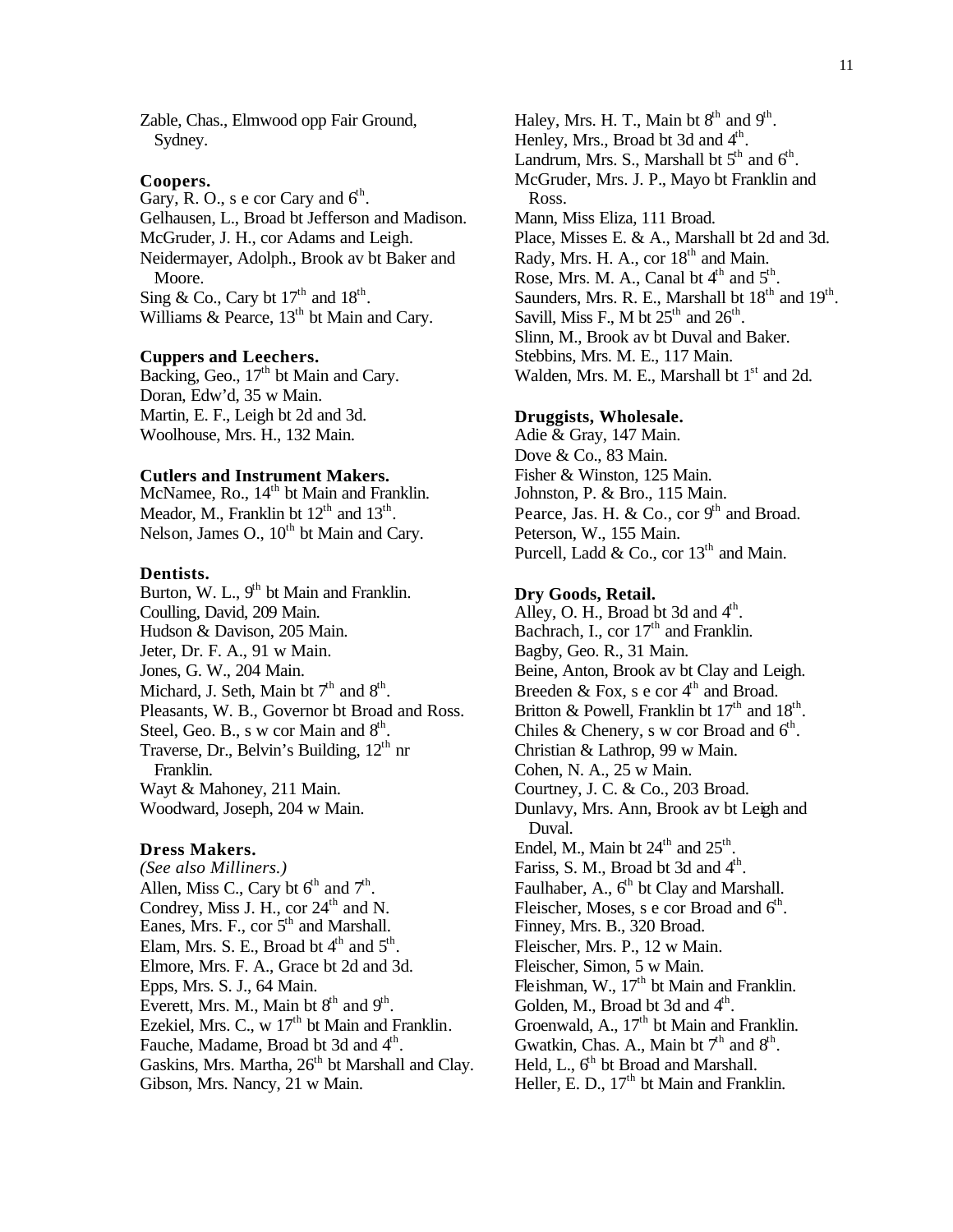Zable, Chas., Elmwood opp Fair Ground, Sydney.

**Coopers.**

Gary, R. O., s e cor Cary and 6th.
Gelhausen, L., Broad bt Jefferson and Madison.
McGruder, J. H., cor Adams and Leigh.
Neidermayer, Adolph., Brook av bt Baker and Moore.
Sing & Co., Cary bt 17th and 18th.
Williams & Pearce, 13th bt Main and Cary.

**Cuppers and Leechers.**

Backing, Geo., 17th bt Main and Cary.
Doran, Edw'd, 35 w Main.
Martin, E. F., Leigh bt 2d and 3d.
Woolhouse, Mrs. H., 132 Main.

**Cutlers and Instrument Makers.**

McNamee, Ro., 14th bt Main and Franklin.
Meador, M., Franklin bt 12th and 13th.
Nelson, James O., 10th bt Main and Cary.

**Dentists.**

Burton, W. L., 9th bt Main and Franklin.
Coulling, David, 209 Main.
Hudson & Davison, 205 Main.
Jeter, Dr. F. A., 91 w Main.
Jones, G. W., 204 Main.
Michard, J. Seth, Main bt 7th and 8th.
Pleasants, W. B., Governor bt Broad and Ross.
Steel, Geo. B., s w cor Main and 8th.
Traverse, Dr., Belvin's Building, 12th nr Franklin.
Wayt & Mahoney, 211 Main.
Woodward, Joseph, 204 w Main.

**Dress Makers.**

*(See also Milliners.)*

Allen, Miss C., Cary bt 6th and 7th.
Condrey, Miss J. H., cor 24th and N.
Eanes, Mrs. F., cor 5th and Marshall.
Elam, Mrs. S. E., Broad bt 4th and 5th.
Elmore, Mrs. F. A., Grace bt 2d and 3d.
Epps, Mrs. S. J., 64 Main.
Everett, Mrs. M., Main bt 8th and 9th.
Ezekiel, Mrs. C., w 17th bt Main and Franklin.
Fauche, Madame, Broad bt 3d and 4th.
Gaskins, Mrs. Martha, 26th bt Marshall and Clay.
Gibson, Mrs. Nancy, 21 w Main.
Haley, Mrs. H. T., Main bt 8th and 9th.
Henley, Mrs., Broad bt 3d and 4th.
Landrum, Mrs. S., Marshall bt 5th and 6th.
McGruder, Mrs. J. P., Mayo bt Franklin and Ross.
Mann, Miss Eliza, 111 Broad.
Place, Misses E. & A., Marshall bt 2d and 3d.
Rady, Mrs. H. A., cor 18th and Main.
Rose, Mrs. M. A., Canal bt 4th and 5th.
Saunders, Mrs. R. E., Marshall bt 18th and 19th.
Savill, Miss F., M bt 25th and 26th.
Slinn, M., Brook av bt Duval and Baker.
Stebbins, Mrs. M. E., 117 Main.
Walden, Mrs. M. E., Marshall bt 1st and 2d.

**Druggists, Wholesale.**

Adie & Gray, 147 Main.
Dove & Co., 83 Main.
Fisher & Winston, 125 Main.
Johnston, P. & Bro., 115 Main.
Pearce, Jas. H. & Co., cor 9th and Broad.
Peterson, W., 155 Main.
Purcell, Ladd & Co., cor 13th and Main.

**Dry Goods, Retail.**

Alley, O. H., Broad bt 3d and 4th.
Bachrach, I., cor 17th and Franklin.
Bagby, Geo. R., 31 Main.
Beine, Anton, Brook av bt Clay and Leigh.
Breeden & Fox, s e cor 4th and Broad.
Britton & Powell, Franklin bt 17th and 18th.
Chiles & Chenery, s w cor Broad and 6th.
Christian & Lathrop, 99 w Main.
Cohen, N. A., 25 w Main.
Courtney, J. C. & Co., 203 Broad.
Dunlavy, Mrs. Ann, Brook av bt Leigh and Duval.
Endel, M., Main bt 24th and 25th.
Fariss, S. M., Broad bt 3d and 4th.
Faulhaber, A., 6th bt Clay and Marshall.
Fleischer, Moses, s e cor Broad and 6th.
Finney, Mrs. B., 320 Broad.
Fleischer, Mrs. P., 12 w Main.
Fleischer, Simon, 5 w Main.
Fleishman, W., 17th bt Main and Franklin.
Golden, M., Broad bt 3d and 4th.
Groenwald, A., 17th bt Main and Franklin.
Gwatkin, Chas. A., Main bt 7th and 8th.
Held, L., 6th bt Broad and Marshall.
Heller, E. D., 17th bt Main and Franklin.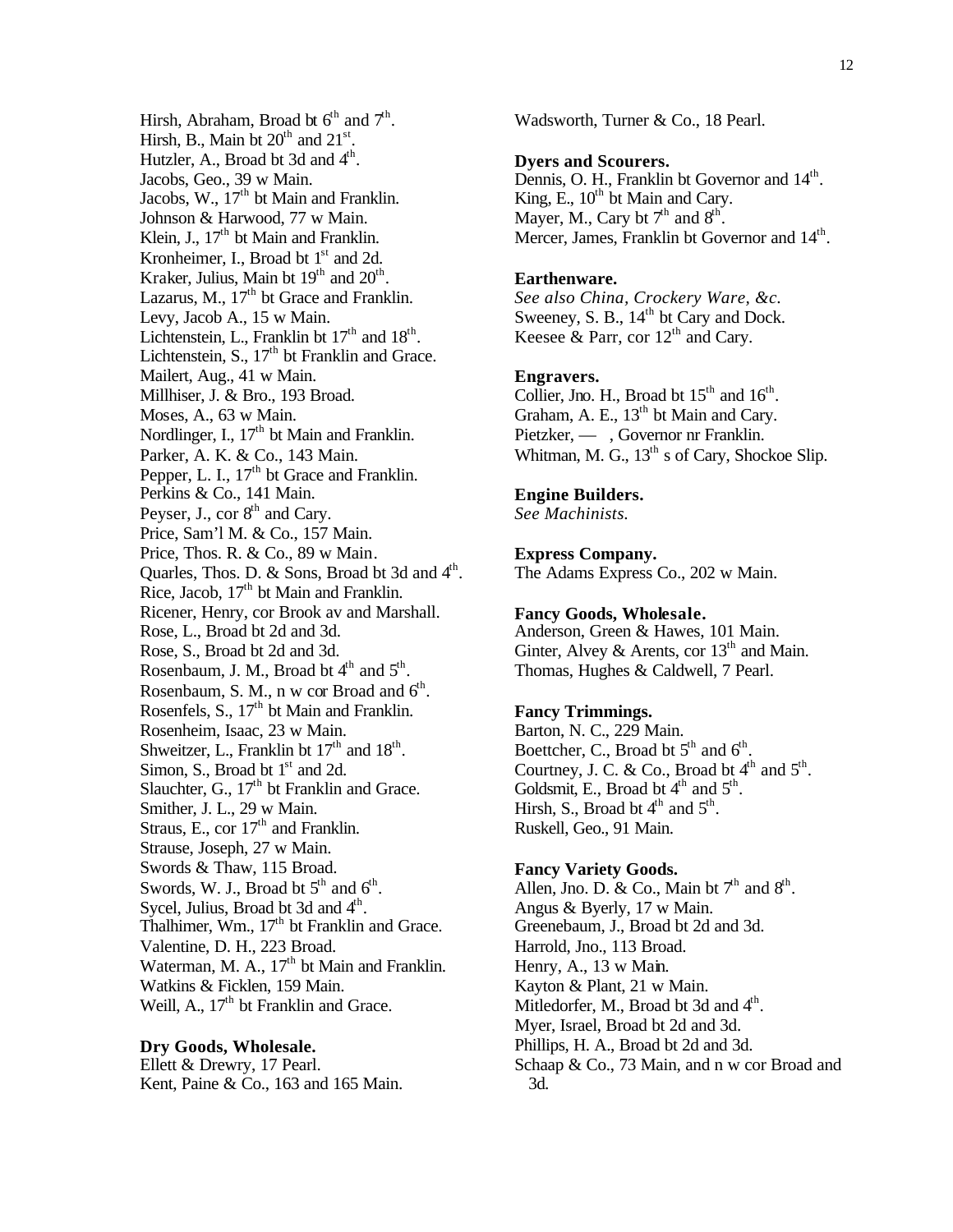Hirsh, Abraham, Broad bt 6th and 7th.
Hirsh, B., Main bt 20th and 21st.
Hutzler, A., Broad bt 3d and 4th.
Jacobs, Geo., 39 w Main.
Jacobs, W., 17th bt Main and Franklin.
Johnson & Harwood, 77 w Main.
Klein, J., 17th bt Main and Franklin.
Kronheimer, I., Broad bt 1st and 2d.
Kraker, Julius, Main bt 19th and 20th.
Lazarus, M., 17th bt Grace and Franklin.
Levy, Jacob A., 15 w Main.
Lichtenstein, L., Franklin bt 17th and 18th.
Lichtenstein, S., 17th bt Franklin and Grace.
Mailert, Aug., 41 w Main.
Millhiser, J. & Bro., 193 Broad.
Moses, A., 63 w Main.
Nordlinger, I., 17th bt Main and Franklin.
Parker, A. K. & Co., 143 Main.
Pepper, L. I., 17th bt Grace and Franklin.
Perkins & Co., 141 Main.
Peyser, J., cor 8th and Cary.
Price, Sam'l M. & Co., 157 Main.
Price, Thos. R. & Co., 89 w Main.
Quarles, Thos. D. & Sons, Broad bt 3d and 4th.
Rice, Jacob, 17th bt Main and Franklin.
Ricener, Henry, cor Brook av and Marshall.
Rose, L., Broad bt 2d and 3d.
Rose, S., Broad bt 2d and 3d.
Rosenbaum, J. M., Broad bt 4th and 5th.
Rosenbaum, S. M., n w cor Broad and 6th.
Rosenfels, S., 17th bt Main and Franklin.
Rosenheim, Isaac, 23 w Main.
Shweitzer, L., Franklin bt 17th and 18th.
Simon, S., Broad bt 1st and 2d.
Slauchter, G., 17th bt Franklin and Grace.
Smither, J. L., 29 w Main.
Straus, E., cor 17th and Franklin.
Strause, Joseph, 27 w Main.
Swords & Thaw, 115 Broad.
Swords, W. J., Broad bt 5th and 6th.
Sycel, Julius, Broad bt 3d and 4th.
Thalhimer, Wm., 17th bt Franklin and Grace.
Valentine, D. H., 223 Broad.
Waterman, M. A., 17th bt Main and Franklin.
Watkins & Ficklen, 159 Main.
Weill, A., 17th bt Franklin and Grace.

**Dry Goods, Wholesale.**
Ellett & Drewry, 17 Pearl.
Kent, Paine & Co., 163 and 165 Main.
Wadsworth, Turner & Co., 18 Pearl.

**Dyers and Scourers.**
Dennis, O. H., Franklin bt Governor and 14th.
King, E., 10th bt Main and Cary.
Mayer, M., Cary bt 7th and 8th.
Mercer, James, Franklin bt Governor and 14th.

**Earthenware.**
*See also China, Crockery Ware, &c.*
Sweeney, S. B., 14th bt Cary and Dock.
Keesee & Parr, cor 12th and Cary.

**Engravers.**
Collier, Jno. H., Broad bt 15th and 16th.
Graham, A. E., 13th bt Main and Cary.
Pietzker, — , Governor nr Franklin.
Whitman, M. G., 13th s of Cary, Shockoe Slip.

**Engine Builders.**
*See Machinists.*

**Express Company.**
The Adams Express Co., 202 w Main.

**Fancy Goods, Wholesale.**
Anderson, Green & Hawes, 101 Main.
Ginter, Alvey & Arents, cor 13th and Main.
Thomas, Hughes & Caldwell, 7 Pearl.

**Fancy Trimmings.**
Barton, N. C., 229 Main.
Boettcher, C., Broad bt 5th and 6th.
Courtney, J. C. & Co., Broad bt 4th and 5th.
Goldsmit, E., Broad bt 4th and 5th.
Hirsh, S., Broad bt 4th and 5th.
Ruskell, Geo., 91 Main.

**Fancy Variety Goods.**
Allen, Jno. D. & Co., Main bt 7th and 8th.
Angus & Byerly, 17 w Main.
Greenebaum, J., Broad bt 2d and 3d.
Harrold, Jno., 113 Broad.
Henry, A., 13 w Main.
Kayton & Plant, 21 w Main.
Mitledorfer, M., Broad bt 3d and 4th.
Myer, Israel, Broad bt 2d and 3d.
Phillips, H. A., Broad bt 2d and 3d.
Schaap & Co., 73 Main, and n w cor Broad and 3d.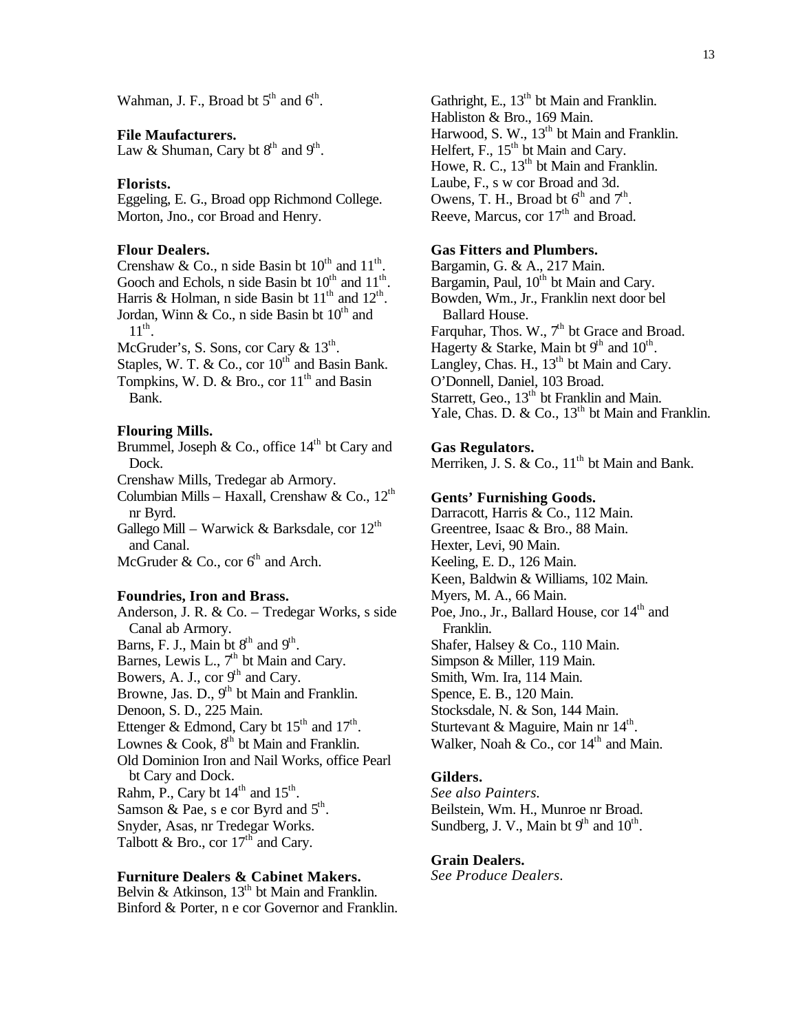Wahman, J. F., Broad bt 5th and 6th.

**File Maufacturers.**
Law & Shuman, Cary bt 8th and 9th.

**Florists.**
Eggeling, E. G., Broad opp Richmond College.
Morton, Jno., cor Broad and Henry.

**Flour Dealers.**
Crenshaw & Co., n side Basin bt 10th and 11th.
Gooch and Echols, n side Basin bt 10th and 11th.
Harris & Holman, n side Basin bt 11th and 12th.
Jordan, Winn & Co., n side Basin bt 10th and 11th.
McGruder's, S. Sons, cor Cary & 13th.
Staples, W. T. & Co., cor 10th and Basin Bank.
Tompkins, W. D. & Bro., cor 11th and Basin Bank.

**Flouring Mills.**
Brummel, Joseph & Co., office 14th bt Cary and Dock.
Crenshaw Mills, Tredegar ab Armory.
Columbian Mills – Haxall, Crenshaw & Co., 12th nr Byrd.
Gallego Mill – Warwick & Barksdale, cor 12th and Canal.
McGruder & Co., cor 6th and Arch.

**Foundries, Iron and Brass.**
Anderson, J. R. & Co. – Tredegar Works, s side Canal ab Armory.
Barns, F. J., Main bt 8th and 9th.
Barnes, Lewis L., 7th bt Main and Cary.
Bowers, A. J., cor 9th and Cary.
Browne, Jas. D., 9th bt Main and Franklin.
Denoon, S. D., 225 Main.
Ettenger & Edmond, Cary bt 15th and 17th.
Lownes & Cook, 8th bt Main and Franklin.
Old Dominion Iron and Nail Works, office Pearl bt Cary and Dock.
Rahm, P., Cary bt 14th and 15th.
Samson & Pae, s e cor Byrd and 5th.
Snyder, Asas, nr Tredegar Works.
Talbott & Bro., cor 17th and Cary.

**Furniture Dealers & Cabinet Makers.**
Belvin & Atkinson, 13th bt Main and Franklin.
Binford & Porter, n e cor Governor and Franklin.
Gathright, E., 13th bt Main and Franklin.
Habliston & Bro., 169 Main.
Harwood, S. W., 13th bt Main and Franklin.
Helfert, F., 15th bt Main and Cary.
Howe, R. C., 13th bt Main and Franklin.
Laube, F., s w cor Broad and 3d.
Owens, T. H., Broad bt 6th and 7th.
Reeve, Marcus, cor 17th and Broad.

**Gas Fitters and Plumbers.**
Bargamin, G. & A., 217 Main.
Bargamin, Paul, 10th bt Main and Cary.
Bowden, Wm., Jr., Franklin next door bel Ballard House.
Farquhar, Thos. W., 7th bt Grace and Broad.
Hagerty & Starke, Main bt 9th and 10th.
Langley, Chas. H., 13th bt Main and Cary.
O'Donnell, Daniel, 103 Broad.
Starrett, Geo., 13th bt Franklin and Main.
Yale, Chas. D. & Co., 13th bt Main and Franklin.

**Gas Regulators.**
Merriken, J. S. & Co., 11th bt Main and Bank.

**Gents' Furnishing Goods.**
Darracott, Harris & Co., 112 Main.
Greentree, Isaac & Bro., 88 Main.
Hexter, Levi, 90 Main.
Keeling, E. D., 126 Main.
Keen, Baldwin & Williams, 102 Main.
Myers, M. A., 66 Main.
Poe, Jno., Jr., Ballard House, cor 14th and Franklin.
Shafer, Halsey & Co., 110 Main.
Simpson & Miller, 119 Main.
Smith, Wm. Ira, 114 Main.
Spence, E. B., 120 Main.
Stocksdale, N. & Son, 144 Main.
Sturtevant & Maguire, Main nr 14th.
Walker, Noah & Co., cor 14th and Main.

**Gilders.**
*See also Painters.*
Beilstein, Wm. H., Munroe nr Broad.
Sundberg, J. V., Main bt 9th and 10th.

**Grain Dealers.**
*See Produce Dealers.*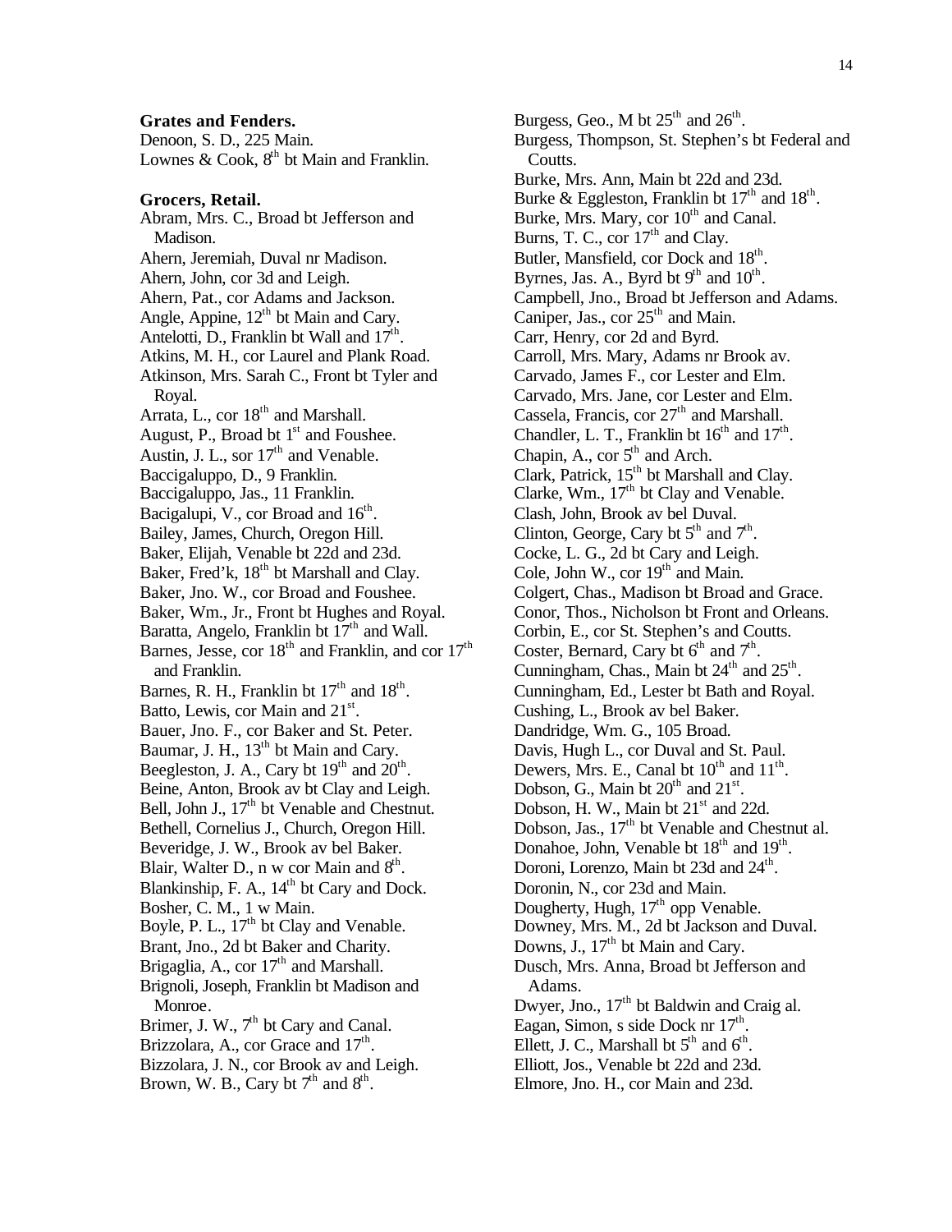**Grates and Fenders.**

Denoon, S. D., 225 Main.
Lownes & Cook, 8th bt Main and Franklin.

**Grocers, Retail.**

Abram, Mrs. C., Broad bt Jefferson and Madison.
Ahern, Jeremiah, Duval nr Madison.
Ahern, John, cor 3d and Leigh.
Ahern, Pat., cor Adams and Jackson.
Angle, Appine, 12th bt Main and Cary.
Antelotti, D., Franklin bt Wall and 17th.
Atkins, M. H., cor Laurel and Plank Road.
Atkinson, Mrs. Sarah C., Front bt Tyler and Royal.
Arrata, L., cor 18th and Marshall.
August, P., Broad bt 1st and Foushee.
Austin, J. L., sor 17th and Venable.
Baccigaluppo, D., 9 Franklin.
Baccigaluppo, Jas., 11 Franklin.
Bacigalupi, V., cor Broad and 16th.
Bailey, James, Church, Oregon Hill.
Baker, Elijah, Venable bt 22d and 23d.
Baker, Fred'k, 18th bt Marshall and Clay.
Baker, Jno. W., cor Broad and Foushee.
Baker, Wm., Jr., Front bt Hughes and Royal.
Baratta, Angelo, Franklin bt 17th and Wall.
Barnes, Jesse, cor 18th and Franklin, and cor 17th and Franklin.
Barnes, R. H., Franklin bt 17th and 18th.
Batto, Lewis, cor Main and 21st.
Bauer, Jno. F., cor Baker and St. Peter.
Baumar, J. H., 13th bt Main and Cary.
Beegleston, J. A., Cary bt 19th and 20th.
Beine, Anton, Brook av bt Clay and Leigh.
Bell, John J., 17th bt Venable and Chestnut.
Bethell, Cornelius J., Church, Oregon Hill.
Beveridge, J. W., Brook av bel Baker.
Blair, Walter D., n w cor Main and 8th.
Blankinship, F. A., 14th bt Cary and Dock.
Bosher, C. M., 1 w Main.
Boyle, P. L., 17th bt Clay and Venable.
Brant, Jno., 2d bt Baker and Charity.
Brigaglia, A., cor 17th and Marshall.
Brignoli, Joseph, Franklin bt Madison and Monroe.
Brimer, J. W., 7th bt Cary and Canal.
Brizzolara, A., cor Grace and 17th.
Bizzolara, J. N., cor Brook av and Leigh.
Brown, W. B., Cary bt 7th and 8th.
Burgess, Geo., M bt 25th and 26th.
Burgess, Thompson, St. Stephen's bt Federal and Coutts.
Burke, Mrs. Ann, Main bt 22d and 23d.
Burke & Eggleston, Franklin bt 17th and 18th.
Burke, Mrs. Mary, cor 10th and Canal.
Burns, T. C., cor 17th and Clay.
Butler, Mansfield, cor Dock and 18th.
Byrnes, Jas. A., Byrd bt 9th and 10th.
Campbell, Jno., Broad bt Jefferson and Adams.
Caniper, Jas., cor 25th and Main.
Carr, Henry, cor 2d and Byrd.
Carroll, Mrs. Mary, Adams nr Brook av.
Carvado, James F., cor Lester and Elm.
Carvado, Mrs. Jane, cor Lester and Elm.
Cassela, Francis, cor 27th and Marshall.
Chandler, L. T., Franklin bt 16th and 17th.
Chapin, A., cor 5th and Arch.
Clark, Patrick, 15th bt Marshall and Clay.
Clarke, Wm., 17th bt Clay and Venable.
Clash, John, Brook av bel Duval.
Clinton, George, Cary bt 5th and 7th.
Cocke, L. G., 2d bt Cary and Leigh.
Cole, John W., cor 19th and Main.
Colgert, Chas., Madison bt Broad and Grace.
Conor, Thos., Nicholson bt Front and Orleans.
Corbin, E., cor St. Stephen's and Coutts.
Coster, Bernard, Cary bt 6th and 7th.
Cunningham, Chas., Main bt 24th and 25th.
Cunningham, Ed., Lester bt Bath and Royal.
Cushing, L., Brook av bel Baker.
Dandridge, Wm. G., 105 Broad.
Davis, Hugh L., cor Duval and St. Paul.
Dewers, Mrs. E., Canal bt 10th and 11th.
Dobson, G., Main bt 20th and 21st.
Dobson, H. W., Main bt 21st and 22d.
Dobson, Jas., 17th bt Venable and Chestnut al.
Donahoe, John, Venable bt 18th and 19th.
Doroni, Lorenzo, Main bt 23d and 24th.
Doronin, N., cor 23d and Main.
Dougherty, Hugh, 17th opp Venable.
Downey, Mrs. M., 2d bt Jackson and Duval.
Downs, J., 17th bt Main and Cary.
Dusch, Mrs. Anna, Broad bt Jefferson and Adams.
Dwyer, Jno., 17th bt Baldwin and Craig al.
Eagan, Simon, s side Dock nr 17th.
Ellett, J. C., Marshall bt 5th and 6th.
Elliott, Jos., Venable bt 22d and 23d.
Elmore, Jno. H., cor Main and 23d.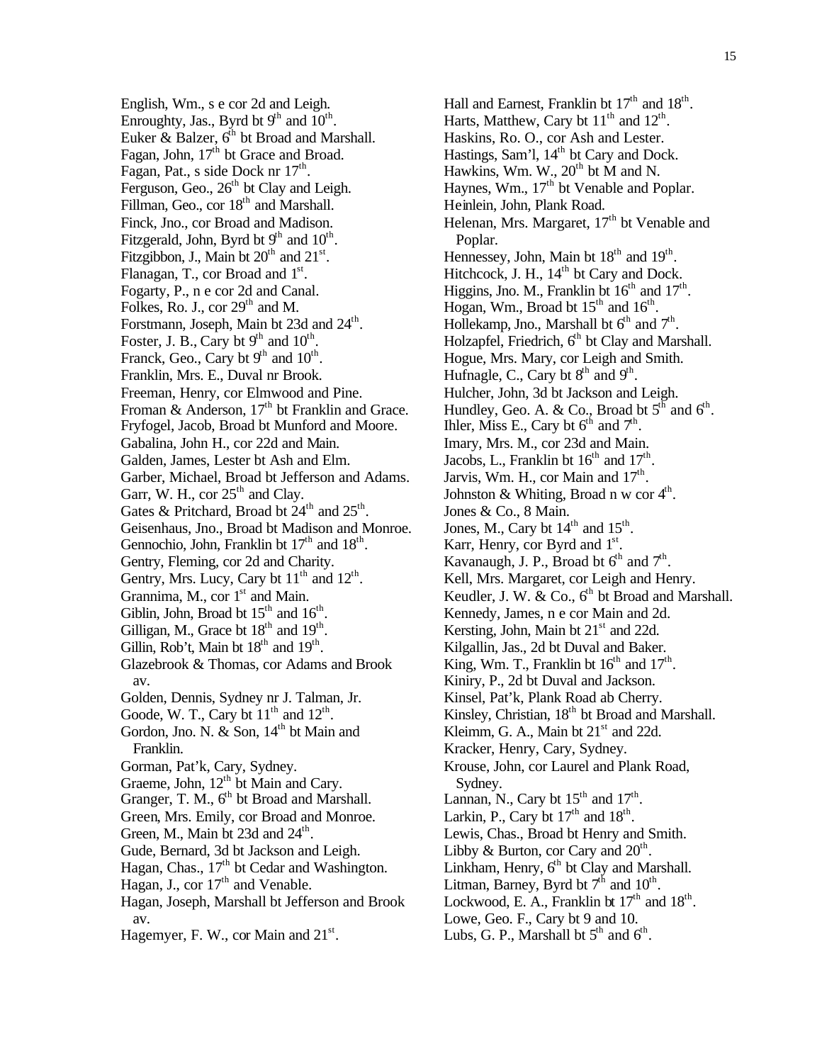English, Wm., s e cor 2d and Leigh.
Enroughty, Jas., Byrd bt 9th and 10th.
Euker & Balzer, 6th bt Broad and Marshall.
Fagan, John, 17th bt Grace and Broad.
Fagan, Pat., s side Dock nr 17th.
Ferguson, Geo., 26th bt Clay and Leigh.
Fillman, Geo., cor 18th and Marshall.
Finck, Jno., cor Broad and Madison.
Fitzgerald, John, Byrd bt 9th and 10th.
Fitzgibbon, J., Main bt 20th and 21st.
Flanagan, T., cor Broad and 1st.
Fogarty, P., n e cor 2d and Canal.
Folkes, Ro. J., cor 29th and M.
Forstmann, Joseph, Main bt 23d and 24th.
Foster, J. B., Cary bt 9th and 10th.
Franck, Geo., Cary bt 9th and 10th.
Franklin, Mrs. E., Duval nr Brook.
Freeman, Henry, cor Elmwood and Pine.
Froman & Anderson, 17th bt Franklin and Grace.
Fryfogel, Jacob, Broad bt Munford and Moore.
Gabalina, John H., cor 22d and Main.
Galden, James, Lester bt Ash and Elm.
Garber, Michael, Broad bt Jefferson and Adams.
Garr, W. H., cor 25th and Clay.
Gates & Pritchard, Broad bt 24th and 25th.
Geisenhaus, Jno., Broad bt Madison and Monroe.
Gennochio, John, Franklin bt 17th and 18th.
Gentry, Fleming, cor 2d and Charity.
Gentry, Mrs. Lucy, Cary bt 11th and 12th.
Grannima, M., cor 1st and Main.
Giblin, John, Broad bt 15th and 16th.
Gilligan, M., Grace bt 18th and 19th.
Gillin, Rob't, Main bt 18th and 19th.
Glazebrook & Thomas, cor Adams and Brook av.
Golden, Dennis, Sydney nr J. Talman, Jr.
Goode, W. T., Cary bt 11th and 12th.
Gordon, Jno. N. & Son, 14th bt Main and Franklin.
Gorman, Pat'k, Cary, Sydney.
Graeme, John, 12th bt Main and Cary.
Granger, T. M., 6th bt Broad and Marshall.
Green, Mrs. Emily, cor Broad and Monroe.
Green, M., Main bt 23d and 24th.
Gude, Bernard, 3d bt Jackson and Leigh.
Hagan, Chas., 17th bt Cedar and Washington.
Hagan, J., cor 17th and Venable.
Hagan, Joseph, Marshall bt Jefferson and Brook av.
Hagemyer, F. W., cor Main and 21st.
Hall and Earnest, Franklin bt 17th and 18th.
Harts, Matthew, Cary bt 11th and 12th.
Haskins, Ro. O., cor Ash and Lester.
Hastings, Sam'l, 14th bt Cary and Dock.
Hawkins, Wm. W., 20th bt M and N.
Haynes, Wm., 17th bt Venable and Poplar.
Heinlein, John, Plank Road.
Helenan, Mrs. Margaret, 17th bt Venable and Poplar.
Hennessey, John, Main bt 18th and 19th.
Hitchcock, J. H., 14th bt Cary and Dock.
Higgins, Jno. M., Franklin bt 16th and 17th.
Hogan, Wm., Broad bt 15th and 16th.
Hollekamp, Jno., Marshall bt 6th and 7th.
Holzapfel, Friedrich, 6th bt Clay and Marshall.
Hogue, Mrs. Mary, cor Leigh and Smith.
Hufnagle, C., Cary bt 8th and 9th.
Hulcher, John, 3d bt Jackson and Leigh.
Hundley, Geo. A. & Co., Broad bt 5th and 6th.
Ihler, Miss E., Cary bt 6th and 7th.
Imary, Mrs. M., cor 23d and Main.
Jacobs, L., Franklin bt 16th and 17th.
Jarvis, Wm. H., cor Main and 17th.
Johnston & Whiting, Broad n w cor 4th.
Jones & Co., 8 Main.
Jones, M., Cary bt 14th and 15th.
Karr, Henry, cor Byrd and 1st.
Kavanaugh, J. P., Broad bt 6th and 7th.
Kell, Mrs. Margaret, cor Leigh and Henry.
Keudler, J. W. & Co., 6th bt Broad and Marshall.
Kennedy, James, n e cor Main and 2d.
Kersting, John, Main bt 21st and 22d.
Kilgallin, Jas., 2d bt Duval and Baker.
King, Wm. T., Franklin bt 16th and 17th.
Kiniry, P., 2d bt Duval and Jackson.
Kinsel, Pat'k, Plank Road ab Cherry.
Kinsley, Christian, 18th bt Broad and Marshall.
Kleimm, G. A., Main bt 21st and 22d.
Kracker, Henry, Cary, Sydney.
Krouse, John, cor Laurel and Plank Road, Sydney.
Lannan, N., Cary bt 15th and 17th.
Larkin, P., Cary bt 17th and 18th.
Lewis, Chas., Broad bt Henry and Smith.
Libby & Burton, cor Cary and 20th.
Linkham, Henry, 6th bt Clay and Marshall.
Litman, Barney, Byrd bt 7th and 10th.
Lockwood, E. A., Franklin bt 17th and 18th.
Lowe, Geo. F., Cary bt 9 and 10.
Lubs, G. P., Marshall bt 5th and 6th.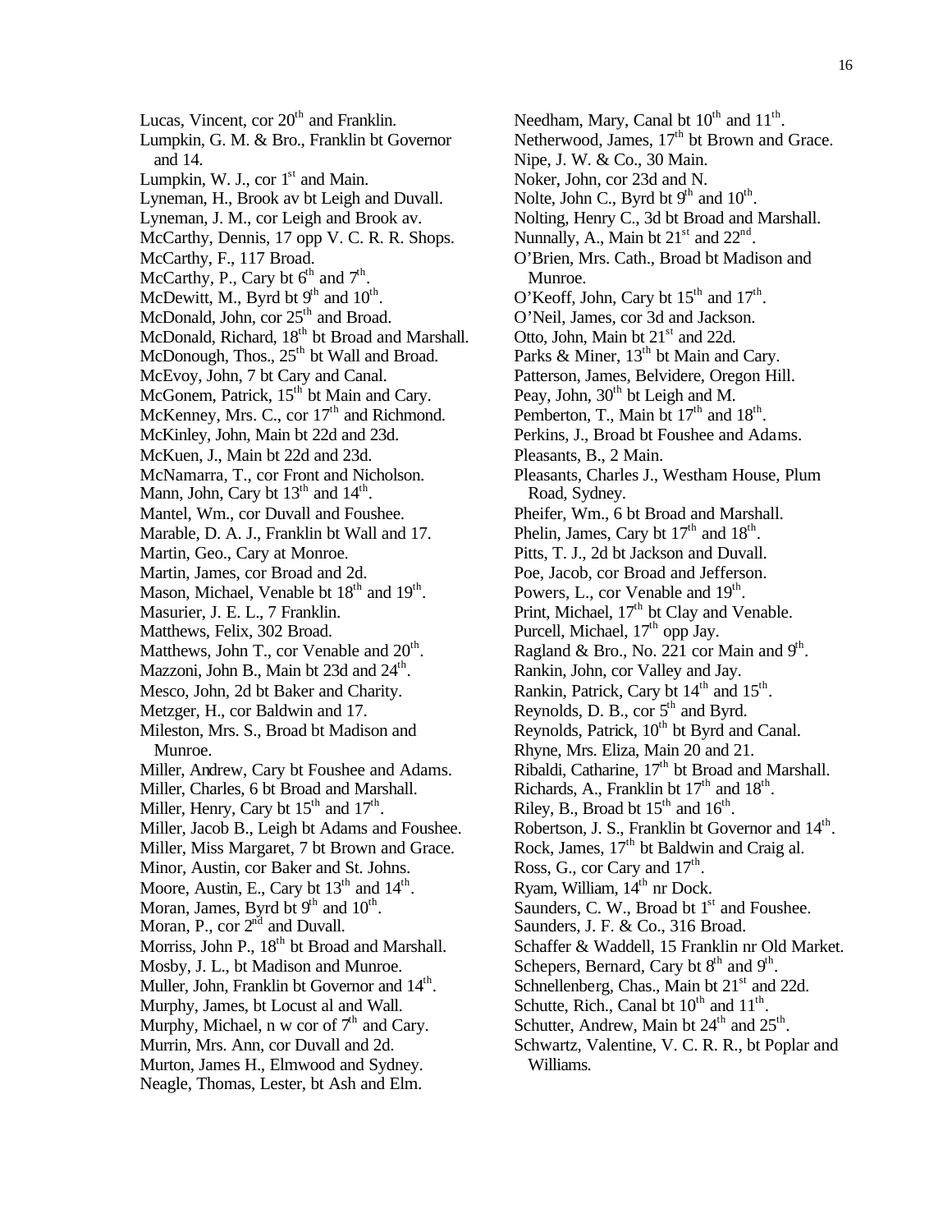Lucas, Vincent, cor 20th and Franklin.
Lumpkin, G. M. & Bro., Franklin bt Governor and 14.
Lumpkin, W. J., cor 1st and Main.
Lyneman, H., Brook av bt Leigh and Duvall.
Lyneman, J. M., cor Leigh and Brook av.
McCarthy, Dennis, 17 opp V. C. R. R. Shops.
McCarthy, F., 117 Broad.
McCarthy, P., Cary bt 6th and 7th.
McDewitt, M., Byrd bt 9th and 10th.
McDonald, John, cor 25th and Broad.
McDonald, Richard, 18th bt Broad and Marshall.
McDonough, Thos., 25th bt Wall and Broad.
McEvoy, John, 7 bt Cary and Canal.
McGonem, Patrick, 15th bt Main and Cary.
McKenney, Mrs. C., cor 17th and Richmond.
McKinley, John, Main bt 22d and 23d.
McKuen, J., Main bt 22d and 23d.
McNamarra, T., cor Front and Nicholson.
Mann, John, Cary bt 13th and 14th.
Mantel, Wm., cor Duvall and Foushee.
Marable, D. A. J., Franklin bt Wall and 17.
Martin, Geo., Cary at Monroe.
Martin, James, cor Broad and 2d.
Mason, Michael, Venable bt 18th and 19th.
Masurier, J. E. L., 7 Franklin.
Matthews, Felix, 302 Broad.
Matthews, John T., cor Venable and 20th.
Mazzoni, John B., Main bt 23d and 24th.
Mesco, John, 2d bt Baker and Charity.
Metzger, H., cor Baldwin and 17.
Mileston, Mrs. S., Broad bt Madison and Munroe.
Miller, Andrew, Cary bt Foushee and Adams.
Miller, Charles, 6 bt Broad and Marshall.
Miller, Henry, Cary bt 15th and 17th.
Miller, Jacob B., Leigh bt Adams and Foushee.
Miller, Miss Margaret, 7 bt Brown and Grace.
Minor, Austin, cor Baker and St. Johns.
Moore, Austin, E., Cary bt 13th and 14th.
Moran, James, Byrd bt 9th and 10th.
Moran, P., cor 2nd and Duvall.
Morriss, John P., 18th bt Broad and Marshall.
Mosby, J. L., bt Madison and Munroe.
Muller, John, Franklin bt Governor and 14th.
Murphy, James, bt Locust al and Wall.
Murphy, Michael, n w cor of 7th and Cary.
Murrin, Mrs. Ann, cor Duvall and 2d.
Murton, James H., Elmwood and Sydney.
Neagle, Thomas, Lester, bt Ash and Elm.
Needham, Mary, Canal bt 10th and 11th.
Netherwood, James, 17th bt Brown and Grace.
Nipe, J. W. & Co., 30 Main.
Noker, John, cor 23d and N.
Nolte, John C., Byrd bt 9th and 10th.
Nolting, Henry C., 3d bt Broad and Marshall.
Nunnally, A., Main bt 21st and 22nd.
O'Brien, Mrs. Cath., Broad bt Madison and Munroe.
O'Keoff, John, Cary bt 15th and 17th.
O'Neil, James, cor 3d and Jackson.
Otto, John, Main bt 21st and 22d.
Parks & Miner, 13th bt Main and Cary.
Patterson, James, Belvidere, Oregon Hill.
Peay, John, 30th bt Leigh and M.
Pemberton, T., Main bt 17th and 18th.
Perkins, J., Broad bt Foushee and Adams.
Pleasants, B., 2 Main.
Pleasants, Charles J., Westham House, Plum Road, Sydney.
Pheifer, Wm., 6 bt Broad and Marshall.
Phelin, James, Cary bt 17th and 18th.
Pitts, T. J., 2d bt Jackson and Duvall.
Poe, Jacob, cor Broad and Jefferson.
Powers, L., cor Venable and 19th.
Print, Michael, 17th bt Clay and Venable.
Purcell, Michael, 17th opp Jay.
Ragland & Bro., No. 221 cor Main and 9th.
Rankin, John, cor Valley and Jay.
Rankin, Patrick, Cary bt 14th and 15th.
Reynolds, D. B., cor 5th and Byrd.
Reynolds, Patrick, 10th bt Byrd and Canal.
Rhyne, Mrs. Eliza, Main 20 and 21.
Ribaldi, Catharine, 17th bt Broad and Marshall.
Richards, A., Franklin bt 17th and 18th.
Riley, B., Broad bt 15th and 16th.
Robertson, J. S., Franklin bt Governor and 14th.
Rock, James, 17th bt Baldwin and Craig al.
Ross, G., cor Cary and 17th.
Ryam, William, 14th nr Dock.
Saunders, C. W., Broad bt 1st and Foushee.
Saunders, J. F. & Co., 316 Broad.
Schaffer & Waddell, 15 Franklin nr Old Market.
Schepers, Bernard, Cary bt 8th and 9th.
Schnellenberg, Chas., Main bt 21st and 22d.
Schutte, Rich., Canal bt 10th and 11th.
Schutter, Andrew, Main bt 24th and 25th.
Schwartz, Valentine, V. C. R. R., bt Poplar and Williams.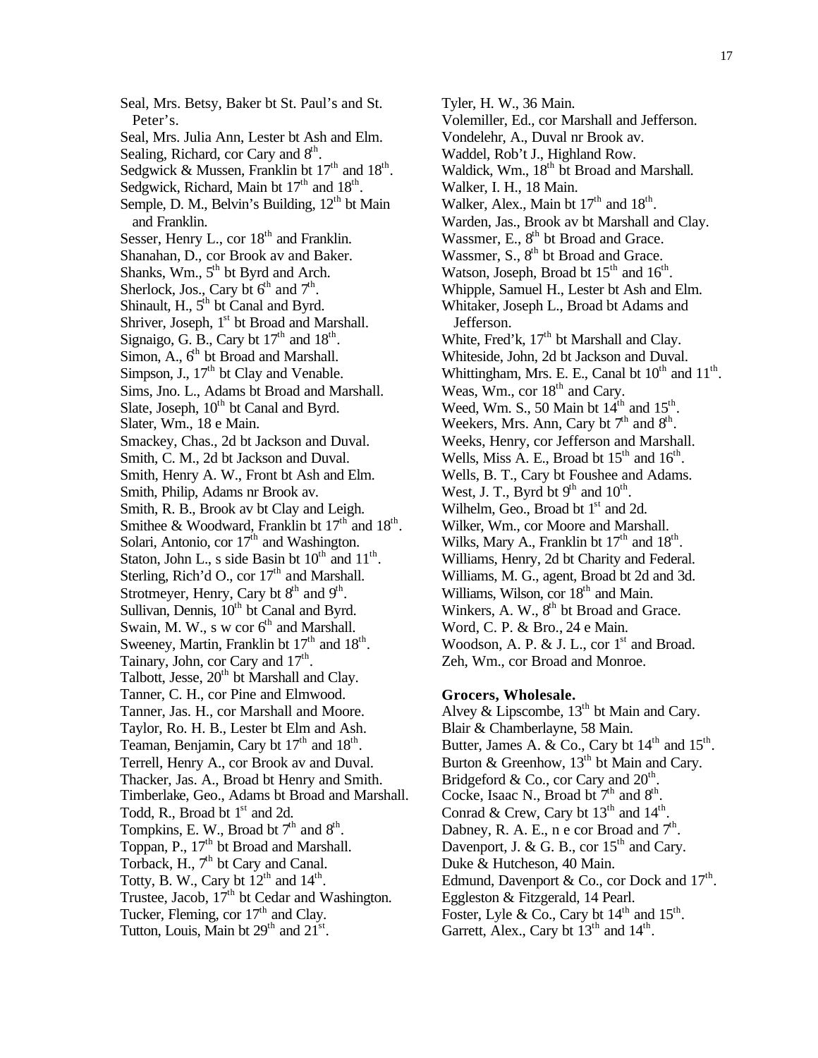Seal, Mrs. Betsy, Baker bt St. Paul's and St. Peter's.
Seal, Mrs. Julia Ann, Lester bt Ash and Elm.
Sealing, Richard, cor Cary and 8th.
Sedgwick & Mussen, Franklin bt 17th and 18th.
Sedgwick, Richard, Main bt 17th and 18th.
Semple, D. M., Belvin's Building, 12th bt Main and Franklin.
Sesser, Henry L., cor 18th and Franklin.
Shanahan, D., cor Brook av and Baker.
Shanks, Wm., 5th bt Byrd and Arch.
Sherlock, Jos., Cary bt 6th and 7th.
Shinault, H., 5th bt Canal and Byrd.
Shriver, Joseph, 1st bt Broad and Marshall.
Signaigo, G. B., Cary bt 17th and 18th.
Simon, A., 6th bt Broad and Marshall.
Simpson, J., 17th bt Clay and Venable.
Sims, Jno. L., Adams bt Broad and Marshall.
Slate, Joseph, 10th bt Canal and Byrd.
Slater, Wm., 18 e Main.
Smackey, Chas., 2d bt Jackson and Duval.
Smith, C. M., 2d bt Jackson and Duval.
Smith, Henry A. W., Front bt Ash and Elm.
Smith, Philip, Adams nr Brook av.
Smith, R. B., Brook av bt Clay and Leigh.
Smithee & Woodward, Franklin bt 17th and 18th.
Solari, Antonio, cor 17th and Washington.
Staton, John L., s side Basin bt 10th and 11th.
Sterling, Rich'd O., cor 17th and Marshall.
Strotmeyer, Henry, Cary bt 8th and 9th.
Sullivan, Dennis, 10th bt Canal and Byrd.
Swain, M. W., s w cor 6th and Marshall.
Sweeney, Martin, Franklin bt 17th and 18th.
Tainary, John, cor Cary and 17th.
Talbott, Jesse, 20th bt Marshall and Clay.
Tanner, C. H., cor Pine and Elmwood.
Tanner, Jas. H., cor Marshall and Moore.
Taylor, Ro. H. B., Lester bt Elm and Ash.
Teaman, Benjamin, Cary bt 17th and 18th.
Terrell, Henry A., cor Brook av and Duval.
Thacker, Jas. A., Broad bt Henry and Smith.
Timberlake, Geo., Adams bt Broad and Marshall.
Todd, R., Broad bt 1st and 2d.
Tompkins, E. W., Broad bt 7th and 8th.
Toppan, P., 17th bt Broad and Marshall.
Torback, H., 7th bt Cary and Canal.
Totty, B. W., Cary bt 12th and 14th.
Trustee, Jacob, 17th bt Cedar and Washington.
Tucker, Fleming, cor 17th and Clay.
Tutton, Louis, Main bt 29th and 21st.
Tyler, H. W., 36 Main.
Volemiller, Ed., cor Marshall and Jefferson.
Vondelehr, A., Duval nr Brook av.
Waddel, Rob't J., Highland Row.
Waldick, Wm., 18th bt Broad and Marshall.
Walker, I. H., 18 Main.
Walker, Alex., Main bt 17th and 18th.
Warden, Jas., Brook av bt Marshall and Clay.
Wassmer, E., 8th bt Broad and Grace.
Wassmer, S., 8th bt Broad and Grace.
Watson, Joseph, Broad bt 15th and 16th.
Whipple, Samuel H., Lester bt Ash and Elm.
Whitaker, Joseph L., Broad bt Adams and Jefferson.
White, Fred'k, 17th bt Marshall and Clay.
Whiteside, John, 2d bt Jackson and Duval.
Whittingham, Mrs. E. E., Canal bt 10th and 11th.
Weas, Wm., cor 18th and Cary.
Weed, Wm. S., 50 Main bt 14th and 15th.
Weekers, Mrs. Ann, Cary bt 7th and 8th.
Weeks, Henry, cor Jefferson and Marshall.
Wells, Miss A. E., Broad bt 15th and 16th.
Wells, B. T., Cary bt Foushee and Adams.
West, J. T., Byrd bt 9th and 10th.
Wilhelm, Geo., Broad bt 1st and 2d.
Wilker, Wm., cor Moore and Marshall.
Wilks, Mary A., Franklin bt 17th and 18th.
Williams, Henry, 2d bt Charity and Federal.
Williams, M. G., agent, Broad bt 2d and 3d.
Williams, Wilson, cor 18th and Main.
Winkers, A. W., 8th bt Broad and Grace.
Word, C. P. & Bro., 24 e Main.
Woodson, A. P. & J. L., cor 1st and Broad.
Zeh, Wm., cor Broad and Monroe.

**Grocers, Wholesale.**

Alvey & Lipscombe, 13th bt Main and Cary.
Blair & Chamberlayne, 58 Main.
Butter, James A. & Co., Cary bt 14th and 15th.
Burton & Greenhow, 13th bt Main and Cary.
Bridgeford & Co., cor Cary and 20th.
Cocke, Isaac N., Broad bt 7th and 8th.
Conrad & Crew, Cary bt 13th and 14th.
Dabney, R. A. E., n e cor Broad and 7th.
Davenport, J. & G. B., cor 15th and Cary.
Duke & Hutcheson, 40 Main.
Edmund, Davenport & Co., cor Dock and 17th.
Eggleston & Fitzgerald, 14 Pearl.
Foster, Lyle & Co., Cary bt 14th and 15th.
Garrett, Alex., Cary bt 13th and 14th.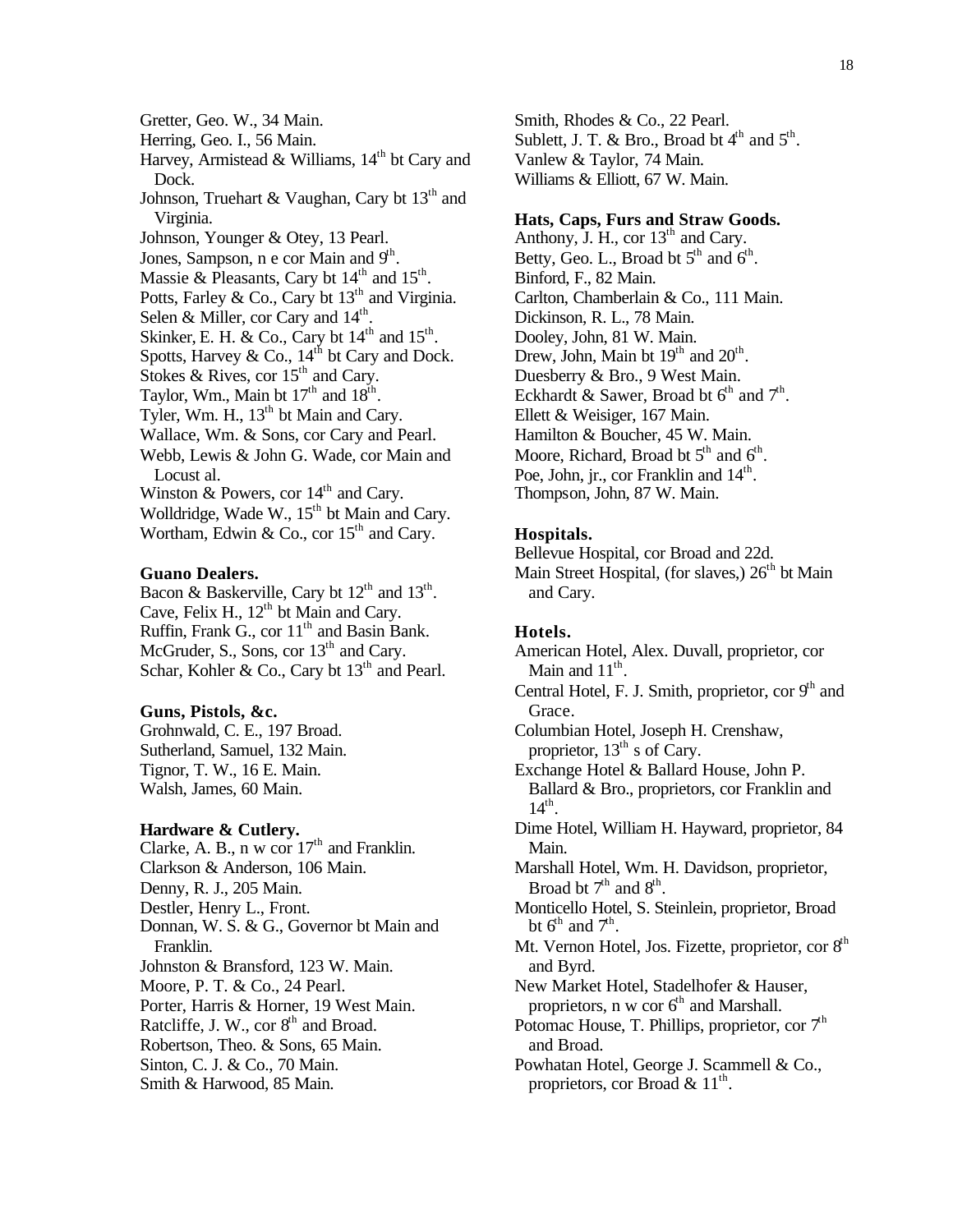Gretter, Geo. W., 34 Main.
Herring, Geo. I., 56 Main.
Harvey, Armistead & Williams, 14th bt Cary and Dock.
Johnson, Truehart & Vaughan, Cary bt 13th and Virginia.
Johnson, Younger & Otey, 13 Pearl.
Jones, Sampson, n e cor Main and 9th.
Massie & Pleasants, Cary bt 14th and 15th.
Potts, Farley & Co., Cary bt 13th and Virginia.
Selen & Miller, cor Cary and 14th.
Skinker, E. H. & Co., Cary bt 14th and 15th.
Spotts, Harvey & Co., 14th bt Cary and Dock.
Stokes & Rives, cor 15th and Cary.
Taylor, Wm., Main bt 17th and 18th.
Tyler, Wm. H., 13th bt Main and Cary.
Wallace, Wm. & Sons, cor Cary and Pearl.
Webb, Lewis & John G. Wade, cor Main and Locust al.
Winston & Powers, cor 14th and Cary.
Wolldridge, Wade W., 15th bt Main and Cary.
Wortham, Edwin & Co., cor 15th and Cary.

**Guano Dealers.**

Bacon & Baskerville, Cary bt 12th and 13th.
Cave, Felix H., 12th bt Main and Cary.
Ruffin, Frank G., cor 11th and Basin Bank.
McGruder, S., Sons, cor 13th and Cary.
Schar, Kohler & Co., Cary bt 13th and Pearl.

**Guns, Pistols, &c.**

Grohnwald, C. E., 197 Broad.
Sutherland, Samuel, 132 Main.
Tignor, T. W., 16 E. Main.
Walsh, James, 60 Main.

**Hardware & Cutlery.**

Clarke, A. B., n w cor 17th and Franklin.
Clarkson & Anderson, 106 Main.
Denny, R. J., 205 Main.
Destler, Henry L., Front.
Donnan, W. S. & G., Governor bt Main and Franklin.
Johnston & Bransford, 123 W. Main.
Moore, P. T. & Co., 24 Pearl.
Porter, Harris & Horner, 19 West Main.
Ratcliffe, J. W., cor 8th and Broad.
Robertson, Theo. & Sons, 65 Main.
Sinton, C. J. & Co., 70 Main.
Smith & Harwood, 85 Main.
Smith, Rhodes & Co., 22 Pearl.
Sublett, J. T. & Bro., Broad bt 4th and 5th.
Vanlew & Taylor, 74 Main.
Williams & Elliott, 67 W. Main.

**Hats, Caps, Furs and Straw Goods.**

Anthony, J. H., cor 13th and Cary.
Betty, Geo. L., Broad bt 5th and 6th.
Binford, F., 82 Main.
Carlton, Chamberlain & Co., 111 Main.
Dickinson, R. L., 78 Main.
Dooley, John, 81 W. Main.
Drew, John, Main bt 19th and 20th.
Duesberry & Bro., 9 West Main.
Eckhardt & Sawer, Broad bt 6th and 7th.
Ellett & Weisiger, 167 Main.
Hamilton & Boucher, 45 W. Main.
Moore, Richard, Broad bt 5th and 6th.
Poe, John, jr., cor Franklin and 14th.
Thompson, John, 87 W. Main.

**Hospitals.**

Bellevue Hospital, cor Broad and 22d.
Main Street Hospital, (for slaves,) 26th bt Main and Cary.

**Hotels.**

American Hotel, Alex. Duvall, proprietor, cor Main and 11th.
Central Hotel, F. J. Smith, proprietor, cor 9th and Grace.
Columbian Hotel, Joseph H. Crenshaw, proprietor, 13th s of Cary.
Exchange Hotel & Ballard House, John P. Ballard & Bro., proprietors, cor Franklin and 14th.
Dime Hotel, William H. Hayward, proprietor, 84 Main.
Marshall Hotel, Wm. H. Davidson, proprietor, Broad bt 7th and 8th.
Monticello Hotel, S. Steinlein, proprietor, Broad bt 6th and 7th.
Mt. Vernon Hotel, Jos. Fizette, proprietor, cor 8th and Byrd.
New Market Hotel, Stadelhofer & Hauser, proprietors, n w cor 6th and Marshall.
Potomac House, T. Phillips, proprietor, cor 7th and Broad.
Powhatan Hotel, George J. Scammell & Co., proprietors, cor Broad & 11th.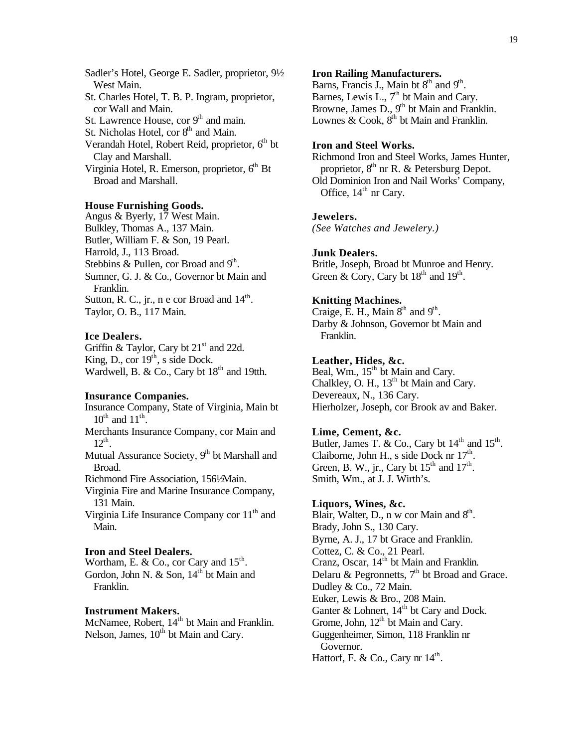Sadler's Hotel, George E. Sadler, proprietor, 9½ West Main.
St. Charles Hotel, T. B. P. Ingram, proprietor, cor Wall and Main.
St. Lawrence House, cor 9th and main.
St. Nicholas Hotel, cor 8th and Main.
Verandah Hotel, Robert Reid, proprietor, 6th bt Clay and Marshall.
Virginia Hotel, R. Emerson, proprietor, 6th Bt Broad and Marshall.

**House Furnishing Goods.**
Angus & Byerly, 17 West Main.
Bulkley, Thomas A., 137 Main.
Butler, William F. & Son, 19 Pearl.
Harrold, J., 113 Broad.
Stebbins & Pullen, cor Broad and 9th.
Sumner, G. J. & Co., Governor bt Main and Franklin.
Sutton, R. C., jr., n e cor Broad and 14th.
Taylor, O. B., 117 Main.

**Ice Dealers.**
Griffin & Taylor, Cary bt 21st and 22d.
King, D., cor 19th, s side Dock.
Wardwell, B. & Co., Cary bt 18th and 19tth.

**Insurance Companies.**
Insurance Company, State of Virginia, Main bt 10th and 11th.
Merchants Insurance Company, cor Main and 12th.
Mutual Assurance Society, 9th bt Marshall and Broad.
Richmond Fire Association, 156½Main.
Virginia Fire and Marine Insurance Company, 131 Main.
Virginia Life Insurance Company cor 11th and Main.

**Iron and Steel Dealers.**
Wortham, E. & Co., cor Cary and 15th.
Gordon, John N. & Son, 14th bt Main and Franklin.

**Instrument Makers.**
McNamee, Robert, 14th bt Main and Franklin.
Nelson, James, 10th bt Main and Cary.

**Iron Railing Manufacturers.**
Barns, Francis J., Main bt 8th and 9th.
Barnes, Lewis L., 7th bt Main and Cary.
Browne, James D., 9th bt Main and Franklin.
Lownes & Cook, 8th bt Main and Franklin.

**Iron and Steel Works.**
Richmond Iron and Steel Works, James Hunter, proprietor, 8th nr R. & Petersburg Depot.
Old Dominion Iron and Nail Works' Company, Office, 14th nr Cary.

**Jewelers.**
*(See Watches and Jewelery.)*

**Junk Dealers.**
Britle, Joseph, Broad bt Munroe and Henry.
Green & Cory, Cary bt 18th and 19th.

**Knitting Machines.**
Craige, E. H., Main 8th and 9th.
Darby & Johnson, Governor bt Main and Franklin.

**Leather, Hides, &c.**
Beal, Wm., 15th bt Main and Cary.
Chalkley, O. H., 13th bt Main and Cary.
Devereaux, N., 136 Cary.
Hierholzer, Joseph, cor Brook av and Baker.

**Lime, Cement, &c.**
Butler, James T. & Co., Cary bt 14th and 15th.
Claiborne, John H., s side Dock nr 17th.
Green, B. W., jr., Cary bt 15th and 17th.
Smith, Wm., at J. J. Wirth's.

**Liquors, Wines, &c.**
Blair, Walter, D., n w cor Main and 8th.
Brady, John S., 130 Cary.
Byrne, A. J., 17 bt Grace and Franklin.
Cottez, C. & Co., 21 Pearl.
Cranz, Oscar, 14th bt Main and Franklin.
Delaru & Pegronnetts, 7th bt Broad and Grace.
Dudley & Co., 72 Main.
Euker, Lewis & Bro., 208 Main.
Ganter & Lohnert, 14th bt Cary and Dock.
Grome, John, 12th bt Main and Cary.
Guggenheimer, Simon, 118 Franklin nr Governor.
Hattorf, F. & Co., Cary nr 14th.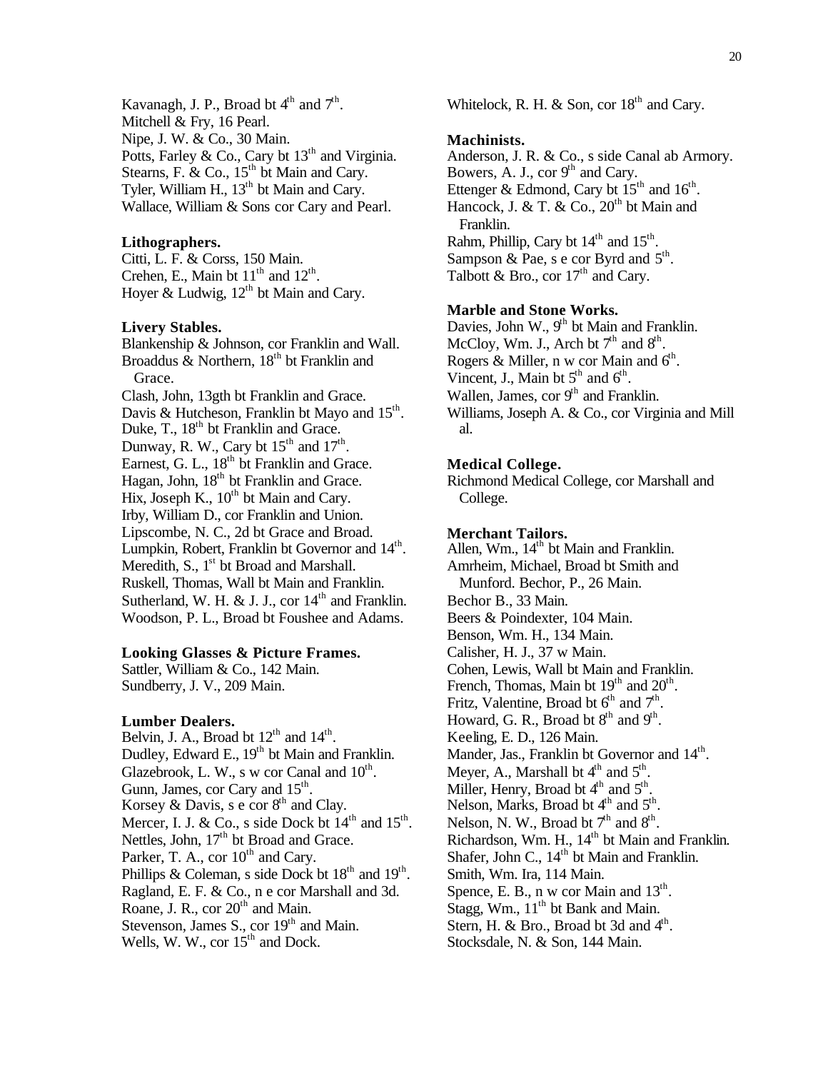Kavanagh, J. P., Broad bt 4th and 7th.
Mitchell & Fry, 16 Pearl.
Nipe, J. W. & Co., 30 Main.
Potts, Farley & Co., Cary bt 13th and Virginia.
Stearns, F. & Co., 15th bt Main and Cary.
Tyler, William H., 13th bt Main and Cary.
Wallace, William & Sons cor Cary and Pearl.

**Lithographers.**
Citti, L. F. & Corss, 150 Main.
Crehen, E., Main bt 11th and 12th.
Hoyer & Ludwig, 12th bt Main and Cary.

**Livery Stables.**
Blankenship & Johnson, cor Franklin and Wall.
Broaddus & Northern, 18th bt Franklin and Grace.
Clash, John, 13gth bt Franklin and Grace.
Davis & Hutcheson, Franklin bt Mayo and 15th.
Duke, T., 18th bt Franklin and Grace.
Dunway, R. W., Cary bt 15th and 17th.
Earnest, G. L., 18th bt Franklin and Grace.
Hagan, John, 18th bt Franklin and Grace.
Hix, Joseph K., 10th bt Main and Cary.
Irby, William D., cor Franklin and Union.
Lipscombe, N. C., 2d bt Grace and Broad.
Lumpkin, Robert, Franklin bt Governor and 14th.
Meredith, S., 1st bt Broad and Marshall.
Ruskell, Thomas, Wall bt Main and Franklin.
Sutherland, W. H. & J. J., cor 14th and Franklin.
Woodson, P. L., Broad bt Foushee and Adams.

**Looking Glasses & Picture Frames.**
Sattler, William & Co., 142 Main.
Sundberry, J. V., 209 Main.

**Lumber Dealers.**
Belvin, J. A., Broad bt 12th and 14th.
Dudley, Edward E., 19th bt Main and Franklin.
Glazebrook, L. W., s w cor Canal and 10th.
Gunn, James, cor Cary and 15th.
Korsey & Davis, s e cor 8th and Clay.
Mercer, I. J. & Co., s side Dock bt 14th and 15th.
Nettles, John, 17th bt Broad and Grace.
Parker, T. A., cor 10th and Cary.
Phillips & Coleman, s side Dock bt 18th and 19th.
Ragland, E. F. & Co., n e cor Marshall and 3d.
Roane, J. R., cor 20th and Main.
Stevenson, James S., cor 19th and Main.
Wells, W. W., cor 15th and Dock.
Whitelock, R. H. & Son, cor 18th and Cary.

**Machinists.**
Anderson, J. R. & Co., s side Canal ab Armory.
Bowers, A. J., cor 9th and Cary.
Ettenger & Edmond, Cary bt 15th and 16th.
Hancock, J. & T. & Co., 20th bt Main and Franklin.
Rahm, Phillip, Cary bt 14th and 15th.
Sampson & Pae, s e cor Byrd and 5th.
Talbott & Bro., cor 17th and Cary.

**Marble and Stone Works.**
Davies, John W., 9th bt Main and Franklin.
McCloy, Wm. J., Arch bt 7th and 8th.
Rogers & Miller, n w cor Main and 6th.
Vincent, J., Main bt 5th and 6th.
Wallen, James, cor 9th and Franklin.
Williams, Joseph A. & Co., cor Virginia and Mill al.

**Medical College.**
Richmond Medical College, cor Marshall and College.

**Merchant Tailors.**
Allen, Wm., 14th bt Main and Franklin.
Amrheim, Michael, Broad bt Smith and Munford. Bechor, P., 26 Main.
Bechor B., 33 Main.
Beers & Poindexter, 104 Main.
Benson, Wm. H., 134 Main.
Calisher, H. J., 37 w Main.
Cohen, Lewis, Wall bt Main and Franklin.
French, Thomas, Main bt 19th and 20th.
Fritz, Valentine, Broad bt 6th and 7th.
Howard, G. R., Broad bt 8th and 9th.
Keeling, E. D., 126 Main.
Mander, Jas., Franklin bt Governor and 14th.
Meyer, A., Marshall bt 4th and 5th.
Miller, Henry, Broad bt 4th and 5th.
Nelson, Marks, Broad bt 4th and 5th.
Nelson, N. W., Broad bt 7th and 8th.
Richardson, Wm. H., 14th bt Main and Franklin.
Shafer, John C., 14th bt Main and Franklin.
Smith, Wm. Ira, 114 Main.
Spence, E. B., n w cor Main and 13th.
Stagg, Wm., 11th bt Bank and Main.
Stern, H. & Bro., Broad bt 3d and 4th.
Stocksdale, N. & Son, 144 Main.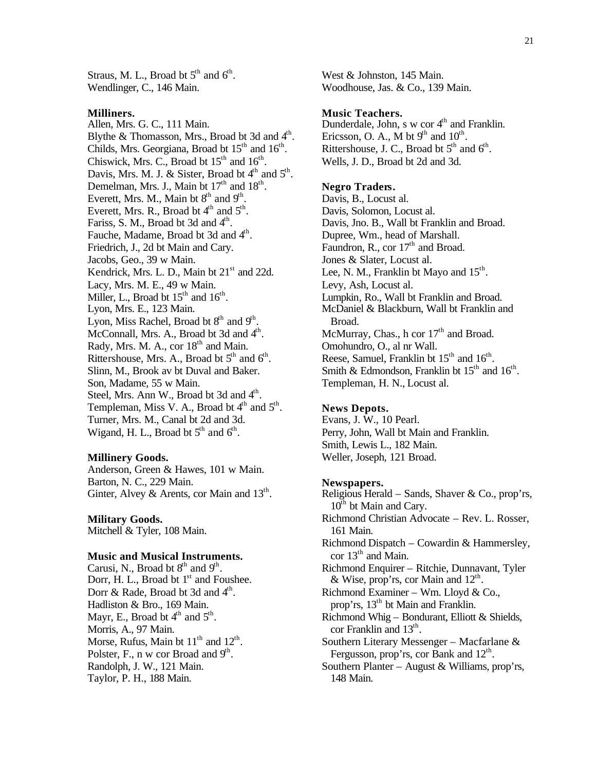Straus, M. L., Broad bt 5th and 6th.
Wendlinger, C., 146 Main.

**Milliners.**

Allen, Mrs. G. C., 111 Main.
Blythe & Thomasson, Mrs., Broad bt 3d and 4th.
Childs, Mrs. Georgiana, Broad bt 15th and 16th.
Chiswick, Mrs. C., Broad bt 15th and 16th.
Davis, Mrs. M. J. & Sister, Broad bt 4th and 5th.
Demelman, Mrs. J., Main bt 17th and 18th.
Everett, Mrs. M., Main bt 8th and 9th.
Everett, Mrs. R., Broad bt 4th and 5th.
Fariss, S. M., Broad bt 3d and 4th.
Fauche, Madame, Broad bt 3d and 4th.
Friedrich, J., 2d bt Main and Cary.
Jacobs, Geo., 39 w Main.
Kendrick, Mrs. L. D., Main bt 21st and 22d.
Lacy, Mrs. M. E., 49 w Main.
Miller, L., Broad bt 15th and 16th.
Lyon, Mrs. E., 123 Main.
Lyon, Miss Rachel, Broad bt 8th and 9th.
McConnall, Mrs. A., Broad bt 3d and 4th.
Rady, Mrs. M. A., cor 18th and Main.
Rittershouse, Mrs. A., Broad bt 5th and 6th.
Slinn, M., Brook av bt Duval and Baker.
Son, Madame, 55 w Main.
Steel, Mrs. Ann W., Broad bt 3d and 4th.
Templeman, Miss V. A., Broad bt 4th and 5th.
Turner, Mrs. M., Canal bt 2d and 3d.
Wigand, H. L., Broad bt 5th and 6th.

**Millinery Goods.**

Anderson, Green & Hawes, 101 w Main.
Barton, N. C., 229 Main.
Ginter, Alvey & Arents, cor Main and 13th.

**Military Goods.**

Mitchell & Tyler, 108 Main.

**Music and Musical Instruments.**

Carusi, N., Broad bt 8th and 9th.
Dorr, H. L., Broad bt 1st and Foushee.
Dorr & Rade, Broad bt 3d and 4th.
Hadliston & Bro., 169 Main.
Mayr, E., Broad bt 4th and 5th.
Morris, A., 97 Main.
Morse, Rufus, Main bt 11th and 12th.
Polster, F., n w cor Broad and 9th.
Randolph, J. W., 121 Main.
Taylor, P. H., 188 Main.
West & Johnston, 145 Main.
Woodhouse, Jas. & Co., 139 Main.

**Music Teachers.**

Dunderdale, John, s w cor 4th and Franklin.
Ericsson, O. A., M bt 9th and 10th.
Rittershouse, J. C., Broad bt 5th and 6th.
Wells, J. D., Broad bt 2d and 3d.

**Negro Traders.**

Davis, B., Locust al.
Davis, Solomon, Locust al.
Davis, Jno. B., Wall bt Franklin and Broad.
Dupree, Wm., head of Marshall.
Faundron, R., cor 17th and Broad.
Jones & Slater, Locust al.
Lee, N. M., Franklin bt Mayo and 15th.
Levy, Ash, Locust al.
Lumpkin, Ro., Wall bt Franklin and Broad.
McDaniel & Blackburn, Wall bt Franklin and Broad.
McMurray, Chas., h cor 17th and Broad.
Omohundro, O., al nr Wall.
Reese, Samuel, Franklin bt 15th and 16th.
Smith & Edmondson, Franklin bt 15th and 16th.
Templeman, H. N., Locust al.

**News Depots.**

Evans, J. W., 10 Pearl.
Perry, John, Wall bt Main and Franklin.
Smith, Lewis L., 182 Main.
Weller, Joseph, 121 Broad.

**Newspapers.**

Religious Herald – Sands, Shaver & Co., prop'rs, 10th bt Main and Cary.
Richmond Christian Advocate – Rev. L. Rosser, 161 Main.
Richmond Dispatch – Cowardin & Hammersley, cor 13th and Main.
Richmond Enquirer – Ritchie, Dunnavant, Tyler & Wise, prop'rs, cor Main and 12th.
Richmond Examiner – Wm. Lloyd & Co., prop'rs, 13th bt Main and Franklin.
Richmond Whig – Bondurant, Elliott & Shields, cor Franklin and 13th.
Southern Literary Messenger – Macfarlane & Fergusson, prop'rs, cor Bank and 12th.
Southern Planter – August & Williams, prop'rs, 148 Main.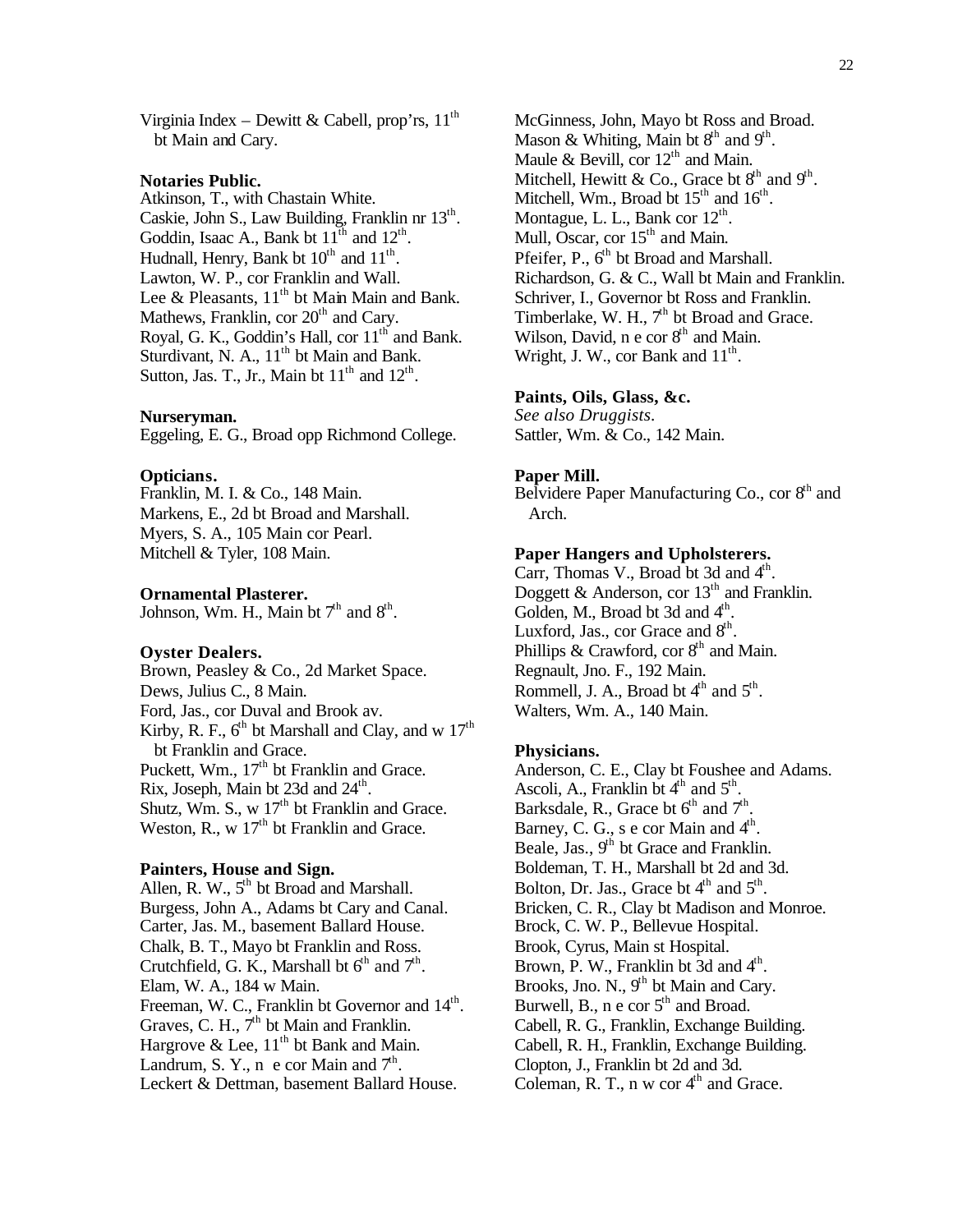Virginia Index – Dewitt & Cabell, prop'rs, 11th bt Main and Cary.

**Notaries Public.**

Atkinson, T., with Chastain White.
Caskie, John S., Law Building, Franklin nr 13th.
Goddin, Isaac A., Bank bt 11th and 12th.
Hudnall, Henry, Bank bt 10th and 11th.
Lawton, W. P., cor Franklin and Wall.
Lee & Pleasants, 11th bt Main Main and Bank.
Mathews, Franklin, cor 20th and Cary.
Royal, G. K., Goddin's Hall, cor 11th and Bank.
Sturdivant, N. A., 11th bt Main and Bank.
Sutton, Jas. T., Jr., Main bt 11th and 12th.

**Nurseryman.**

Eggeling, E. G., Broad opp Richmond College.

**Opticians.**

Franklin, M. I. & Co., 148 Main.
Markens, E., 2d bt Broad and Marshall.
Myers, S. A., 105 Main cor Pearl.
Mitchell & Tyler, 108 Main.

**Ornamental Plasterer.**

Johnson, Wm. H., Main bt 7th and 8th.

**Oyster Dealers.**

Brown, Peasley & Co., 2d Market Space.
Dews, Julius C., 8 Main.
Ford, Jas., cor Duval and Brook av.
Kirby, R. F., 6th bt Marshall and Clay, and w 17th bt Franklin and Grace.
Puckett, Wm., 17th bt Franklin and Grace.
Rix, Joseph, Main bt 23d and 24th.
Shutz, Wm. S., w 17th bt Franklin and Grace.
Weston, R., w 17th bt Franklin and Grace.

**Painters, House and Sign.**

Allen, R. W., 5th bt Broad and Marshall.
Burgess, John A., Adams bt Cary and Canal.
Carter, Jas. M., basement Ballard House.
Chalk, B. T., Mayo bt Franklin and Ross.
Crutchfield, G. K., Marshall bt 6th and 7th.
Elam, W. A., 184 w Main.
Freeman, W. C., Franklin bt Governor and 14th.
Graves, C. H., 7th bt Main and Franklin.
Hargrove & Lee, 11th bt Bank and Main.
Landrum, S. Y., n e cor Main and 7th.
Leckert & Dettman, basement Ballard House.
McGinness, John, Mayo bt Ross and Broad.
Mason & Whiting, Main bt 8th and 9th.
Maule & Bevill, cor 12th and Main.
Mitchell, Hewitt & Co., Grace bt 8th and 9th.
Mitchell, Wm., Broad bt 15th and 16th.
Montague, L. L., Bank cor 12th.
Mull, Oscar, cor 15th and Main.
Pfeifer, P., 6th bt Broad and Marshall.
Richardson, G. & C., Wall bt Main and Franklin.
Schriver, I., Governor bt Ross and Franklin.
Timberlake, W. H., 7th bt Broad and Grace.
Wilson, David, n e cor 8th and Main.
Wright, J. W., cor Bank and 11th.

**Paints, Oils, Glass, &c.**

*See also Druggists.*
Sattler, Wm. & Co., 142 Main.

**Paper Mill.**

Belvidere Paper Manufacturing Co., cor 8th and Arch.

**Paper Hangers and Upholsterers.**

Carr, Thomas V., Broad bt 3d and 4th.
Doggett & Anderson, cor 13th and Franklin.
Golden, M., Broad bt 3d and 4th.
Luxford, Jas., cor Grace and 8th.
Phillips & Crawford, cor 8th and Main.
Regnault, Jno. F., 192 Main.
Rommell, J. A., Broad bt 4th and 5th.
Walters, Wm. A., 140 Main.

**Physicians.**

Anderson, C. E., Clay bt Foushee and Adams.
Ascoli, A., Franklin bt 4th and 5th.
Barksdale, R., Grace bt 6th and 7th.
Barney, C. G., s e cor Main and 4th.
Beale, Jas., 9th bt Grace and Franklin.
Boldeman, T. H., Marshall bt 2d and 3d.
Bolton, Dr. Jas., Grace bt 4th and 5th.
Bricken, C. R., Clay bt Madison and Monroe.
Brock, C. W. P., Bellevue Hospital.
Brook, Cyrus, Main st Hospital.
Brown, P. W., Franklin bt 3d and 4th.
Brooks, Jno. N., 9th bt Main and Cary.
Burwell, B., n e cor 5th and Broad.
Cabell, R. G., Franklin, Exchange Building.
Cabell, R. H., Franklin, Exchange Building.
Clopton, J., Franklin bt 2d and 3d.
Coleman, R. T., n w cor 4th and Grace.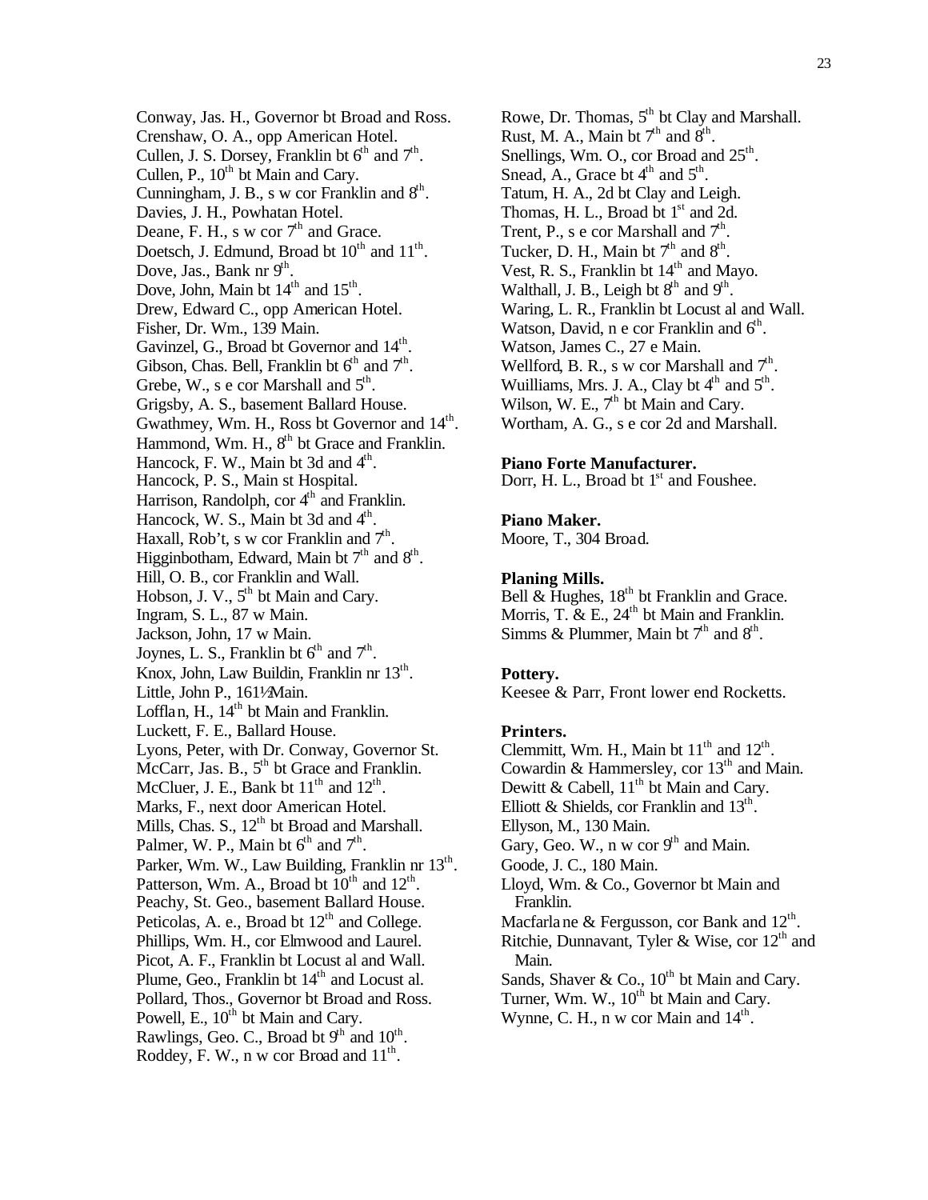Conway, Jas. H., Governor bt Broad and Ross.
Crenshaw, O. A., opp American Hotel.
Cullen, J. S. Dorsey, Franklin bt 6th and 7th.
Cullen, P., 10th bt Main and Cary.
Cunningham, J. B., s w cor Franklin and 8th.
Davies, J. H., Powhatan Hotel.
Deane, F. H., s w cor 7th and Grace.
Doetsch, J. Edmund, Broad bt 10th and 11th.
Dove, Jas., Bank nr 9th.
Dove, John, Main bt 14th and 15th.
Drew, Edward C., opp American Hotel.
Fisher, Dr. Wm., 139 Main.
Gavinzel, G., Broad bt Governor and 14th.
Gibson, Chas. Bell, Franklin bt 6th and 7th.
Grebe, W., s e cor Marshall and 5th.
Grigsby, A. S., basement Ballard House.
Gwathmey, Wm. H., Ross bt Governor and 14th.
Hammond, Wm. H., 8th bt Grace and Franklin.
Hancock, F. W., Main bt 3d and 4th.
Hancock, P. S., Main st Hospital.
Harrison, Randolph, cor 4th and Franklin.
Hancock, W. S., Main bt 3d and 4th.
Haxall, Rob't, s w cor Franklin and 7th.
Higginbotham, Edward, Main bt 7th and 8th.
Hill, O. B., cor Franklin and Wall.
Hobson, J. V., 5th bt Main and Cary.
Ingram, S. L., 87 w Main.
Jackson, John, 17 w Main.
Joynes, L. S., Franklin bt 6th and 7th.
Knox, John, Law Buildin, Franklin nr 13th.
Little, John P., 161½ Main.
Lofflan, H., 14th bt Main and Franklin.
Luckett, F. E., Ballard House.
Lyons, Peter, with Dr. Conway, Governor St.
McCarr, Jas. B., 5th bt Grace and Franklin.
McCluer, J. E., Bank bt 11th and 12th.
Marks, F., next door American Hotel.
Mills, Chas. S., 12th bt Broad and Marshall.
Palmer, W. P., Main bt 6th and 7th.
Parker, Wm. W., Law Building, Franklin nr 13th.
Patterson, Wm. A., Broad bt 10th and 12th.
Peachy, St. Geo., basement Ballard House.
Peticolas, A. e., Broad bt 12th and College.
Phillips, Wm. H., cor Elmwood and Laurel.
Picot, A. F., Franklin bt Locust al and Wall.
Plume, Geo., Franklin bt 14th and Locust al.
Pollard, Thos., Governor bt Broad and Ross.
Powell, E., 10th bt Main and Cary.
Rawlings, Geo. C., Broad bt 9th and 10th.
Roddey, F. W., n w cor Broad and 11th.
Rowe, Dr. Thomas, 5th bt Clay and Marshall.
Rust, M. A., Main bt 7th and 8th.
Snellings, Wm. O., cor Broad and 25th.
Snead, A., Grace bt 4th and 5th.
Tatum, H. A., 2d bt Clay and Leigh.
Thomas, H. L., Broad bt 1st and 2d.
Trent, P., s e cor Marshall and 7th.
Tucker, D. H., Main bt 7th and 8th.
Vest, R. S., Franklin bt 14th and Mayo.
Walthall, J. B., Leigh bt 8th and 9th.
Waring, L. R., Franklin bt Locust al and Wall.
Watson, David, n e cor Franklin and 6th.
Watson, James C., 27 e Main.
Wellford, B. R., s w cor Marshall and 7th.
Wuilliams, Mrs. J. A., Clay bt 4th and 5th.
Wilson, W. E., 7th bt Main and Cary.
Wortham, A. G., s e cor 2d and Marshall.

**Piano Forte Manufacturer.**
Dorr, H. L., Broad bt 1st and Foushee.

**Piano Maker.**
Moore, T., 304 Broad.

**Planing Mills.**
Bell & Hughes, 18th bt Franklin and Grace.
Morris, T. & E., 24th bt Main and Franklin.
Simms & Plummer, Main bt 7th and 8th.

**Pottery.**
Keesee & Parr, Front lower end Rocketts.

**Printers.**
Clemmitt, Wm. H., Main bt 11th and 12th.
Cowardin & Hammersley, cor 13th and Main.
Dewitt & Cabell, 11th bt Main and Cary.
Elliott & Shields, cor Franklin and 13th.
Ellyson, M., 130 Main.
Gary, Geo. W., n w cor 9th and Main.
Goode, J. C., 180 Main.
Lloyd, Wm. & Co., Governor bt Main and Franklin.
Macfarlane & Fergusson, cor Bank and 12th.
Ritchie, Dunnavant, Tyler & Wise, cor 12th and Main.
Sands, Shaver & Co., 10th bt Main and Cary.
Turner, Wm. W., 10th bt Main and Cary.
Wynne, C. H., n w cor Main and 14th.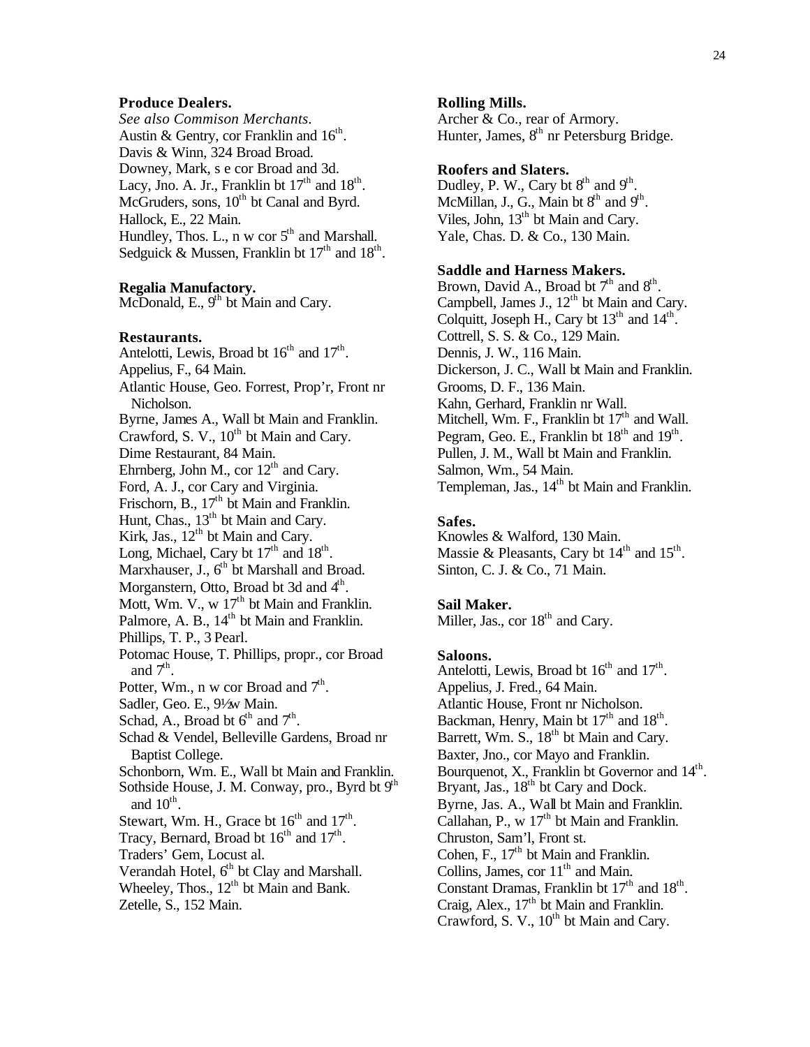### Produce Dealers.

*See also Commison Merchants.*

Austin & Gentry, cor Franklin and 16th.
Davis & Winn, 324 Broad Broad.
Downey, Mark, s e cor Broad and 3d.
Lacy, Jno. A. Jr., Franklin bt 17th and 18th.
McGruders, sons, 10th bt Canal and Byrd.
Hallock, E., 22 Main.
Hundley, Thos. L., n w cor 5th and Marshall.
Sedguick & Mussen, Franklin bt 17th and 18th.

### Regalia Manufactory.

McDonald, E., 9th bt Main and Cary.

### Restaurants.

Antelotti, Lewis, Broad bt 16th and 17th.
Appelius, F., 64 Main.
Atlantic House, Geo. Forrest, Prop'r, Front nr Nicholson.
Byrne, James A., Wall bt Main and Franklin.
Crawford, S. V., 10th bt Main and Cary.
Dime Restaurant, 84 Main.
Ehrnberg, John M., cor 12th and Cary.
Ford, A. J., cor Cary and Virginia.
Frischorn, B., 17th bt Main and Franklin.
Hunt, Chas., 13th bt Main and Cary.
Kirk, Jas., 12th bt Main and Cary.
Long, Michael, Cary bt 17th and 18th.
Marxhauser, J., 6th bt Marshall and Broad.
Morganstern, Otto, Broad bt 3d and 4th.
Mott, Wm. V., w 17th bt Main and Franklin.
Palmore, A. B., 14th bt Main and Franklin.
Phillips, T. P., 3 Pearl.
Potomac House, T. Phillips, propr., cor Broad and 7th.
Potter, Wm., n w cor Broad and 7th.
Sadler, Geo. E., 9½w Main.
Schad, A., Broad bt 6th and 7th.
Schad & Vendel, Belleville Gardens, Broad nr Baptist College.
Schonborn, Wm. E., Wall bt Main and Franklin.
Sothside House, J. M. Conway, pro., Byrd bt 9th and 10th.
Stewart, Wm. H., Grace bt 16th and 17th.
Tracy, Bernard, Broad bt 16th and 17th.
Traders' Gem, Locust al.
Verandah Hotel, 6th bt Clay and Marshall.
Wheeley, Thos., 12th bt Main and Bank.
Zetelle, S., 152 Main.

### Rolling Mills.

Archer & Co., rear of Armory.
Hunter, James, 8th nr Petersburg Bridge.

### Roofers and Slaters.

Dudley, P. W., Cary bt 8th and 9th.
McMillan, J., G., Main bt 8th and 9th.
Viles, John, 13th bt Main and Cary.
Yale, Chas. D. & Co., 130 Main.

### Saddle and Harness Makers.

Brown, David A., Broad bt 7th and 8th.
Campbell, James J., 12th bt Main and Cary.
Colquitt, Joseph H., Cary bt 13th and 14th.
Cottrell, S. S. & Co., 129 Main.
Dennis, J. W., 116 Main.
Dickerson, J. C., Wall bt Main and Franklin.
Grooms, D. F., 136 Main.
Kahn, Gerhard, Franklin nr Wall.
Mitchell, Wm. F., Franklin bt 17th and Wall.
Pegram, Geo. E., Franklin bt 18th and 19th.
Pullen, J. M., Wall bt Main and Franklin.
Salmon, Wm., 54 Main.
Templeman, Jas., 14th bt Main and Franklin.

### Safes.

Knowles & Walford, 130 Main.
Massie & Pleasants, Cary bt 14th and 15th.
Sinton, C. J. & Co., 71 Main.

### Sail Maker.

Miller, Jas., cor 18th and Cary.

### Saloons.

Antelotti, Lewis, Broad bt 16th and 17th.
Appelius, J. Fred., 64 Main.
Atlantic House, Front nr Nicholson.
Backman, Henry, Main bt 17th and 18th.
Barrett, Wm. S., 18th bt Main and Cary.
Baxter, Jno., cor Mayo and Franklin.
Bourquenot, X., Franklin bt Governor and 14th.
Bryant, Jas., 18th bt Cary and Dock.
Byrne, Jas. A., Wall bt Main and Franklin.
Callahan, P., w 17th bt Main and Franklin.
Chruston, Sam'l, Front st.
Cohen, F., 17th bt Main and Franklin.
Collins, James, cor 11th and Main.
Constant Dramas, Franklin bt 17th and 18th.
Craig, Alex., 17th bt Main and Franklin.
Crawford, S. V., 10th bt Main and Cary.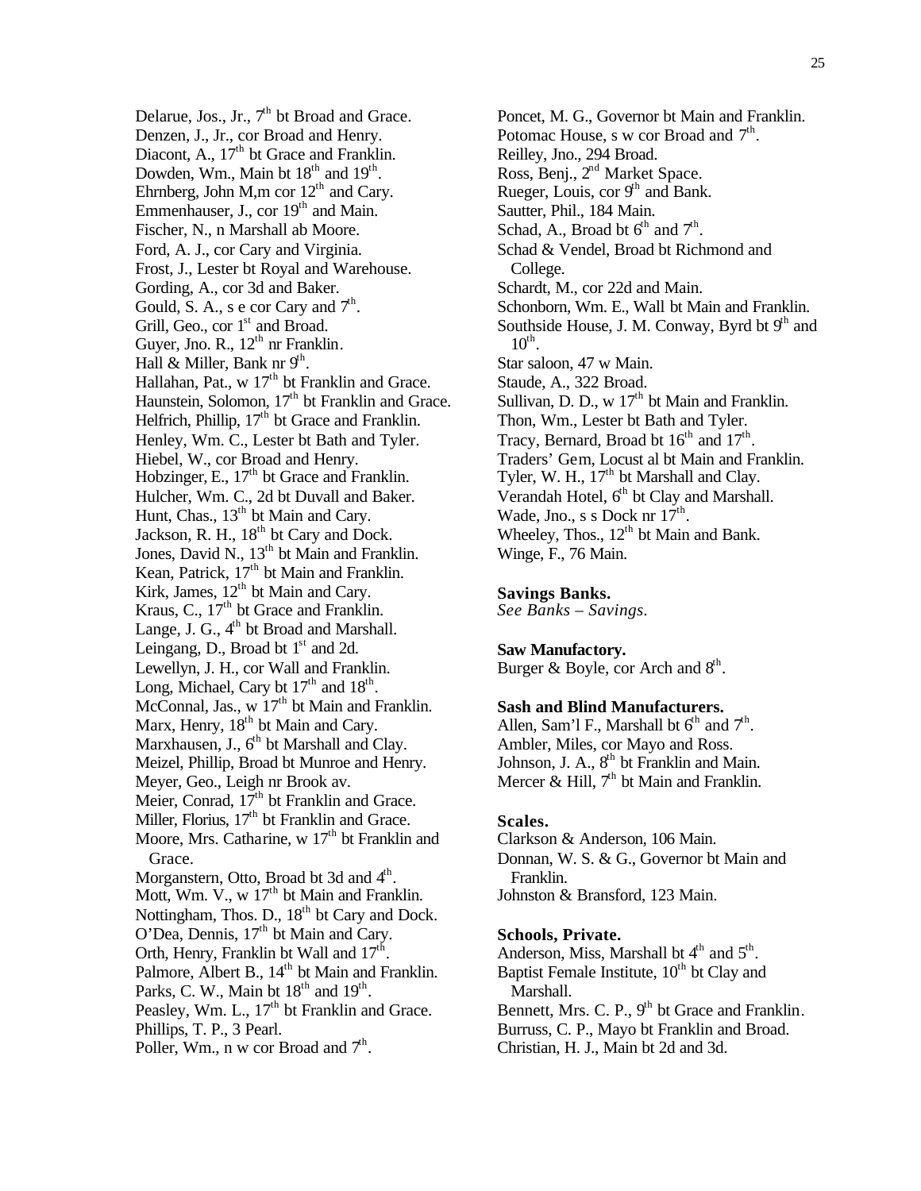Delarue, Jos., Jr., 7th bt Broad and Grace.
Denzen, J., Jr., cor Broad and Henry.
Diacont, A., 17th bt Grace and Franklin.
Dowden, Wm., Main bt 18th and 19th.
Ehrnberg, John M,m cor 12th and Cary.
Emmenhauser, J., cor 19th and Main.
Fischer, N., n Marshall ab Moore.
Ford, A. J., cor Cary and Virginia.
Frost, J., Lester bt Royal and Warehouse.
Gording, A., cor 3d and Baker.
Gould, S. A., s e cor Cary and 7th.
Grill, Geo., cor 1st and Broad.
Guyer, Jno. R., 12th nr Franklin.
Hall & Miller, Bank nr 9th.
Hallahan, Pat., w 17th bt Franklin and Grace.
Haunstein, Solomon, 17th bt Franklin and Grace.
Helfrich, Phillip, 17th bt Grace and Franklin.
Henley, Wm. C., Lester bt Bath and Tyler.
Hiebel, W., cor Broad and Henry.
Hobzinger, E., 17th bt Grace and Franklin.
Hulcher, Wm. C., 2d bt Duvall and Baker.
Hunt, Chas., 13th bt Main and Cary.
Jackson, R. H., 18th bt Cary and Dock.
Jones, David N., 13th bt Main and Franklin.
Kean, Patrick, 17th bt Main and Franklin.
Kirk, James, 12th bt Main and Cary.
Kraus, C., 17th bt Grace and Franklin.
Lange, J. G., 4th bt Broad and Marshall.
Leingang, D., Broad bt 1st and 2d.
Lewellyn, J. H., cor Wall and Franklin.
Long, Michael, Cary bt 17th and 18th.
McConnal, Jas., w 17th bt Main and Franklin.
Marx, Henry, 18th bt Main and Cary.
Marxhausen, J., 6th bt Marshall and Clay.
Meizel, Phillip, Broad bt Munroe and Henry.
Meyer, Geo., Leigh nr Brook av.
Meier, Conrad, 17th bt Franklin and Grace.
Miller, Florius, 17th bt Franklin and Grace.
Moore, Mrs. Catharine, w 17th bt Franklin and Grace.
Morganstern, Otto, Broad bt 3d and 4th.
Mott, Wm. V., w 17th bt Main and Franklin.
Nottingham, Thos. D., 18th bt Cary and Dock.
O'Dea, Dennis, 17th bt Main and Cary.
Orth, Henry, Franklin bt Wall and 17th.
Palmore, Albert B., 14th bt Main and Franklin.
Parks, C. W., Main bt 18th and 19th.
Peasley, Wm. L., 17th bt Franklin and Grace.
Phillips, T. P., 3 Pearl.
Poller, Wm., n w cor Broad and 7th.
Poncet, M. G., Governor bt Main and Franklin.
Potomac House, s w cor Broad and 7th.
Reilley, Jno., 294 Broad.
Ross, Benj., 2nd Market Space.
Rueger, Louis, cor 9th and Bank.
Sautter, Phil., 184 Main.
Schad, A., Broad bt 6th and 7th.
Schad & Vendel, Broad bt Richmond and College.
Schardt, M., cor 22d and Main.
Schonborn, Wm. E., Wall bt Main and Franklin.
Southside House, J. M. Conway, Byrd bt 9th and 10th.
Star saloon, 47 w Main.
Staude, A., 322 Broad.
Sullivan, D. D., w 17th bt Main and Franklin.
Thon, Wm., Lester bt Bath and Tyler.
Tracy, Bernard, Broad bt 16th and 17th.
Traders' Gem, Locust al bt Main and Franklin.
Tyler, W. H., 17th bt Marshall and Clay.
Verandah Hotel, 6th bt Clay and Marshall.
Wade, Jno., s s Dock nr 17th.
Wheeley, Thos., 12th bt Main and Bank.
Winge, F., 76 Main.

**Savings Banks.**
*See Banks – Savings.*

**Saw Manufactory.**
Burger & Boyle, cor Arch and 8th.

**Sash and Blind Manufacturers.**
Allen, Sam'l F., Marshall bt 6th and 7th.
Ambler, Miles, cor Mayo and Ross.
Johnson, J. A., 8th bt Franklin and Main.
Mercer & Hill, 7th bt Main and Franklin.

**Scales.**
Clarkson & Anderson, 106 Main.
Donnan, W. S. & G., Governor bt Main and Franklin.
Johnston & Bransford, 123 Main.

**Schools, Private.**
Anderson, Miss, Marshall bt 4th and 5th.
Baptist Female Institute, 10th bt Clay and Marshall.
Bennett, Mrs. C. P., 9th bt Grace and Franklin.
Burruss, C. P., Mayo bt Franklin and Broad.
Christian, H. J., Main bt 2d and 3d.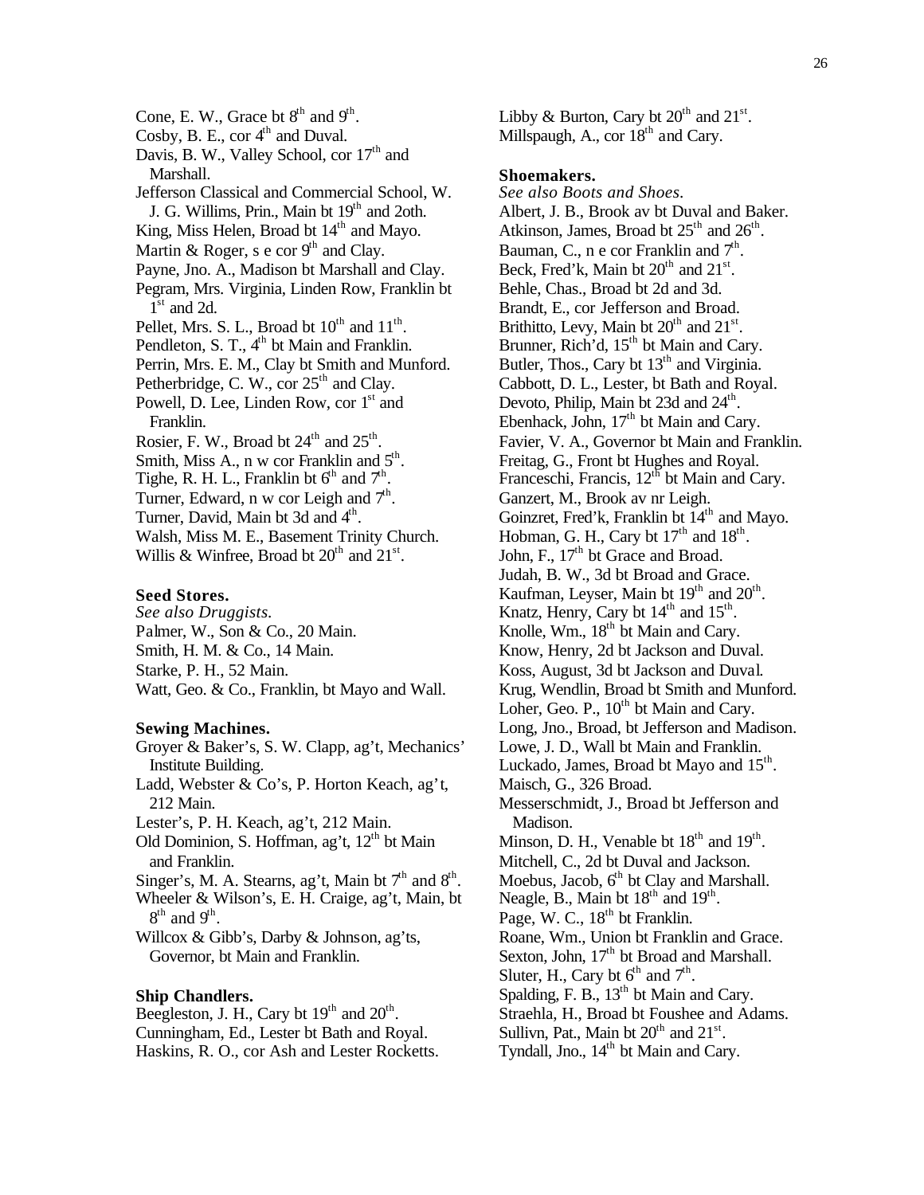Cone, E. W., Grace bt 8th and 9th.
Cosby, B. E., cor 4th and Duval.
Davis, B. W., Valley School, cor 17th and Marshall.
Jefferson Classical and Commercial School, W. J. G. Willims, Prin., Main bt 19th and 2oth.
King, Miss Helen, Broad bt 14th and Mayo.
Martin & Roger, s e cor 9th and Clay.
Payne, Jno. A., Madison bt Marshall and Clay.
Pegram, Mrs. Virginia, Linden Row, Franklin bt 1st and 2d.
Pellet, Mrs. S. L., Broad bt 10th and 11th.
Pendleton, S. T., 4th bt Main and Franklin.
Perrin, Mrs. E. M., Clay bt Smith and Munford.
Petherbridge, C. W., cor 25th and Clay.
Powell, D. Lee, Linden Row, cor 1st and Franklin.
Rosier, F. W., Broad bt 24th and 25th.
Smith, Miss A., n w cor Franklin and 5th.
Tighe, R. H. L., Franklin bt 6th and 7th.
Turner, Edward, n w cor Leigh and 7th.
Turner, David, Main bt 3d and 4th.
Walsh, Miss M. E., Basement Trinity Church.
Willis & Winfree, Broad bt 20th and 21st.

**Seed Stores.**
*See also Druggists.*
Palmer, W., Son & Co., 20 Main.
Smith, H. M. & Co., 14 Main.
Starke, P. H., 52 Main.
Watt, Geo. & Co., Franklin, bt Mayo and Wall.

**Sewing Machines.**
Groyer & Baker's, S. W. Clapp, ag't, Mechanics' Institute Building.
Ladd, Webster & Co's, P. Horton Keach, ag't, 212 Main.
Lester's, P. H. Keach, ag't, 212 Main.
Old Dominion, S. Hoffman, ag't, 12th bt Main and Franklin.
Singer's, M. A. Stearns, ag't, Main bt 7th and 8th.
Wheeler & Wilson's, E. H. Craige, ag't, Main, bt 8th and 9th.
Willcox & Gibb's, Darby & Johnson, ag'ts, Governor, bt Main and Franklin.

**Ship Chandlers.**
Beegleston, J. H., Cary bt 19th and 20th.
Cunningham, Ed., Lester bt Bath and Royal.
Haskins, R. O., cor Ash and Lester Rocketts.
Libby & Burton, Cary bt 20th and 21st.
Millspaugh, A., cor 18th and Cary.

**Shoemakers.**
*See also Boots and Shoes.*
Albert, J. B., Brook av bt Duval and Baker.
Atkinson, James, Broad bt 25th and 26th.
Bauman, C., n e cor Franklin and 7th.
Beck, Fred'k, Main bt 20th and 21st.
Behle, Chas., Broad bt 2d and 3d.
Brandt, E., cor Jefferson and Broad.
Brithitto, Levy, Main bt 20th and 21st.
Brunner, Rich'd, 15th bt Main and Cary.
Butler, Thos., Cary bt 13th and Virginia.
Cabbott, D. L., Lester, bt Bath and Royal.
Devoto, Philip, Main bt 23d and 24th.
Ebenhack, John, 17th bt Main and Cary.
Favier, V. A., Governor bt Main and Franklin.
Freitag, G., Front bt Hughes and Royal.
Franceschi, Francis, 12th bt Main and Cary.
Ganzert, M., Brook av nr Leigh.
Goinzret, Fred'k, Franklin bt 14th and Mayo.
Hobman, G. H., Cary bt 17th and 18th.
John, F., 17th bt Grace and Broad.
Judah, B. W., 3d bt Broad and Grace.
Kaufman, Leyser, Main bt 19th and 20th.
Knatz, Henry, Cary bt 14th and 15th.
Knolle, Wm., 18th bt Main and Cary.
Know, Henry, 2d bt Jackson and Duval.
Koss, August, 3d bt Jackson and Duval.
Krug, Wendlin, Broad bt Smith and Munford.
Loher, Geo. P., 10th bt Main and Cary.
Long, Jno., Broad, bt Jefferson and Madison.
Lowe, J. D., Wall bt Main and Franklin.
Luckado, James, Broad bt Mayo and 15th.
Maisch, G., 326 Broad.
Messerschmidt, J., Broad bt Jefferson and Madison.
Minson, D. H., Venable bt 18th and 19th.
Mitchell, C., 2d bt Duval and Jackson.
Moebus, Jacob, 6th bt Clay and Marshall.
Neagle, B., Main bt 18th and 19th.
Page, W. C., 18th bt Franklin.
Roane, Wm., Union bt Franklin and Grace.
Sexton, John, 17th bt Broad and Marshall.
Sluter, H., Cary bt 6th and 7th.
Spalding, F. B., 13th bt Main and Cary.
Straehla, H., Broad bt Foushee and Adams.
Sullivn, Pat., Main bt 20th and 21st.
Tyndall, Jno., 14th bt Main and Cary.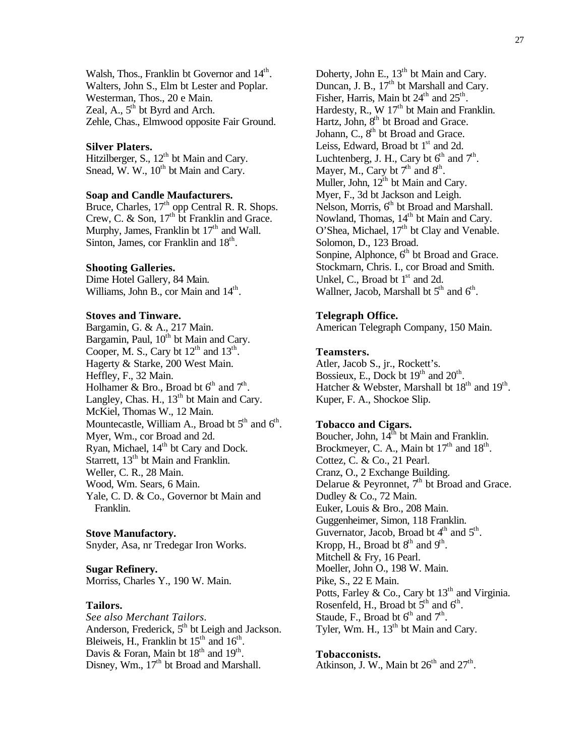Walsh, Thos., Franklin bt Governor and 14th.
Walters, John S., Elm bt Lester and Poplar.
Westerman, Thos., 20 e Main.
Zeal, A., 5th bt Byrd and Arch.
Zehle, Chas., Elmwood opposite Fair Ground.

**Silver Platers.**
Hitzilberger, S., 12th bt Main and Cary.
Snead, W. W., 10th bt Main and Cary.

**Soap and Candle Maufacturers.**
Bruce, Charles, 17th opp Central R. R. Shops.
Crew, C. & Son, 17th bt Franklin and Grace.
Murphy, James, Franklin bt 17th and Wall.
Sinton, James, cor Franklin and 18th.

**Shooting Galleries.**
Dime Hotel Gallery, 84 Main.
Williams, John B., cor Main and 14th.

**Stoves and Tinware.**
Bargamin, G. & A., 217 Main.
Bargamin, Paul, 10th bt Main and Cary.
Cooper, M. S., Cary bt 12th and 13th.
Hagerty & Starke, 200 West Main.
Heffley, F., 32 Main.
Holhamer & Bro., Broad bt 6th and 7th.
Langley, Chas. H., 13th bt Main and Cary.
McKiel, Thomas W., 12 Main.
Mountecastle, William A., Broad bt 5th and 6th.
Myer, Wm., cor Broad and 2d.
Ryan, Michael, 14th bt Cary and Dock.
Starrett, 13th bt Main and Franklin.
Weller, C. R., 28 Main.
Wood, Wm. Sears, 6 Main.
Yale, C. D. & Co., Governor bt Main and Franklin.

**Stove Manufactory.**
Snyder, Asa, nr Tredegar Iron Works.

**Sugar Refinery.**
Morriss, Charles Y., 190 W. Main.

**Tailors.**
*See also Merchant Tailors.*
Anderson, Frederick, 5th bt Leigh and Jackson.
Bleiweis, H., Franklin bt 15th and 16th.
Davis & Foran, Main bt 18th and 19th.
Disney, Wm., 17th bt Broad and Marshall.
Doherty, John E., 13th bt Main and Cary.
Duncan, J. B., 17th bt Marshall and Cary.
Fisher, Harris, Main bt 24th and 25th.
Hardesty, R., W 17th bt Main and Franklin.
Hartz, John, 8th bt Broad and Grace.
Johann, C., 8th bt Broad and Grace.
Leiss, Edward, Broad bt 1st and 2d.
Luchtenberg, J. H., Cary bt 6th and 7th.
Mayer, M., Cary bt 7th and 8th.
Muller, John, 12th bt Main and Cary.
Myer, F., 3d bt Jackson and Leigh.
Nelson, Morris, 6th bt Broad and Marshall.
Nowland, Thomas, 14th bt Main and Cary.
O'Shea, Michael, 17th bt Clay and Venable.
Solomon, D., 123 Broad.
Sonpine, Alphonce, 6th bt Broad and Grace.
Stockmarn, Chris. I., cor Broad and Smith.
Unkel, C., Broad bt 1st and 2d.
Wallner, Jacob, Marshall bt 5th and 6th.

**Telegraph Office.**
American Telegraph Company, 150 Main.

**Teamsters.**
Atler, Jacob S., jr., Rockett's.
Bossieux, E., Dock bt 19th and 20th.
Hatcher & Webster, Marshall bt 18th and 19th.
Kuper, F. A., Shockoe Slip.

**Tobacco and Cigars.**
Boucher, John, 14th bt Main and Franklin.
Brockmeyer, C. A., Main bt 17th and 18th.
Cottez, C. & Co., 21 Pearl.
Cranz, O., 2 Exchange Building.
Delarue & Peyronnet, 7th bt Broad and Grace.
Dudley & Co., 72 Main.
Euker, Louis & Bro., 208 Main.
Guggenheimer, Simon, 118 Franklin.
Guvernator, Jacob, Broad bt 4th and 5th.
Kropp, H., Broad bt 8th and 9th.
Mitchell & Fry, 16 Pearl.
Moeller, John O., 198 W. Main.
Pike, S., 22 E Main.
Potts, Farley & Co., Cary bt 13th and Virginia.
Rosenfeld, H., Broad bt 5th and 6th.
Staude, F., Broad bt 6th and 7th.
Tyler, Wm. H., 13th bt Main and Cary.

**Tobacconists.**
Atkinson, J. W., Main bt 26th and 27th.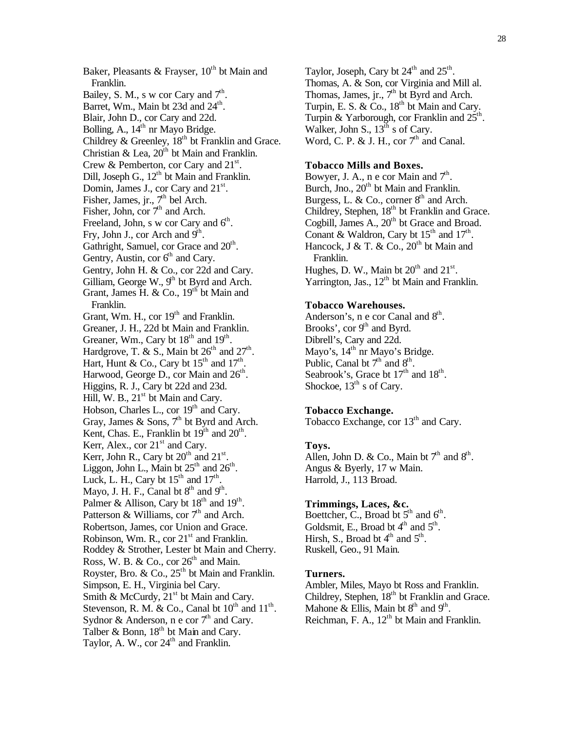Baker, Pleasants & Frayser, 10th bt Main and Franklin.
Bailey, S. M., s w cor Cary and 7th.
Barret, Wm., Main bt 23d and 24th.
Blair, John D., cor Cary and 22d.
Bolling, A., 14th nr Mayo Bridge.
Childrey & Greenley, 18th bt Franklin and Grace.
Christian & Lea, 20th bt Main and Franklin.
Crew & Pemberton, cor Cary and 21st.
Dill, Joseph G., 12th bt Main and Franklin.
Domin, James J., cor Cary and 21st.
Fisher, James, jr., 7th bel Arch.
Fisher, John, cor 7th and Arch.
Freeland, John, s w cor Cary and 6th.
Fry, John J., cor Arch and 9th.
Gathright, Samuel, cor Grace and 20th.
Gentry, Austin, cor 6th and Cary.
Gentry, John H. & Co., cor 22d and Cary.
Gilliam, George W., 9th bt Byrd and Arch.
Grant, James H. & Co., 19th bt Main and Franklin.
Grant, Wm. H., cor 19th and Franklin.
Greaner, J. H., 22d bt Main and Franklin.
Greaner, Wm., Cary bt 18th and 19th.
Hardgrove, T. & S., Main bt 26th and 27th.
Hart, Hunt & Co., Cary bt 15th and 17th.
Harwood, George D., cor Main and 26th.
Higgins, R. J., Cary bt 22d and 23d.
Hill, W. B., 21st bt Main and Cary.
Hobson, Charles L., cor 19th and Cary.
Gray, James & Sons, 7th bt Byrd and Arch.
Kent, Chas. E., Franklin bt 19th and 20th.
Kerr, Alex., cor 21st and Cary.
Kerr, John R., Cary bt 20th and 21st.
Liggon, John L., Main bt 25th and 26th.
Luck, L. H., Cary bt 15th and 17th.
Mayo, J. H. F., Canal bt 8th and 9th.
Palmer & Allison, Cary bt 18th and 19th.
Patterson & Williams, cor 7th and Arch.
Robertson, James, cor Union and Grace.
Robinson, Wm. R., cor 21st and Franklin.
Roddey & Strother, Lester bt Main and Cherry.
Ross, W. B. & Co., cor 26th and Main.
Royster, Bro. & Co., 25th bt Main and Franklin.
Simpson, E. H., Virginia bel Cary.
Smith & McCurdy, 21st bt Main and Cary.
Stevenson, R. M. & Co., Canal bt 10th and 11th.
Sydnor & Anderson, n e cor 7th and Cary.
Talber & Bonn, 18th bt Main and Cary.
Taylor, A. W., cor 24th and Franklin.
Taylor, Joseph, Cary bt 24th and 25th.
Thomas, A. & Son, cor Virginia and Mill al.
Thomas, James, jr., 7th bt Byrd and Arch.
Turpin, E. S. & Co., 18th bt Main and Cary.
Turpin & Yarborough, cor Franklin and 25th.
Walker, John S., 13th s of Cary.
Word, C. P. & J. H., cor 7th and Canal.

**Tobacco Mills and Boxes.**

Bowyer, J. A., n e cor Main and 7th.
Burch, Jno., 20th bt Main and Franklin.
Burgess, L. & Co., corner 8th and Arch.
Childrey, Stephen, 18th bt Franklin and Grace.
Cogbill, James A., 20th bt Grace and Broad.
Conant & Waldron, Cary bt 15th and 17th.
Hancock, J & T. & Co., 20th bt Main and Franklin.
Hughes, D. W., Main bt 20th and 21st.
Yarrington, Jas., 12th bt Main and Franklin.

**Tobacco Warehouses.**

Anderson's, n e cor Canal and 8th.
Brooks', cor 9th and Byrd.
Dibrell's, Cary and 22d.
Mayo's, 14th nr Mayo's Bridge.
Public, Canal bt 7th and 8th.
Seabrook's, Grace bt 17th and 18th.
Shockoe, 13th s of Cary.

**Tobacco Exchange.**

Tobacco Exchange, cor 13th and Cary.

**Toys.**

Allen, John D. & Co., Main bt 7th and 8th.
Angus & Byerly, 17 w Main.
Harrold, J., 113 Broad.

**Trimmings, Laces, &c.**

Boettcher, C., Broad bt 5th and 6th.
Goldsmit, E., Broad bt 4th and 5th.
Hirsh, S., Broad bt 4th and 5th.
Ruskell, Geo., 91 Main.

**Turners.**

Ambler, Miles, Mayo bt Ross and Franklin.
Childrey, Stephen, 18th bt Franklin and Grace.
Mahone & Ellis, Main bt 8th and 9th.
Reichman, F. A., 12th bt Main and Franklin.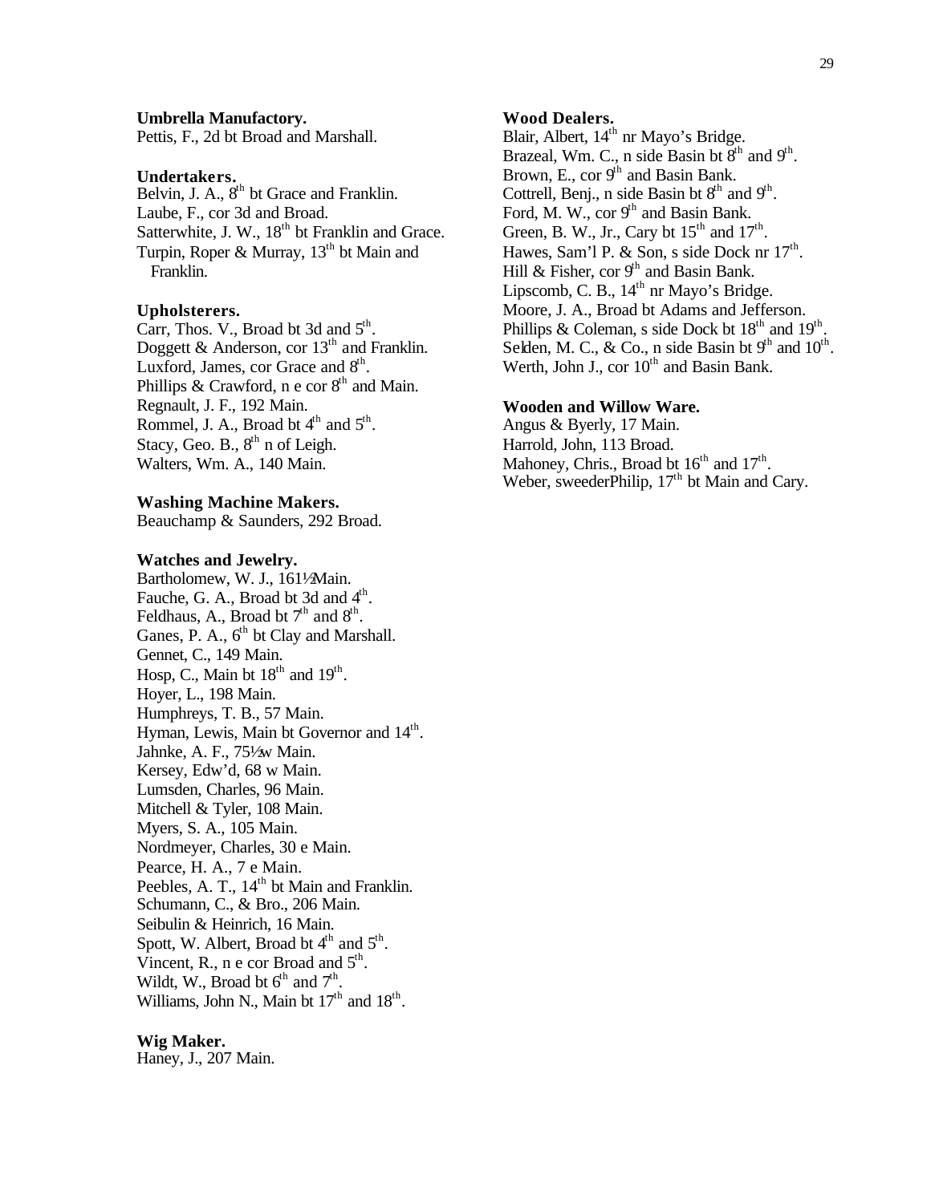**Umbrella Manufactory.**
Pettis, F., 2d bt Broad and Marshall.

**Undertakers.**
Belvin, J. A., 8th bt Grace and Franklin.
Laube, F., cor 3d and Broad.
Satterwhite, J. W., 18th bt Franklin and Grace.
Turpin, Roper & Murray, 13th bt Main and Franklin.

**Upholsterers.**
Carr, Thos. V., Broad bt 3d and 5th.
Doggett & Anderson, cor 13th and Franklin.
Luxford, James, cor Grace and 8th.
Phillips & Crawford, n e cor 8th and Main.
Regnault, J. F., 192 Main.
Rommel, J. A., Broad bt 4th and 5th.
Stacy, Geo. B., 8th n of Leigh.
Walters, Wm. A., 140 Main.

**Washing Machine Makers.**
Beauchamp & Saunders, 292 Broad.

**Watches and Jewelry.**
Bartholomew, W. J., 161½ Main.
Fauche, G. A., Broad bt 3d and 4th.
Feldhaus, A., Broad bt 7th and 8th.
Ganes, P. A., 6th bt Clay and Marshall.
Gennet, C., 149 Main.
Hosp, C., Main bt 18th and 19th.
Hoyer, L., 198 Main.
Humphreys, T. B., 57 Main.
Hyman, Lewis, Main bt Governor and 14th.
Jahnke, A. F., 75½ w Main.
Kersey, Edw'd, 68 w Main.
Lumsden, Charles, 96 Main.
Mitchell & Tyler, 108 Main.
Myers, S. A., 105 Main.
Nordmeyer, Charles, 30 e Main.
Pearce, H. A., 7 e Main.
Peebles, A. T., 14th bt Main and Franklin.
Schumann, C., & Bro., 206 Main.
Seibulin & Heinrich, 16 Main.
Spott, W. Albert, Broad bt 4th and 5th.
Vincent, R., n e cor Broad and 5th.
Wildt, W., Broad bt 6th and 7th.
Williams, John N., Main bt 17th and 18th.

**Wig Maker.**
Haney, J., 207 Main.

**Wood Dealers.**
Blair, Albert, 14th nr Mayo's Bridge.
Brazeal, Wm. C., n side Basin bt 8th and 9th.
Brown, E., cor 9th and Basin Bank.
Cottrell, Benj., n side Basin bt 8th and 9th.
Ford, M. W., cor 9th and Basin Bank.
Green, B. W., Jr., Cary bt 15th and 17th.
Hawes, Sam'l P. & Son, s side Dock nr 17th.
Hill & Fisher, cor 9th and Basin Bank.
Lipscomb, C. B., 14th nr Mayo's Bridge.
Moore, J. A., Broad bt Adams and Jefferson.
Phillips & Coleman, s side Dock bt 18th and 19th.
Selden, M. C., & Co., n side Basin bt 9th and 10th.
Werth, John J., cor 10th and Basin Bank.

**Wooden and Willow Ware.**
Angus & Byerly, 17 Main.
Harrold, John, 113 Broad.
Mahoney, Chris., Broad bt 16th and 17th.
Weber, sweederPhilip, 17th bt Main and Cary.